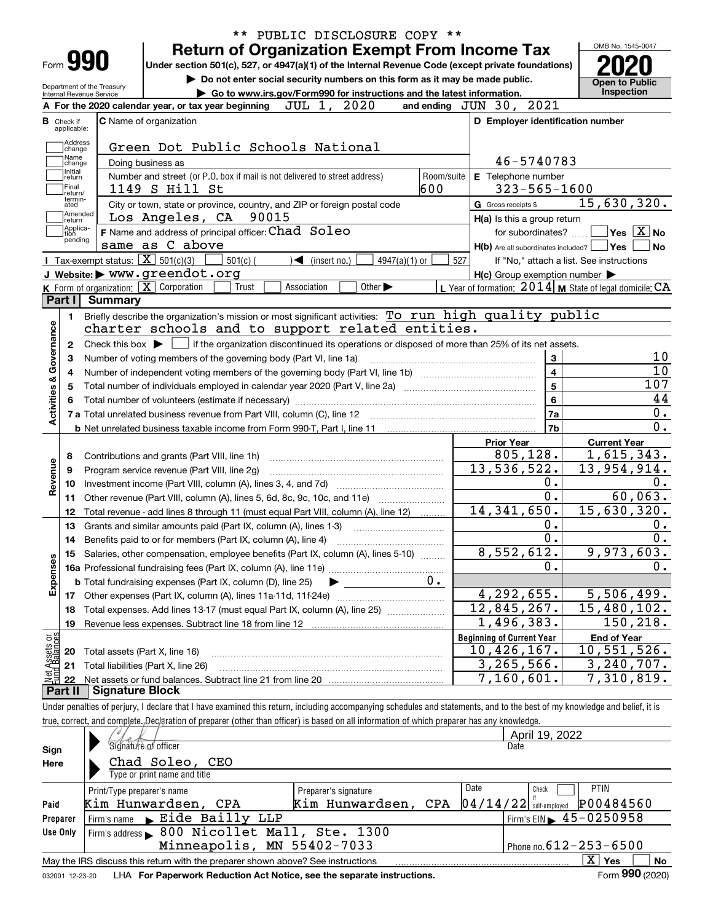\*\* PUBLIC DISCLOSURE COPY \*\*

# Form 990 — Return of Organization Exempt From Income Tax

Under section 501(c), 527, or 4947(a)(1) of the Internal Revenue Code (except private foundations)

▶ Do not enter social security numbers on this form as it may be made public.

▶ Go to www.irs.gov/Form990 for instructions and the latest information.

Department of the Treasury
Internal Revenue Service

OMB No. 1545-0047

**2020**

**Open to Public Inspection**

**A** For the 2020 calendar year, or tax year beginning JUL 1, 2020 and ending JUN 30, 2021

**B** Check if applicable: Address change, Name change, Initial return, Final return/terminated, Amended return, Application pending

**C** Name of organization: Green Dot Public Schools National

Doing business as

Number and street (or P.O. box if mail is not delivered to street address): 1149 S Hill St — Room/suite: 600

City or town, state or province, country, and ZIP or foreign postal code: Los Angeles, CA 90015

**D** Employer identification number: 46-5740783

**E** Telephone number: 323-565-1600

**G** Gross receipts $ 15,630,320.

**F** Name and address of principal officer: Chad Soleo, same as C above

**H(a)** Is this a group return for subordinates? ☐ Yes ☒ No

**H(b)** Are all subordinates included? ☐ Yes ☐ No — If "No," attach a list. See instructions

**H(c)** Group exemption number ▶

**I** Tax-exempt status: ☒ 501(c)(3) ☐ 501(c) ( ) ◀ (insert no.) ☐ 4947(a)(1) or ☐ 527

**J** Website: ▶ www.greendot.org

**K** Form of organization: ☒ Corporation ☐ Trust ☐ Association ☐ Other ▶

**L** Year of formation: 2014 **M** State of legal domicile: CA

## Part I Summary

**Activities & Governance**

1. Briefly describe the organization's mission or most significant activities: To run high quality public charter schools and to support related entities.
2. Check this box ▶ ☐ if the organization discontinued its operations or disposed of more than 25% of its net assets.

| | | Line | Value |
|---|---|---|---|
| 3 | Number of voting members of the governing body (Part VI, line 1a) | 3 | 10 |
| 4 | Number of independent voting members of the governing body (Part VI, line 1b) | 4 | 10 |
| 5 | Total number of individuals employed in calendar year 2020 (Part V, line 2a) | 5 | 107 |
| 6 | Total number of volunteers (estimate if necessary) | 6 | 44 |
| 7a | Total unrelated business revenue from Part VIII, column (C), line 12 | 7a | 0. |
| b | Net unrelated business taxable income from Form 990-T, Part I, line 11 | 7b | 0. |

**Revenue**

| | | Prior Year | Current Year |
|---|---|---|---|
| 8 | Contributions and grants (Part VIII, line 1h) | 805,128. | 1,615,343. |
| 9 | Program service revenue (Part VIII, line 2g) | 13,536,522. | 13,954,914. |
| 10 | Investment income (Part VIII, column (A), lines 3, 4, and 7d) | 0. | 0. |
| 11 | Other revenue (Part VIII, column (A), lines 5, 6d, 8c, 9c, 10c, and 11e) | 0. | 60,063. |
| 12 | Total revenue - add lines 8 through 11 (must equal Part VIII, column (A), line 12) | 14,341,650. | 15,630,320. |

**Expenses**

| | | Prior Year | Current Year |
|---|---|---|---|
| 13 | Grants and similar amounts paid (Part IX, column (A), lines 1-3) | 0. | 0. |
| 14 | Benefits paid to or for members (Part IX, column (A), line 4) | 0. | 0. |
| 15 | Salaries, other compensation, employee benefits (Part IX, column (A), lines 5-10) | 8,552,612. | 9,973,603. |
| 16a | Professional fundraising fees (Part IX, column (A), line 11e) | 0. | 0. |
| b | Total fundraising expenses (Part IX, column (D), line 25) ▶ 0. | | |
| 17 | Other expenses (Part IX, column (A), lines 11a-11d, 11f-24e) | 4,292,655. | 5,506,499. |
| 18 | Total expenses. Add lines 13-17 (must equal Part IX, column (A), line 25) | 12,845,267. | 15,480,102. |
| 19 | Revenue less expenses. Subtract line 18 from line 12 | 1,496,383. | 150,218. |

**Net Assets or Fund Balances**

| | | Beginning of Current Year | End of Year |
|---|---|---|---|
| 20 | Total assets (Part X, line 16) | 10,426,167. | 10,551,526. |
| 21 | Total liabilities (Part X, line 26) | 3,265,566. | 3,240,707. |
| 22 | Net assets or fund balances. Subtract line 21 from line 20 | 7,160,601. | 7,310,819. |

## Part II Signature Block

Under penalties of perjury, I declare that I have examined this return, including accompanying schedules and statements, and to the best of my knowledge and belief, it is true, correct, and complete. Declaration of preparer (other than officer) is based on all information of which preparer has any knowledge.

**Sign Here**

Signature of officer — Date: April 19, 2022

Chad Soleo, CEO
Type or print name and title

**Paid Preparer Use Only**

| Print/Type preparer's name | Preparer's signature | Date | Check ☐ if self-employed | PTIN |
|---|---|---|---|---|
| Kim Hunwardsen, CPA | Kim Hunwardsen, CPA | 04/14/22 | | P00484560 |

Firm's name ▶ Eide Bailly LLP — Firm's EIN ▶ 45-0250958

Firm's address ▶ 800 Nicollet Mall, Ste. 1300, Minneapolis, MN 55402-7033 — Phone no. 612-253-6500

May the IRS discuss this return with the preparer shown above? See instructions ☒ Yes ☐ No

032001 12-23-20 LHA For Paperwork Reduction Act Notice, see the separate instructions. Form **990** (2020)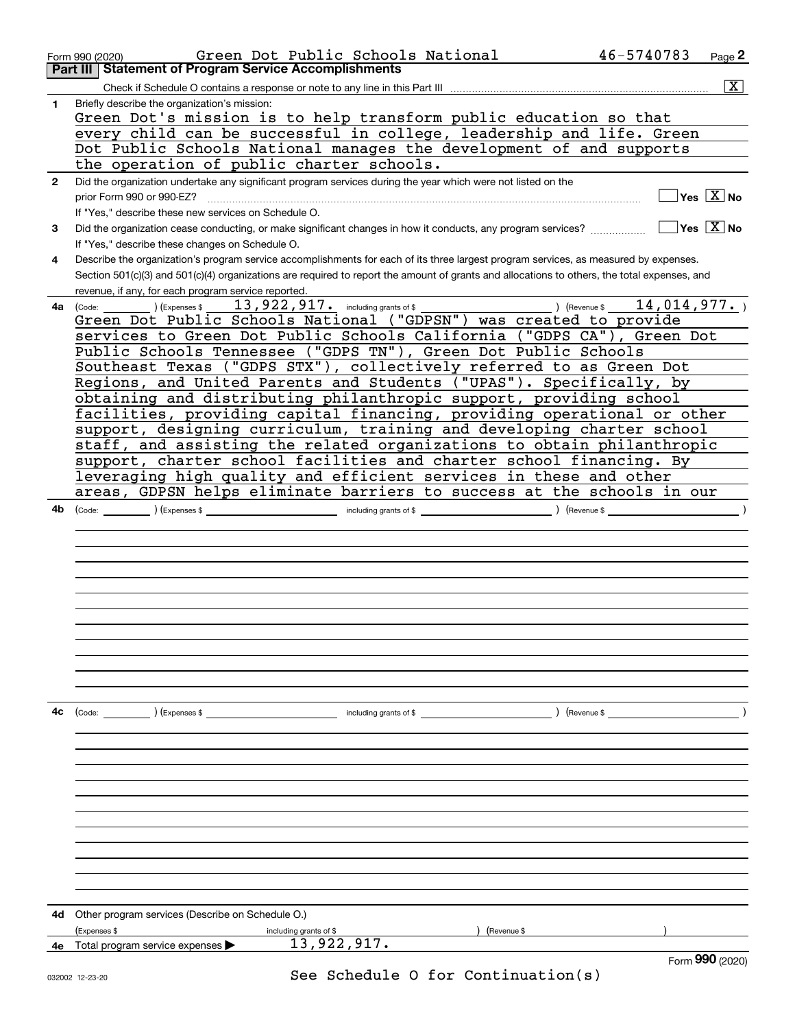Form 990 (2020) Green Dot Public Schools National 46-5740783 Page 2

## Part III Statement of Program Service Accomplishments

Check if Schedule O contains a response or note to any line in this Part III .......... [X]

**1** Briefly describe the organization's mission:

Green Dot's mission is to help transform public education so that every child can be successful in college, leadership and life. Green Dot Public Schools National manages the development of and supports the operation of public charter schools.

**2** Did the organization undertake any significant program services during the year which were not listed on the prior Form 990 or 990-EZ? ☐ Yes [X] No

If "Yes," describe these new services on Schedule O.

**3** Did the organization cease conducting, or make significant changes in how it conducts, any program services? ☐ Yes [X] No

If "Yes," describe these changes on Schedule O.

**4** Describe the organization's program service accomplishments for each of its three largest program services, as measured by expenses. Section 501(c)(3) and 501(c)(4) organizations are required to report the amount of grants and allocations to others, the total expenses, and revenue, if any, for each program service reported.

**4a** (Code: ) (Expenses $ 13,922,917. including grants of $ ) (Revenue $ 14,014,977. )

Green Dot Public Schools National ("GDPSN") was created to provide services to Green Dot Public Schools California ("GDPS CA"), Green Dot Public Schools Tennessee ("GDPS TN"), Green Dot Public Schools Southeast Texas ("GDPS STX"), collectively referred to as Green Dot Regions, and United Parents and Students ("UPAS"). Specifically, by obtaining and distributing philanthropic support, providing school facilities, providing capital financing, providing operational or other support, designing curriculum, training and developing charter school staff, and assisting the related organizations to obtain philanthropic support, charter school facilities and charter school financing. By leveraging high quality and efficient services in these and other areas, GDPSN helps eliminate barriers to success at the schools in our

**4b** (Code: ) (Expenses $ including grants of $ ) (Revenue $ )

**4c** (Code: ) (Expenses $ including grants of $ ) (Revenue $ )

**4d** Other program services (Describe on Schedule O.)

(Expenses $ including grants of $ ) (Revenue $ )

**4e** Total program service expenses ▶ 13,922,917.

Form **990** (2020)

See Schedule O for Continuation(s)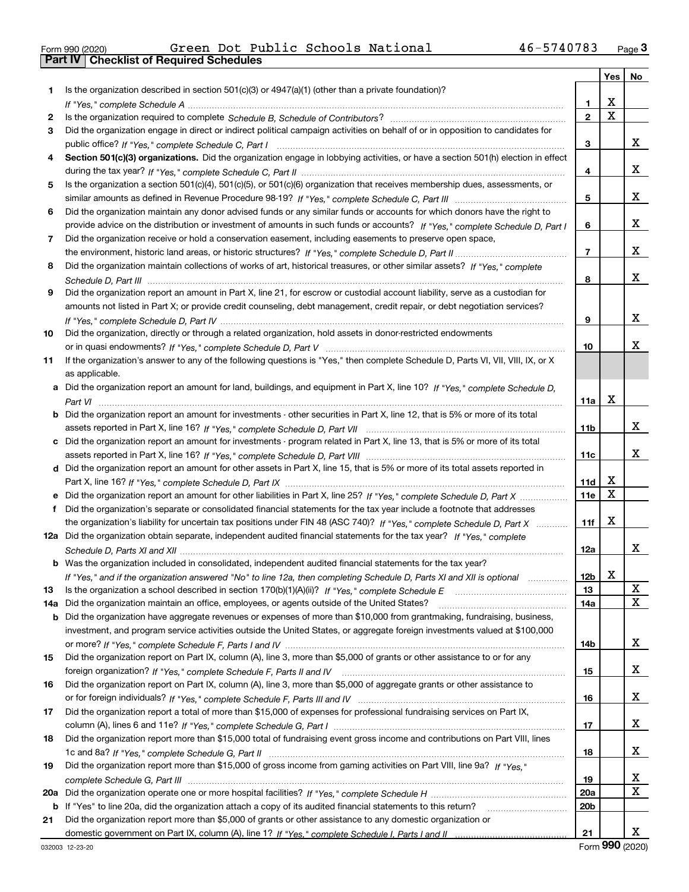Form 990 (2020) Green Dot Public Schools National 46-5740783 Page 3

## Part IV Checklist of Required Schedules

| | | | Yes | No |
|---|---|---|---|---|
| 1 | Is the organization described in section 501(c)(3) or 4947(a)(1) (other than a private foundation)? *If "Yes," complete Schedule A* | 1 | X | |
| 2 | Is the organization required to complete *Schedule B, Schedule of Contributors*? | 2 | X | |
| 3 | Did the organization engage in direct or indirect political campaign activities on behalf of or in opposition to candidates for public office? *If "Yes," complete Schedule C, Part I* | 3 | | X |
| 4 | **Section 501(c)(3) organizations.** Did the organization engage in lobbying activities, or have a section 501(h) election in effect during the tax year? *If "Yes," complete Schedule C, Part II* | 4 | | X |
| 5 | Is the organization a section 501(c)(4), 501(c)(5), or 501(c)(6) organization that receives membership dues, assessments, or similar amounts as defined in Revenue Procedure 98-19? *If "Yes," complete Schedule C, Part III* | 5 | | X |
| 6 | Did the organization maintain any donor advised funds or any similar funds or accounts for which donors have the right to provide advice on the distribution or investment of amounts in such funds or accounts? *If "Yes," complete Schedule D, Part I* | 6 | | X |
| 7 | Did the organization receive or hold a conservation easement, including easements to preserve open space, the environment, historic land areas, or historic structures? *If "Yes," complete Schedule D, Part II* | 7 | | X |
| 8 | Did the organization maintain collections of works of art, historical treasures, or other similar assets? *If "Yes," complete Schedule D, Part III* | 8 | | X |
| 9 | Did the organization report an amount in Part X, line 21, for escrow or custodial account liability, serve as a custodian for amounts not listed in Part X; or provide credit counseling, debt management, credit repair, or debt negotiation services? *If "Yes," complete Schedule D, Part IV* | 9 | | X |
| 10 | Did the organization, directly or through a related organization, hold assets in donor-restricted endowments or in quasi endowments? *If "Yes," complete Schedule D, Part V* | 10 | | X |
| 11 | If the organization's answer to any of the following questions is "Yes," then complete Schedule D, Parts VI, VII, VIII, IX, or X as applicable. | | | |
| a | Did the organization report an amount for land, buildings, and equipment in Part X, line 10? *If "Yes," complete Schedule D, Part VI* | 11a | X | |
| b | Did the organization report an amount for investments - other securities in Part X, line 12, that is 5% or more of its total assets reported in Part X, line 16? *If "Yes," complete Schedule D, Part VII* | 11b | | X |
| c | Did the organization report an amount for investments - program related in Part X, line 13, that is 5% or more of its total assets reported in Part X, line 16? *If "Yes," complete Schedule D, Part VIII* | 11c | | X |
| d | Did the organization report an amount for other assets in Part X, line 15, that is 5% or more of its total assets reported in Part X, line 16? *If "Yes," complete Schedule D, Part IX* | 11d | X | |
| e | Did the organization report an amount for other liabilities in Part X, line 25? *If "Yes," complete Schedule D, Part X* | 11e | X | |
| f | Did the organization's separate or consolidated financial statements for the tax year include a footnote that addresses the organization's liability for uncertain tax positions under FIN 48 (ASC 740)? *If "Yes," complete Schedule D, Part X* | 11f | X | |
| 12a | Did the organization obtain separate, independent audited financial statements for the tax year? *If "Yes," complete Schedule D, Parts XI and XII* | 12a | | X |
| b | Was the organization included in consolidated, independent audited financial statements for the tax year? *If "Yes," and if the organization answered "No" to line 12a, then completing Schedule D, Parts XI and XII is optional* | 12b | X | |
| 13 | Is the organization a school described in section 170(b)(1)(A)(ii)? *If "Yes," complete Schedule E* | 13 | | X |
| 14a | Did the organization maintain an office, employees, or agents outside of the United States? | 14a | | X |
| b | Did the organization have aggregate revenues or expenses of more than $10,000 from grantmaking, fundraising, business, investment, and program service activities outside the United States, or aggregate foreign investments valued at $100,000 or more? *If "Yes," complete Schedule F, Parts I and IV* | 14b | | X |
| 15 | Did the organization report on Part IX, column (A), line 3, more than $5,000 of grants or other assistance to or for any foreign organization? *If "Yes," complete Schedule F, Parts II and IV* | 15 | | X |
| 16 | Did the organization report on Part IX, column (A), line 3, more than $5,000 of aggregate grants or other assistance to or for foreign individuals? *If "Yes," complete Schedule F, Parts III and IV* | 16 | | X |
| 17 | Did the organization report a total of more than $15,000 of expenses for professional fundraising services on Part IX, column (A), lines 6 and 11e? *If "Yes," complete Schedule G, Part I* | 17 | | X |
| 18 | Did the organization report more than $15,000 total of fundraising event gross income and contributions on Part VIII, lines 1c and 8a? *If "Yes," complete Schedule G, Part II* | 18 | | X |
| 19 | Did the organization report more than $15,000 of gross income from gaming activities on Part VIII, line 9a? *If "Yes," complete Schedule G, Part III* | 19 | | X |
| 20a | Did the organization operate one or more hospital facilities? *If "Yes," complete Schedule H* | 20a | | X |
| b | If "Yes" to line 20a, did the organization attach a copy of its audited financial statements to this return? | 20b | | |
| 21 | Did the organization report more than $5,000 of grants or other assistance to any domestic organization or domestic government on Part IX, column (A), line 1? *If "Yes," complete Schedule I, Parts I and II* | 21 | | X |

032003 12-23-20 Form **990** (2020)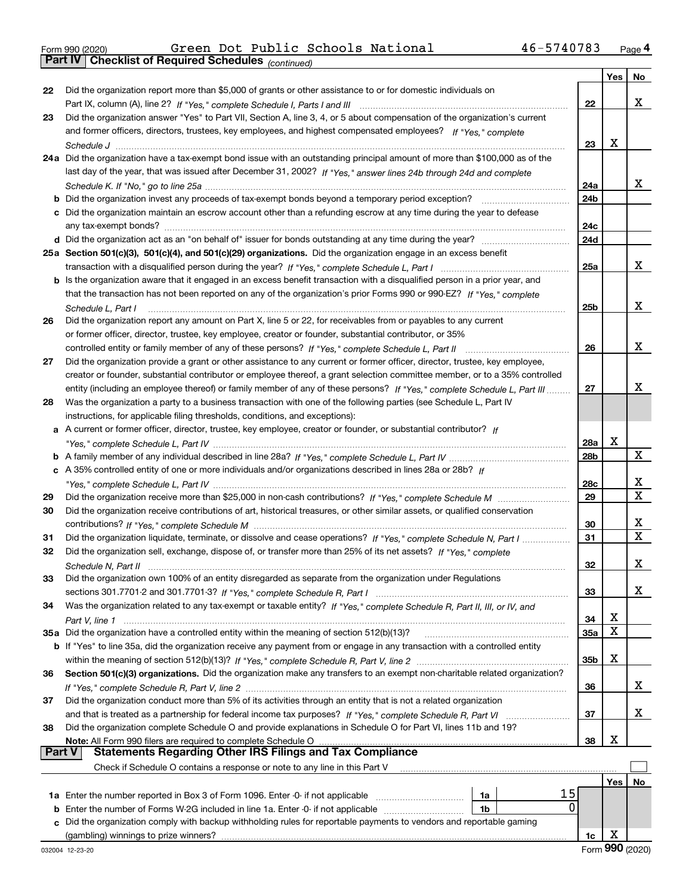Form 990 (2020) Green Dot Public Schools National 46-5740783 Page 4

## Part IV | Checklist of Required Schedules *(continued)*

| | | | Yes | No |
|---|---|---|---|---|
| 22 | Did the organization report more than $5,000 of grants or other assistance to or for domestic individuals on Part IX, column (A), line 2? *If "Yes," complete Schedule I, Parts I and III* | 22 | | X |
| 23 | Did the organization answer "Yes" to Part VII, Section A, line 3, 4, or 5 about compensation of the organization's current and former officers, directors, trustees, key employees, and highest compensated employees? *If "Yes," complete Schedule J* | 23 | X | |
| 24a | Did the organization have a tax-exempt bond issue with an outstanding principal amount of more than $100,000 as of the last day of the year, that was issued after December 31, 2002? *If "Yes," answer lines 24b through 24d and complete Schedule K. If "No," go to line 25a* | 24a | | X |
| b | Did the organization invest any proceeds of tax-exempt bonds beyond a temporary period exception? | 24b | | |
| c | Did the organization maintain an escrow account other than a refunding escrow at any time during the year to defease any tax-exempt bonds? | 24c | | |
| d | Did the organization act as an "on behalf of" issuer for bonds outstanding at any time during the year? | 24d | | |
| 25a | **Section 501(c)(3), 501(c)(4), and 501(c)(29) organizations.** Did the organization engage in an excess benefit transaction with a disqualified person during the year? *If "Yes," complete Schedule L, Part I* | 25a | | X |
| b | Is the organization aware that it engaged in an excess benefit transaction with a disqualified person in a prior year, and that the transaction has not been reported on any of the organization's prior Forms 990 or 990-EZ? *If "Yes," complete Schedule L, Part I* | 25b | | X |
| 26 | Did the organization report any amount on Part X, line 5 or 22, for receivables from or payables to any current or former officer, director, trustee, key employee, creator or founder, substantial contributor, or 35% controlled entity or family member of any of these persons? *If "Yes," complete Schedule L, Part II* | 26 | | X |
| 27 | Did the organization provide a grant or other assistance to any current or former officer, director, trustee, key employee, creator or founder, substantial contributor or employee thereof, a grant selection committee member, or to a 35% controlled entity (including an employee thereof) or family member of any of these persons? *If "Yes," complete Schedule L, Part III* | 27 | | X |
| 28 | Was the organization a party to a business transaction with one of the following parties (see Schedule L, Part IV instructions, for applicable filing thresholds, conditions, and exceptions): | | | |
| a | A current or former officer, director, trustee, key employee, creator or founder, or substantial contributor? *If "Yes," complete Schedule L, Part IV* | 28a | X | |
| b | A family member of any individual described in line 28a? *If "Yes," complete Schedule L, Part IV* | 28b | | X |
| c | A 35% controlled entity of one or more individuals and/or organizations described in lines 28a or 28b? *If "Yes," complete Schedule L, Part IV* | 28c | | X |
| 29 | Did the organization receive more than $25,000 in non-cash contributions? *If "Yes," complete Schedule M* | 29 | | X |
| 30 | Did the organization receive contributions of art, historical treasures, or other similar assets, or qualified conservation contributions? *If "Yes," complete Schedule M* | 30 | | X |
| 31 | Did the organization liquidate, terminate, or dissolve and cease operations? *If "Yes," complete Schedule N, Part I* | 31 | | X |
| 32 | Did the organization sell, exchange, dispose of, or transfer more than 25% of its net assets? *If "Yes," complete Schedule N, Part II* | 32 | | X |
| 33 | Did the organization own 100% of an entity disregarded as separate from the organization under Regulations sections 301.7701-2 and 301.7701-3? *If "Yes," complete Schedule R, Part I* | 33 | | X |
| 34 | Was the organization related to any tax-exempt or taxable entity? *If "Yes," complete Schedule R, Part II, III, or IV, and Part V, line 1* | 34 | X | |
| 35a | Did the organization have a controlled entity within the meaning of section 512(b)(13)? | 35a | X | |
| b | If "Yes" to line 35a, did the organization receive any payment from or engage in any transaction with a controlled entity within the meaning of section 512(b)(13)? *If "Yes," complete Schedule R, Part V, line 2* | 35b | X | |
| 36 | **Section 501(c)(3) organizations.** Did the organization make any transfers to an exempt non-charitable related organization? *If "Yes," complete Schedule R, Part V, line 2* | 36 | | X |
| 37 | Did the organization conduct more than 5% of its activities through an entity that is not a related organization and that is treated as a partnership for federal income tax purposes? *If "Yes," complete Schedule R, Part VI* | 37 | | X |
| 38 | Did the organization complete Schedule O and provide explanations in Schedule O for Part VI, lines 11b and 19? **Note:** All Form 990 filers are required to complete Schedule O | 38 | X | |

## Part V | Statements Regarding Other IRS Filings and Tax Compliance

Check if Schedule O contains a response or note to any line in this Part V ☐

| | | | | | Yes | No |
|---|---|---|---|---|---|---|
| 1a | Enter the number reported in Box 3 of Form 1096. Enter -0- if not applicable | 1a | 15 | | | |
| b | Enter the number of Forms W-2G included in line 1a. Enter -0- if not applicable | 1b | 0 | | | |
| c | Did the organization comply with backup withholding rules for reportable payments to vendors and reportable gaming (gambling) winnings to prize winners? | | | 1c | X | |

032004 12-23-20 Form **990** (2020)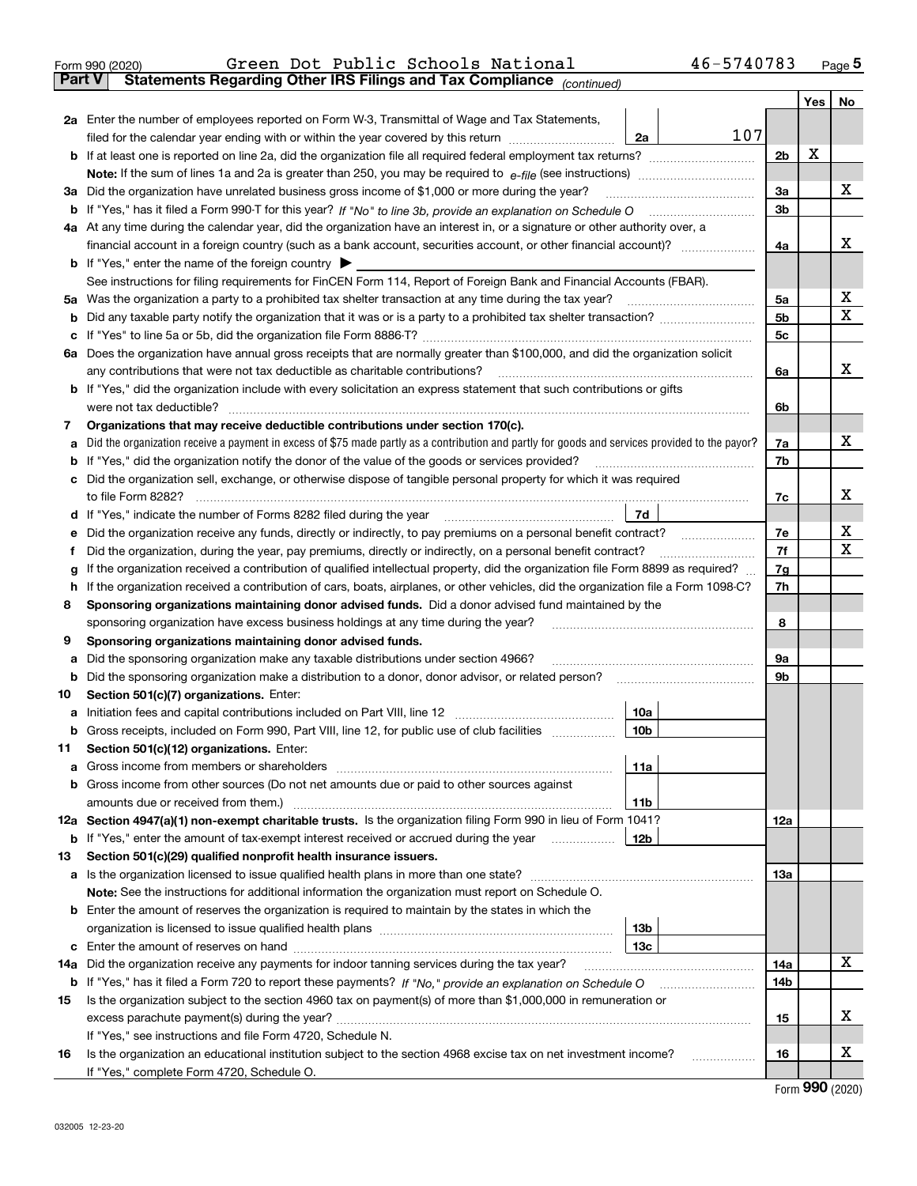Form 990 (2020) Green Dot Public Schools National 46-5740783 Page 5

**Part V Statements Regarding Other IRS Filings and Tax Compliance** *(continued)*

| | | | | Yes | No |
|---|---|---|---|---|---|
| **2a** | Enter the number of employees reported on Form W-3, Transmittal of Wage and Tax Statements, filed for the calendar year ending with or within the year covered by this return | 2a | 107 | | |
| **b** | If at least one is reported on line 2a, did the organization file all required federal employment tax returns? | | 2b | X | |
| | **Note:** If the sum of lines 1a and 2a is greater than 250, you may be required to *e-file* (see instructions) | | | | |
| **3a** | Did the organization have unrelated business gross income of $1,000 or more during the year? | | 3a | | X |
| **b** | If "Yes," has it filed a Form 990-T for this year? *If "No" to line 3b, provide an explanation on Schedule O* | | 3b | | |
| **4a** | At any time during the calendar year, did the organization have an interest in, or a signature or other authority over, a financial account in a foreign country (such as a bank account, securities account, or other financial account)? | | 4a | | X |
| **b** | If "Yes," enter the name of the foreign country ▶ | | | | |
| | See instructions for filing requirements for FinCEN Form 114, Report of Foreign Bank and Financial Accounts (FBAR). | | | | |
| **5a** | Was the organization a party to a prohibited tax shelter transaction at any time during the tax year? | | 5a | | X |
| **b** | Did any taxable party notify the organization that it was or is a party to a prohibited tax shelter transaction? | | 5b | | X |
| **c** | If "Yes" to line 5a or 5b, did the organization file Form 8886-T? | | 5c | | |
| **6a** | Does the organization have annual gross receipts that are normally greater than $100,000, and did the organization solicit any contributions that were not tax deductible as charitable contributions? | | 6a | | X |
| **b** | If "Yes," did the organization include with every solicitation an express statement that such contributions or gifts were not tax deductible? | | 6b | | |
| **7** | **Organizations that may receive deductible contributions under section 170(c).** | | | | |
| **a** | Did the organization receive a payment in excess of $75 made partly as a contribution and partly for goods and services provided to the payor? | | 7a | | X |
| **b** | If "Yes," did the organization notify the donor of the value of the goods or services provided? | | 7b | | |
| **c** | Did the organization sell, exchange, or otherwise dispose of tangible personal property for which it was required to file Form 8282? | | 7c | | X |
| **d** | If "Yes," indicate the number of Forms 8282 filed during the year | 7d | | | |
| **e** | Did the organization receive any funds, directly or indirectly, to pay premiums on a personal benefit contract? | | 7e | | X |
| **f** | Did the organization, during the year, pay premiums, directly or indirectly, on a personal benefit contract? | | 7f | | X |
| **g** | If the organization received a contribution of qualified intellectual property, did the organization file Form 8899 as required? | | 7g | | |
| **h** | If the organization received a contribution of cars, boats, airplanes, or other vehicles, did the organization file a Form 1098-C? | | 7h | | |
| **8** | **Sponsoring organizations maintaining donor advised funds.** Did a donor advised fund maintained by the sponsoring organization have excess business holdings at any time during the year? | | 8 | | |
| **9** | **Sponsoring organizations maintaining donor advised funds.** | | | | |
| **a** | Did the sponsoring organization make any taxable distributions under section 4966? | | 9a | | |
| **b** | Did the sponsoring organization make a distribution to a donor, donor advisor, or related person? | | 9b | | |
| **10** | **Section 501(c)(7) organizations.** Enter: | | | | |
| **a** | Initiation fees and capital contributions included on Part VIII, line 12 | 10a | | | |
| **b** | Gross receipts, included on Form 990, Part VIII, line 12, for public use of club facilities | 10b | | | |
| **11** | **Section 501(c)(12) organizations.** Enter: | | | | |
| **a** | Gross income from members or shareholders | 11a | | | |
| **b** | Gross income from other sources (Do not net amounts due or paid to other sources against amounts due or received from them.) | 11b | | | |
| **12a** | **Section 4947(a)(1) non-exempt charitable trusts.** Is the organization filing Form 990 in lieu of Form 1041? | | 12a | | |
| **b** | If "Yes," enter the amount of tax-exempt interest received or accrued during the year | 12b | | | |
| **13** | **Section 501(c)(29) qualified nonprofit health insurance issuers.** | | | | |
| **a** | Is the organization licensed to issue qualified health plans in more than one state? | | 13a | | |
| | **Note:** See the instructions for additional information the organization must report on Schedule O. | | | | |
| **b** | Enter the amount of reserves the organization is required to maintain by the states in which the organization is licensed to issue qualified health plans | 13b | | | |
| **c** | Enter the amount of reserves on hand | 13c | | | |
| **14a** | Did the organization receive any payments for indoor tanning services during the tax year? | | 14a | | X |
| **b** | If "Yes," has it filed a Form 720 to report these payments? *If "No," provide an explanation on Schedule O* | | 14b | | |
| **15** | Is the organization subject to the section 4960 tax on payment(s) of more than $1,000,000 in remuneration or excess parachute payment(s) during the year? | | 15 | | X |
| | If "Yes," see instructions and file Form 4720, Schedule N. | | | | |
| **16** | Is the organization an educational institution subject to the section 4968 excise tax on net investment income? | | 16 | | X |
| | If "Yes," complete Form 4720, Schedule O. | | | | |

Form **990** (2020)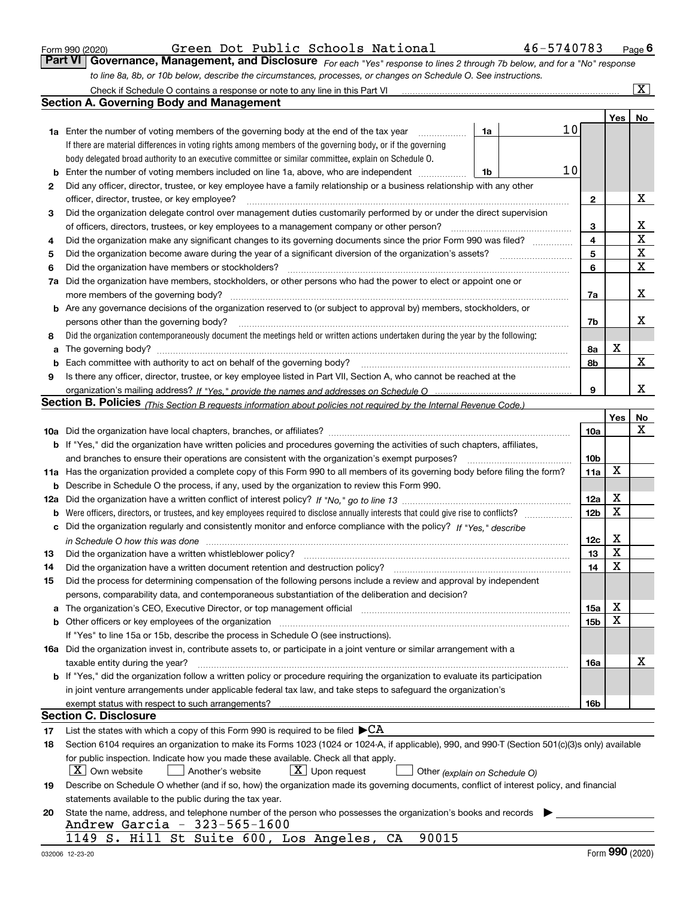Form 990 (2020) Green Dot Public Schools National 46-5740783 Page 6

**Part VI Governance, Management, and Disclosure** *For each "Yes" response to lines 2 through 7b below, and for a "No" response to line 8a, 8b, or 10b below, describe the circumstances, processes, or changes on Schedule O. See instructions.*

Check if Schedule O contains a response or note to any line in this Part VI [X]

## Section A. Governing Body and Management

| | | | | Yes | No |
|---|---|---|---|---|---|
| **1a** | Enter the number of voting members of the governing body at the end of the tax year | 1a | 10 | | |
| | If there are material differences in voting rights among members of the governing body, or if the governing body delegated broad authority to an executive committee or similar committee, explain on Schedule O. | | | | |
| **b** | Enter the number of voting members included on line 1a, above, who are independent | 1b | 10 | | |
| **2** | Did any officer, director, trustee, or key employee have a family relationship or a business relationship with any other officer, director, trustee, or key employee? | 2 | | | X |
| **3** | Did the organization delegate control over management duties customarily performed by or under the direct supervision of officers, directors, trustees, or key employees to a management company or other person? | 3 | | | X |
| **4** | Did the organization make any significant changes to its governing documents since the prior Form 990 was filed? | 4 | | | X |
| **5** | Did the organization become aware during the year of a significant diversion of the organization's assets? | 5 | | | X |
| **6** | Did the organization have members or stockholders? | 6 | | | X |
| **7a** | Did the organization have members, stockholders, or other persons who had the power to elect or appoint one or more members of the governing body? | 7a | | | X |
| **b** | Are any governance decisions of the organization reserved to (or subject to approval by) members, stockholders, or persons other than the governing body? | 7b | | | X |
| **8** | Did the organization contemporaneously document the meetings held or written actions undertaken during the year by the following: | | | | |
| **a** | The governing body? | 8a | | X | |
| **b** | Each committee with authority to act on behalf of the governing body? | 8b | | | X |
| **9** | Is there any officer, director, trustee, or key employee listed in Part VII, Section A, who cannot be reached at the organization's mailing address? *If "Yes," provide the names and addresses on Schedule O* | 9 | | | X |

## Section B. Policies *(This Section B requests information about policies not required by the Internal Revenue Code.)*

| | | | Yes | No |
|---|---|---|---|---|
| **10a** | Did the organization have local chapters, branches, or affiliates? | 10a | | X |
| **b** | If "Yes," did the organization have written policies and procedures governing the activities of such chapters, affiliates, and branches to ensure their operations are consistent with the organization's exempt purposes? | 10b | | |
| **11a** | Has the organization provided a complete copy of this Form 990 to all members of its governing body before filing the form? | 11a | X | |
| **b** | Describe in Schedule O the process, if any, used by the organization to review this Form 990. | | | |
| **12a** | Did the organization have a written conflict of interest policy? *If "No," go to line 13* | 12a | X | |
| **b** | Were officers, directors, or trustees, and key employees required to disclose annually interests that could give rise to conflicts? | 12b | X | |
| **c** | Did the organization regularly and consistently monitor and enforce compliance with the policy? *If "Yes," describe in Schedule O how this was done* | 12c | X | |
| **13** | Did the organization have a written whistleblower policy? | 13 | X | |
| **14** | Did the organization have a written document retention and destruction policy? | 14 | X | |
| **15** | Did the process for determining compensation of the following persons include a review and approval by independent persons, comparability data, and contemporaneous substantiation of the deliberation and decision? | | | |
| **a** | The organization's CEO, Executive Director, or top management official | 15a | X | |
| **b** | Other officers or key employees of the organization | 15b | X | |
| | If "Yes" to line 15a or 15b, describe the process in Schedule O (see instructions). | | | |
| **16a** | Did the organization invest in, contribute assets to, or participate in a joint venture or similar arrangement with a taxable entity during the year? | 16a | | X |
| **b** | If "Yes," did the organization follow a written policy or procedure requiring the organization to evaluate its participation in joint venture arrangements under applicable federal tax law, and take steps to safeguard the organization's exempt status with respect to such arrangements? | 16b | | |

## Section C. Disclosure

**17** List the states with which a copy of this Form 990 is required to be filed ▶CA

**18** Section 6104 requires an organization to make its Forms 1023 (1024 or 1024-A, if applicable), 990, and 990-T (Section 501(c)(3)s only) available for public inspection. Indicate how you made these available. Check all that apply.

[X] Own website [ ] Another's website [X] Upon request [ ] Other *(explain on Schedule O)*

**19** Describe on Schedule O whether (and if so, how) the organization made its governing documents, conflict of interest policy, and financial statements available to the public during the tax year.

**20** State the name, address, and telephone number of the person who possesses the organization's books and records ▶

Andrew Garcia - 323-565-1600
1149 S. Hill St Suite 600, Los Angeles, CA 90015

032006 12-23-20 Form **990** (2020)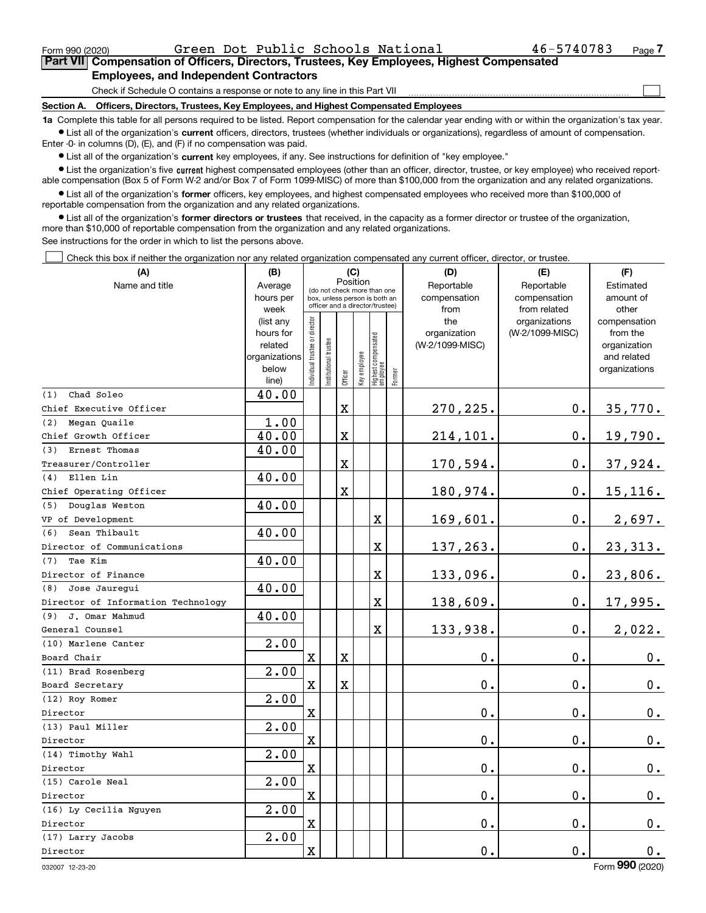Form 990 (2020) Green Dot Public Schools National 46-5740783

## Part VII Compensation of Officers, Directors, Trustees, Key Employees, Highest Compensated Employees, and Independent Contractors

Check if Schedule O contains a response or note to any line in this Part VII ☐

### Section A. Officers, Directors, Trustees, Key Employees, and Highest Compensated Employees

**1a** Complete this table for all persons required to be listed. Report compensation for the calendar year ending with or within the organization's tax year.

- List all of the organization's **current** officers, directors, trustees (whether individuals or organizations), regardless of amount of compensation. Enter -0- in columns (D), (E), and (F) if no compensation was paid.
- List all of the organization's **current** key employees, if any. See instructions for definition of "key employee."
- List the organization's five **current** highest compensated employees (other than an officer, director, trustee, or key employee) who received reportable compensation (Box 5 of Form W-2 and/or Box 7 of Form 1099-MISC) of more than $100,000 from the organization and any related organizations.
- List all of the organization's **former** officers, key employees, and highest compensated employees who received more than $100,000 of reportable compensation from the organization and any related organizations.
- List all of the organization's **former directors or trustees** that received, in the capacity as a former director or trustee of the organization, more than $10,000 of reportable compensation from the organization and any related organizations.

See instructions for the order in which to list the persons above.

☐ Check this box if neither the organization nor any related organization compensated any current officer, director, or trustee.

| (A) Name and title | (B) Average hours per week (list any hours for related organizations below line) | (C) Position: Individual trustee or director | Institutional trustee | Officer | Key employee | Highest compensated employee | Former | (D) Reportable compensation from the organization (W-2/1099-MISC) | (E) Reportable compensation from related organizations (W-2/1099-MISC) | (F) Estimated amount of other compensation from the organization and related organizations |
|---|---|---|---|---|---|---|---|---|---|---|
| (1) Chad Soleo<br>Chief Executive Officer | 40.00 | | | X | | | | 270,225. | 0. | 35,770. |
| (2) Megan Quaile<br>Chief Growth Officer | 1.00<br>40.00 | | | X | | | | 214,101. | 0. | 19,790. |
| (3) Ernest Thomas<br>Treasurer/Controller | 40.00 | | | X | | | | 170,594. | 0. | 37,924. |
| (4) Ellen Lin<br>Chief Operating Officer | 40.00 | | | X | | | | 180,974. | 0. | 15,116. |
| (5) Douglas Weston<br>VP of Development | 40.00 | | | | | X | | 169,601. | 0. | 2,697. |
| (6) Sean Thibault<br>Director of Communications | 40.00 | | | | | X | | 137,263. | 0. | 23,313. |
| (7) Tae Kim<br>Director of Finance | 40.00 | | | | | X | | 133,096. | 0. | 23,806. |
| (8) Jose Jauregui<br>Director of Information Technology | 40.00 | | | | | X | | 138,609. | 0. | 17,995. |
| (9) J. Omar Mahmud<br>General Counsel | 40.00 | | | | | X | | 133,938. | 0. | 2,022. |
| (10) Marlene Canter<br>Board Chair | 2.00 | X | | X | | | | 0. | 0. | 0. |
| (11) Brad Rosenberg<br>Board Secretary | 2.00 | X | | X | | | | 0. | 0. | 0. |
| (12) Roy Romer<br>Director | 2.00 | X | | | | | | 0. | 0. | 0. |
| (13) Paul Miller<br>Director | 2.00 | X | | | | | | 0. | 0. | 0. |
| (14) Timothy Wahl<br>Director | 2.00 | X | | | | | | 0. | 0. | 0. |
| (15) Carole Neal<br>Director | 2.00 | X | | | | | | 0. | 0. | 0. |
| (16) Ly Cecilia Nguyen<br>Director | 2.00 | X | | | | | | 0. | 0. | 0. |
| (17) Larry Jacobs<br>Director | 2.00 | X | | | | | | 0. | 0. | 0. |

032007 12-23-20 Form 990 (2020)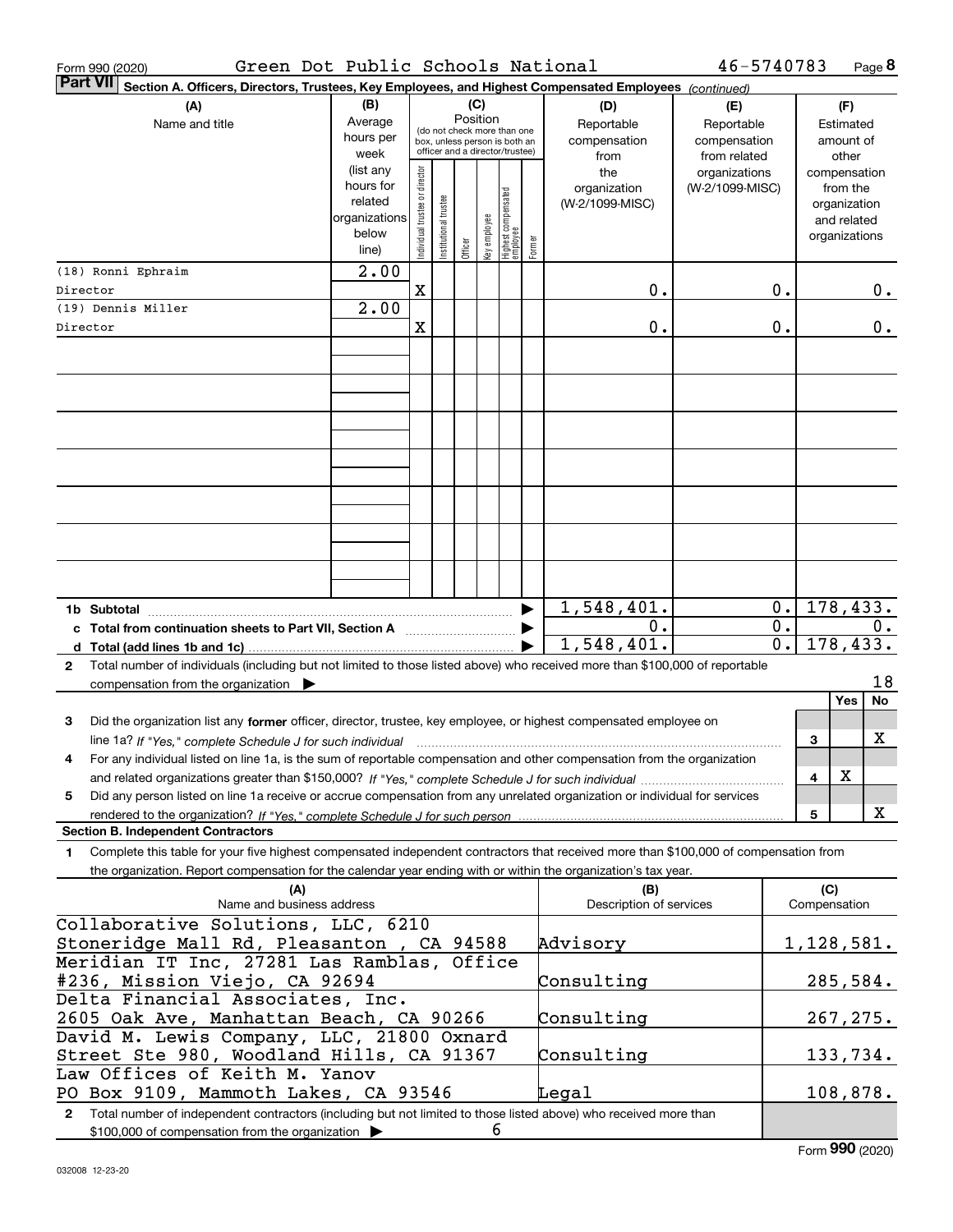Form 990 (2020) Green Dot Public Schools National 46-5740783

**Part VII Section A. Officers, Directors, Trustees, Key Employees, and Highest Compensated Employees** *(continued)*

| (A) Name and title | (B) Average hours per week (list any hours for related organizations below line) | (C) Position: Individual trustee or director | Institutional trustee | Officer | Key employee | Highest compensated employee | Former | (D) Reportable compensation from the organization (W-2/1099-MISC) | (E) Reportable compensation from related organizations (W-2/1099-MISC) | (F) Estimated amount of other compensation from the organization and related organizations |
|---|---|---|---|---|---|---|---|---|---|---|
| (18) Ronni Ephraim<br>Director | 2.00 | X | | | | | | 0. | 0. | 0. |
| (19) Dennis Miller<br>Director | 2.00 | X | | | | | | 0. | 0. | 0. |
| **1b Subtotal** | | | | | | | | 1,548,401. | 0. | 178,433. |
| **c Total from continuation sheets to Part VII, Section A** | | | | | | | | 0. | 0. | 0. |
| **d Total (add lines 1b and 1c)** | | | | | | | | 1,548,401. | 0. | 178,433. |

**2** Total number of individuals (including but not limited to those listed above) who received more than $100,000 of reportable compensation from the organization ▶ 18

| | | Yes | No |
|---|---|---|---|
| **3** Did the organization list any **former** officer, director, trustee, key employee, or highest compensated employee on line 1a? *If "Yes," complete Schedule J for such individual* | 3 | | X |
| **4** For any individual listed on line 1a, is the sum of reportable compensation and other compensation from the organization and related organizations greater than $150,000? *If "Yes," complete Schedule J for such individual* | 4 | X | |
| **5** Did any person listed on line 1a receive or accrue compensation from any unrelated organization or individual for services rendered to the organization? *If "Yes," complete Schedule J for such person* | 5 | | X |

**Section B. Independent Contractors**

**1** Complete this table for your five highest compensated independent contractors that received more than $100,000 of compensation from the organization. Report compensation for the calendar year ending with or within the organization's tax year.

| (A) Name and business address | (B) Description of services | (C) Compensation |
|---|---|---|
| Collaborative Solutions, LLC, 6210 Stoneridge Mall Rd, Pleasanton , CA 94588 | Advisory | 1,128,581. |
| Meridian IT Inc, 27281 Las Ramblas, Office #236, Mission Viejo, CA 92694 | Consulting | 285,584. |
| Delta Financial Associates, Inc. 2605 Oak Ave, Manhattan Beach, CA 90266 | Consulting | 267,275. |
| David M. Lewis Company, LLC, 21800 Oxnard Street Ste 980, Woodland Hills, CA 91367 | Consulting | 133,734. |
| Law Offices of Keith M. Yanov PO Box 9109, Mammoth Lakes, CA 93546 | Legal | 108,878. |

**2** Total number of independent contractors (including but not limited to those listed above) who received more than $100,000 of compensation from the organization ▶ 6

Form **990** (2020)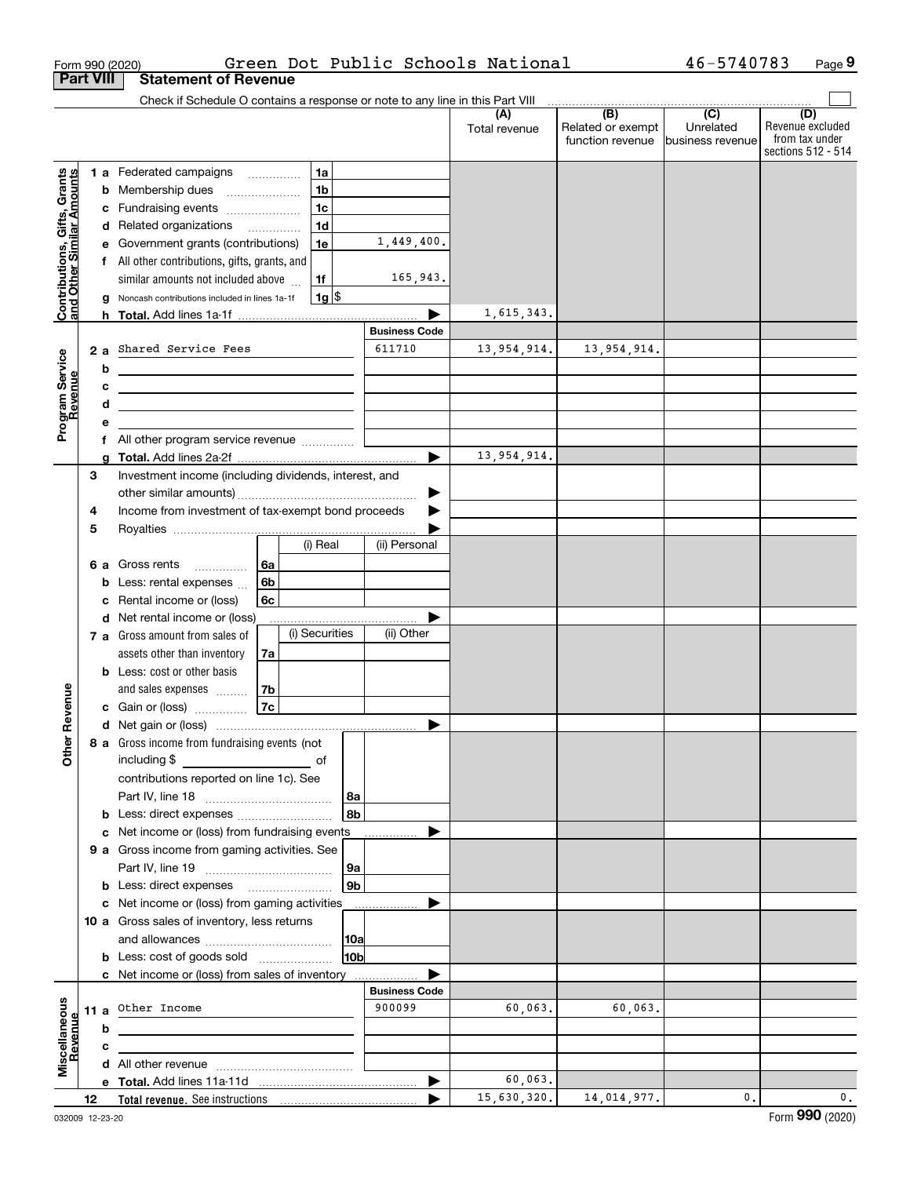Form 990 (2020) Green Dot Public Schools National 46-5740783 Page 9

## Part VIII Statement of Revenue

Check if Schedule O contains a response or note to any line in this Part VIII

| | | | | (A) Total revenue | (B) Related or exempt function revenue | (C) Unrelated business revenue | (D) Revenue excluded from tax under sections 512 - 514 |
|---|---|---|---|---|---|---|---|
| **Contributions, Gifts, Grants and Other Similar Amounts** | 1 a Federated campaigns | 1a | | | | | |
| | b Membership dues | 1b | | | | | |
| | c Fundraising events | 1c | | | | | |
| | d Related organizations | 1d | | | | | |
| | e Government grants (contributions) | 1e | 1,449,400. | | | | |
| | f All other contributions, gifts, grants, and similar amounts not included above | 1f | 165,943. | | | | |
| | g Noncash contributions included in lines 1a-1f | 1g | $ | | | | |
| | h **Total.** Add lines 1a-1f | | | 1,615,343. | | | |
| **Program Service Revenue** | | | **Business Code** | | | | |
| | 2 a Shared Service Fees | | 611710 | 13,954,914. | 13,954,914. | | |
| | b | | | | | | |
| | c | | | | | | |
| | d | | | | | | |
| | e | | | | | | |
| | f All other program service revenue | | | | | | |
| | g **Total.** Add lines 2a-2f | | | 13,954,914. | | | |
| **Other Revenue** | 3 Investment income (including dividends, interest, and other similar amounts) | | | | | | |
| | 4 Income from investment of tax-exempt bond proceeds | | | | | | |
| | 5 Royalties | | | | | | |
| | | (i) Real | (ii) Personal | | | | |
| | 6 a Gross rents (6a) | | | | | | |
| | b Less: rental expenses (6b) | | | | | | |
| | c Rental income or (loss) (6c) | | | | | | |
| | d Net rental income or (loss) | | | | | | |
| | | (i) Securities | (ii) Other | | | | |
| | 7 a Gross amount from sales of assets other than inventory (7a) | | | | | | |
| | b Less: cost or other basis and sales expenses (7b) | | | | | | |
| | c Gain or (loss) (7c) | | | | | | |
| | d Net gain or (loss) | | | | | | |
| | 8 a Gross income from fundraising events (not including $ of contributions reported on line 1c). See Part IV, line 18 | 8a | | | | | |
| | b Less: direct expenses | 8b | | | | | |
| | c Net income or (loss) from fundraising events | | | | | | |
| | 9 a Gross income from gaming activities. See Part IV, line 19 | 9a | | | | | |
| | b Less: direct expenses | 9b | | | | | |
| | c Net income or (loss) from gaming activities | | | | | | |
| | 10 a Gross sales of inventory, less returns and allowances | 10a | | | | | |
| | b Less: cost of goods sold | 10b | | | | | |
| | c Net income or (loss) from sales of inventory | | | | | | |
| **Miscellaneous Revenue** | | | **Business Code** | | | | |
| | 11 a Other Income | | 900099 | 60,063. | 60,063. | | |
| | b | | | | | | |
| | c | | | | | | |
| | d All other revenue | | | | | | |
| | e **Total.** Add lines 11a-11d | | | 60,063. | | | |
| | 12 **Total revenue.** See instructions | | | 15,630,320. | 14,014,977. | 0. | 0. |

032009 12-23-20

Form **990** (2020)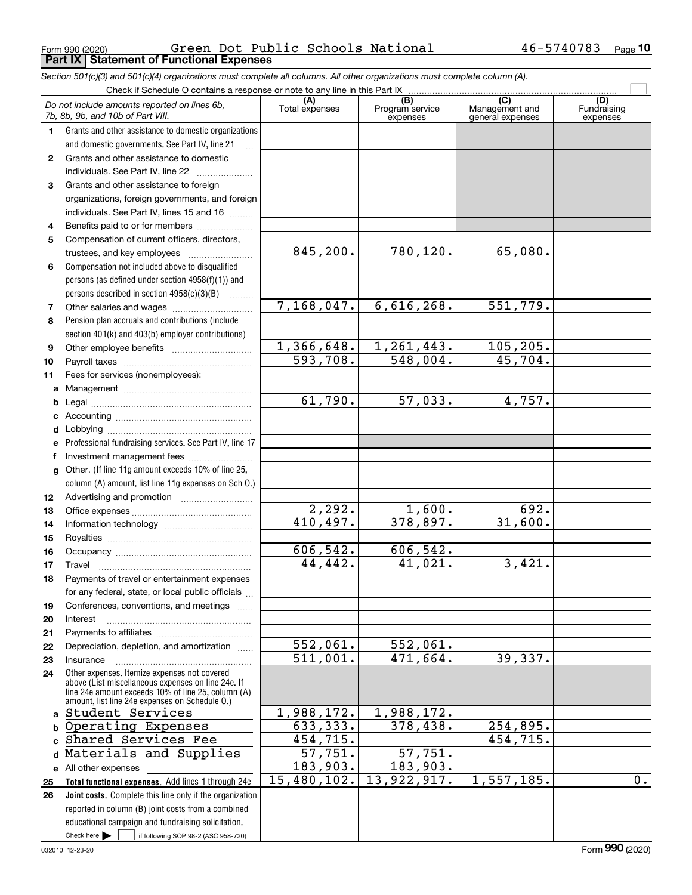Form 990 (2020) Green Dot Public Schools National 46-5740783

## Part IX Statement of Functional Expenses

*Section 501(c)(3) and 501(c)(4) organizations must complete all columns. All other organizations must complete column (A).*

Check if Schedule O contains a response or note to any line in this Part IX

| | *Do not include amounts reported on lines 6b, 7b, 8b, 9b, and 10b of Part VIII.* | (A) Total expenses | (B) Program service expenses | (C) Management and general expenses | (D) Fundraising expenses |
|---|---|---|---|---|---|
| 1 | Grants and other assistance to domestic organizations and domestic governments. See Part IV, line 21 | | | | |
| 2 | Grants and other assistance to domestic individuals. See Part IV, line 22 | | | | |
| 3 | Grants and other assistance to foreign organizations, foreign governments, and foreign individuals. See Part IV, lines 15 and 16 | | | | |
| 4 | Benefits paid to or for members | | | | |
| 5 | Compensation of current officers, directors, trustees, and key employees | 845,200. | 780,120. | 65,080. | |
| 6 | Compensation not included above to disqualified persons (as defined under section 4958(f)(1)) and persons described in section 4958(c)(3)(B) | | | | |
| 7 | Other salaries and wages | 7,168,047. | 6,616,268. | 551,779. | |
| 8 | Pension plan accruals and contributions (include section 401(k) and 403(b) employer contributions) | | | | |
| 9 | Other employee benefits | 1,366,648. | 1,261,443. | 105,205. | |
| 10 | Payroll taxes | 593,708. | 548,004. | 45,704. | |
| 11 | Fees for services (nonemployees): | | | | |
| a | Management | | | | |
| b | Legal | 61,790. | 57,033. | 4,757. | |
| c | Accounting | | | | |
| d | Lobbying | | | | |
| e | Professional fundraising services. See Part IV, line 17 | | | | |
| f | Investment management fees | | | | |
| g | Other. (If line 11g amount exceeds 10% of line 25, column (A) amount, list line 11g expenses on Sch O.) | | | | |
| 12 | Advertising and promotion | | | | |
| 13 | Office expenses | 2,292. | 1,600. | 692. | |
| 14 | Information technology | 410,497. | 378,897. | 31,600. | |
| 15 | Royalties | | | | |
| 16 | Occupancy | 606,542. | 606,542. | | |
| 17 | Travel | 44,442. | 41,021. | 3,421. | |
| 18 | Payments of travel or entertainment expenses for any federal, state, or local public officials | | | | |
| 19 | Conferences, conventions, and meetings | | | | |
| 20 | Interest | | | | |
| 21 | Payments to affiliates | | | | |
| 22 | Depreciation, depletion, and amortization | 552,061. | 552,061. | | |
| 23 | Insurance | 511,001. | 471,664. | 39,337. | |
| 24 | Other expenses. Itemize expenses not covered above (List miscellaneous expenses on line 24e. If line 24e amount exceeds 10% of line 25, column (A) amount, list line 24e expenses on Schedule O.) | | | | |
| a | Student Services | 1,988,172. | 1,988,172. | | |
| b | Operating Expenses | 633,333. | 378,438. | 254,895. | |
| c | Shared Services Fee | 454,715. | | 454,715. | |
| d | Materials and Supplies | 57,751. | 57,751. | | |
| e | All other expenses | 183,903. | 183,903. | | |
| 25 | **Total functional expenses.** Add lines 1 through 24e | 15,480,102. | 13,922,917. | 1,557,185. | 0. |
| 26 | **Joint costs.** Complete this line only if the organization reported in column (B) joint costs from a combined educational campaign and fundraising solicitation. Check here ☐ if following SOP 98-2 (ASC 958-720) | | | | |

032010 12-23-20 Form **990** (2020)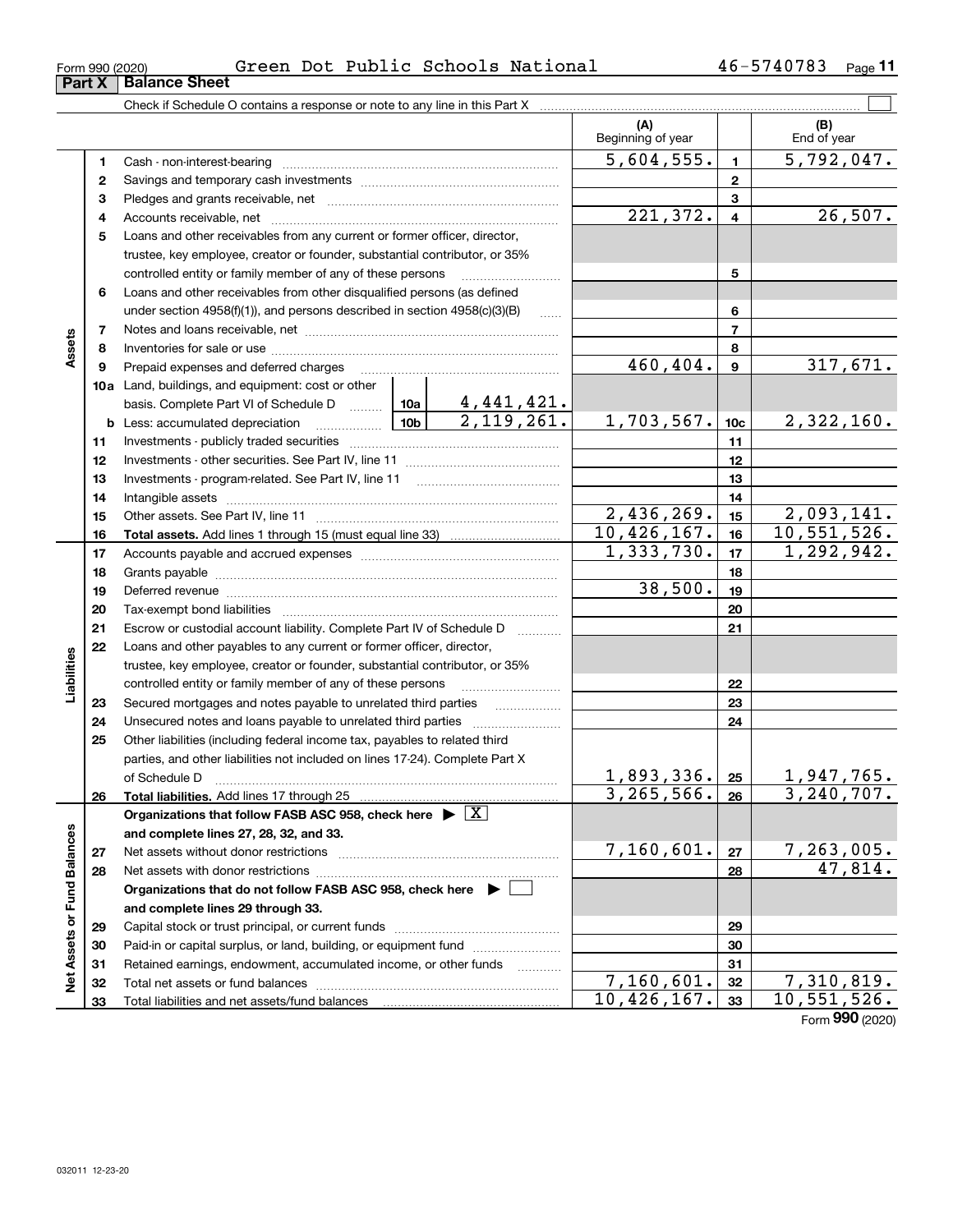Form 990 (2020) Green Dot Public Schools National 46-5740783

## Part X Balance Sheet

Check if Schedule O contains a response or note to any line in this Part X

| | | | | (A) Beginning of year | | (B) End of year |
|---|---|---|---|---|---|---|
| **Assets** | 1 | Cash - non-interest-bearing | | 5,604,555. | 1 | 5,792,047. |
| | 2 | Savings and temporary cash investments | | | 2 | |
| | 3 | Pledges and grants receivable, net | | | 3 | |
| | 4 | Accounts receivable, net | | 221,372. | 4 | 26,507. |
| | 5 | Loans and other receivables from any current or former officer, director, trustee, key employee, creator or founder, substantial contributor, or 35% controlled entity or family member of any of these persons | | | 5 | |
| | 6 | Loans and other receivables from other disqualified persons (as defined under section 4958(f)(1)), and persons described in section 4958(c)(3)(B) | | | 6 | |
| | 7 | Notes and loans receivable, net | | | 7 | |
| | 8 | Inventories for sale or use | | | 8 | |
| | 9 | Prepaid expenses and deferred charges | | 460,404. | 9 | 317,671. |
| | 10a | Land, buildings, and equipment: cost or other basis. Complete Part VI of Schedule D | 10a 4,441,421. | | | |
| | b | Less: accumulated depreciation | 10b 2,119,261. | 1,703,567. | 10c | 2,322,160. |
| | 11 | Investments - publicly traded securities | | | 11 | |
| | 12 | Investments - other securities. See Part IV, line 11 | | | 12 | |
| | 13 | Investments - program-related. See Part IV, line 11 | | | 13 | |
| | 14 | Intangible assets | | | 14 | |
| | 15 | Other assets. See Part IV, line 11 | | 2,436,269. | 15 | 2,093,141. |
| | 16 | **Total assets.** Add lines 1 through 15 (must equal line 33) | | 10,426,167. | 16 | 10,551,526. |
| **Liabilities** | 17 | Accounts payable and accrued expenses | | 1,333,730. | 17 | 1,292,942. |
| | 18 | Grants payable | | | 18 | |
| | 19 | Deferred revenue | | 38,500. | 19 | |
| | 20 | Tax-exempt bond liabilities | | | 20 | |
| | 21 | Escrow or custodial account liability. Complete Part IV of Schedule D | | | 21 | |
| | 22 | Loans and other payables to any current or former officer, director, trustee, key employee, creator or founder, substantial contributor, or 35% controlled entity or family member of any of these persons | | | 22 | |
| | 23 | Secured mortgages and notes payable to unrelated third parties | | | 23 | |
| | 24 | Unsecured notes and loans payable to unrelated third parties | | | 24 | |
| | 25 | Other liabilities (including federal income tax, payables to related third parties, and other liabilities not included on lines 17-24). Complete Part X of Schedule D | | 1,893,336. | 25 | 1,947,765. |
| | 26 | **Total liabilities.** Add lines 17 through 25 | | 3,265,566. | 26 | 3,240,707. |
| **Net Assets or Fund Balances** | | **Organizations that follow FASB ASC 958, check here ▶ [X] and complete lines 27, 28, 32, and 33.** | | | | |
| | 27 | Net assets without donor restrictions | | 7,160,601. | 27 | 7,263,005. |
| | 28 | Net assets with donor restrictions | | | 28 | 47,814. |
| | | **Organizations that do not follow FASB ASC 958, check here ▶ [ ] and complete lines 29 through 33.** | | | | |
| | 29 | Capital stock or trust principal, or current funds | | | 29 | |
| | 30 | Paid-in or capital surplus, or land, building, or equipment fund | | | 30 | |
| | 31 | Retained earnings, endowment, accumulated income, or other funds | | | 31 | |
| | 32 | Total net assets or fund balances | | 7,160,601. | 32 | 7,310,819. |
| | 33 | Total liabilities and net assets/fund balances | | 10,426,167. | 33 | 10,551,526. |

Form **990** (2020)

032011 12-23-20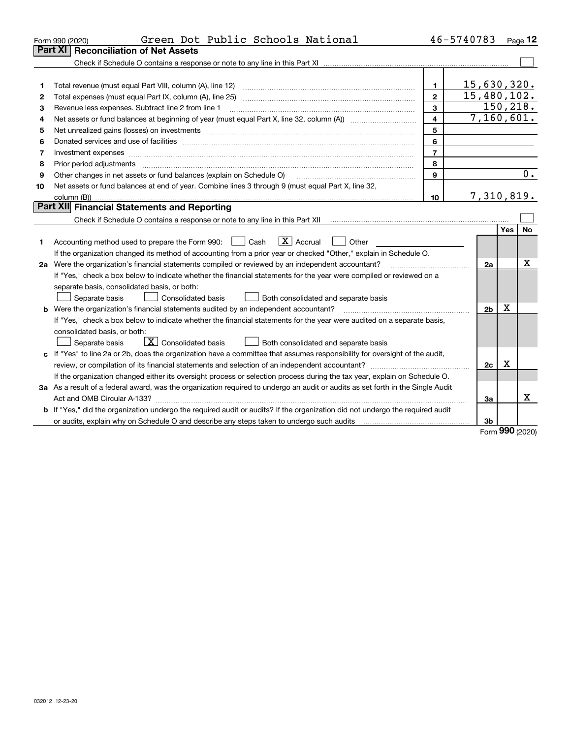Form 990 (2020) Green Dot Public Schools National 46-5740783

## Part XI Reconciliation of Net Assets

Check if Schedule O contains a response or note to any line in this Part XI ☐

| | | | |
|---|---|---|---|
| 1 | Total revenue (must equal Part VIII, column (A), line 12) | 1 | 15,630,320. |
| 2 | Total expenses (must equal Part IX, column (A), line 25) | 2 | 15,480,102. |
| 3 | Revenue less expenses. Subtract line 2 from line 1 | 3 | 150,218. |
| 4 | Net assets or fund balances at beginning of year (must equal Part X, line 32, column (A)) | 4 | 7,160,601. |
| 5 | Net unrealized gains (losses) on investments | 5 | |
| 6 | Donated services and use of facilities | 6 | |
| 7 | Investment expenses | 7 | |
| 8 | Prior period adjustments | 8 | |
| 9 | Other changes in net assets or fund balances (explain on Schedule O) | 9 | 0. |
| 10 | Net assets or fund balances at end of year. Combine lines 3 through 9 (must equal Part X, line 32, column (B)) | 10 | 7,310,819. |

## Part XII Financial Statements and Reporting

Check if Schedule O contains a response or note to any line in this Part XII ☐

| | | | Yes | No |
|---|---|---|---|---|
| 1 | Accounting method used to prepare the Form 990: ☐ Cash ☒ Accrual ☐ Other | | | |
| | If the organization changed its method of accounting from a prior year or checked "Other," explain in Schedule O. | | | |
| 2a | Were the organization's financial statements compiled or reviewed by an independent accountant? | 2a | | X |
| | If "Yes," check a box below to indicate whether the financial statements for the year were compiled or reviewed on a separate basis, consolidated basis, or both: ☐ Separate basis ☐ Consolidated basis ☐ Both consolidated and separate basis | | | |
| b | Were the organization's financial statements audited by an independent accountant? | 2b | X | |
| | If "Yes," check a box below to indicate whether the financial statements for the year were audited on a separate basis, consolidated basis, or both: ☐ Separate basis ☒ Consolidated basis ☐ Both consolidated and separate basis | | | |
| c | If "Yes" to line 2a or 2b, does the organization have a committee that assumes responsibility for oversight of the audit, review, or compilation of its financial statements and selection of an independent accountant? | 2c | X | |
| | If the organization changed either its oversight process or selection process during the tax year, explain on Schedule O. | | | |
| 3a | As a result of a federal award, was the organization required to undergo an audit or audits as set forth in the Single Audit Act and OMB Circular A-133? | 3a | | X |
| b | If "Yes," did the organization undergo the required audit or audits? If the organization did not undergo the required audit or audits, explain why on Schedule O and describe any steps taken to undergo such audits | 3b | | |

Form 990 (2020)

032012 12-23-20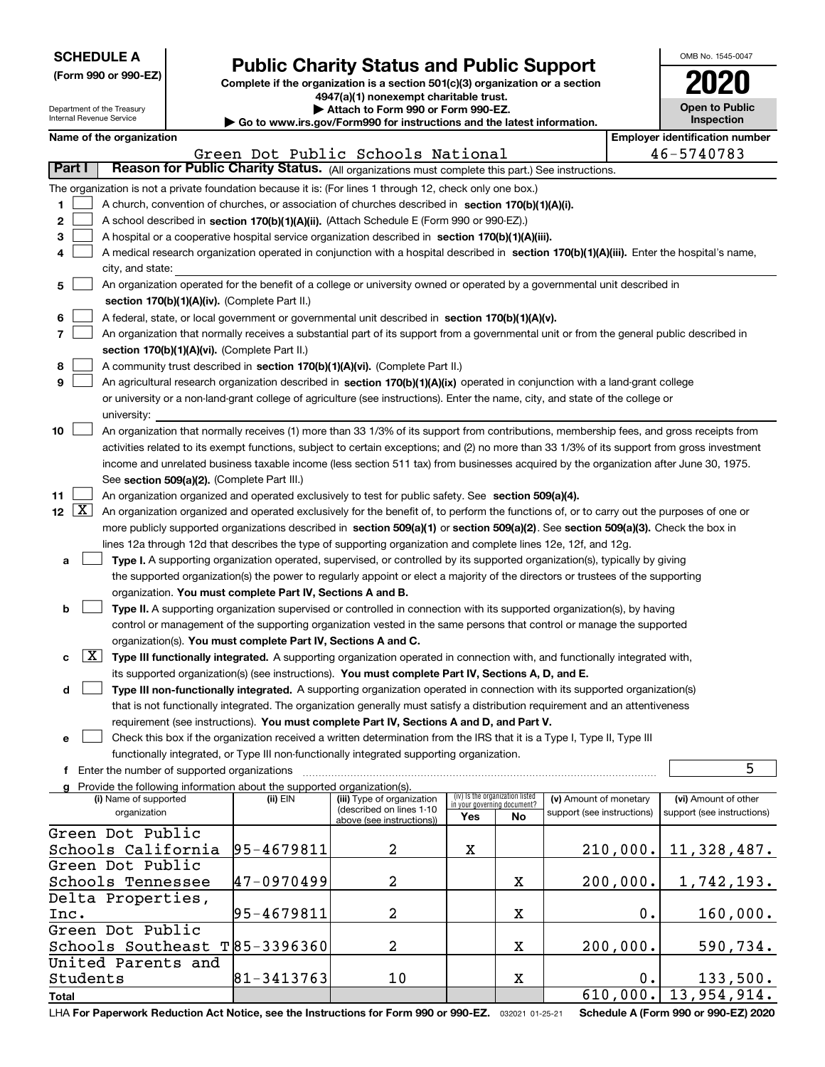**SCHEDULE A**
**(Form 990 or 990-EZ)**

Department of the Treasury
Internal Revenue Service

# Public Charity Status and Public Support

**Complete if the organization is a section 501(c)(3) organization or a section 4947(a)(1) nonexempt charitable trust.**
**▶ Attach to Form 990 or Form 990-EZ.**
**▶ Go to www.irs.gov/Form990 for instructions and the latest information.**

OMB No. 1545-0047
**2020**
**Open to Public Inspection**

**Name of the organization:** Green Dot Public Schools National
**Employer identification number:** 46-5740783

## Part I Reason for Public Charity Status. (All organizations must complete this part.) See instructions.

The organization is not a private foundation because it is: (For lines 1 through 12, check only one box.)

1. ☐ A church, convention of churches, or association of churches described in **section 170(b)(1)(A)(i).**
2. ☐ A school described in **section 170(b)(1)(A)(ii).** (Attach Schedule E (Form 990 or 990-EZ).)
3. ☐ A hospital or a cooperative hospital service organization described in **section 170(b)(1)(A)(iii).**
4. ☐ A medical research organization operated in conjunction with a hospital described in **section 170(b)(1)(A)(iii).** Enter the hospital's name, city, and state:
5. ☐ An organization operated for the benefit of a college or university owned or operated by a governmental unit described in **section 170(b)(1)(A)(iv).** (Complete Part II.)
6. ☐ A federal, state, or local government or governmental unit described in **section 170(b)(1)(A)(v).**
7. ☐ An organization that normally receives a substantial part of its support from a governmental unit or from the general public described in **section 170(b)(1)(A)(vi).** (Complete Part II.)
8. ☐ A community trust described in **section 170(b)(1)(A)(vi).** (Complete Part II.)
9. ☐ An agricultural research organization described in **section 170(b)(1)(A)(ix)** operated in conjunction with a land-grant college or university or a non-land-grant college of agriculture (see instructions). Enter the name, city, and state of the college or university:
10. ☐ An organization that normally receives (1) more than 33 1/3% of its support from contributions, membership fees, and gross receipts from activities related to its exempt functions, subject to certain exceptions; and (2) no more than 33 1/3% of its support from gross investment income and unrelated business taxable income (less section 511 tax) from businesses acquired by the organization after June 30, 1975. See **section 509(a)(2).** (Complete Part III.)
11. ☐ An organization organized and operated exclusively to test for public safety. See **section 509(a)(4).**
12. ☒ An organization organized and operated exclusively for the benefit of, to perform the functions of, or to carry out the purposes of one or more publicly supported organizations described in **section 509(a)(1)** or **section 509(a)(2).** See **section 509(a)(3).** Check the box in lines 12a through 12d that describes the type of supporting organization and complete lines 12e, 12f, and 12g.
   - **a** ☐ **Type I.** A supporting organization operated, supervised, or controlled by its supported organization(s), typically by giving the supported organization(s) the power to regularly appoint or elect a majority of the directors or trustees of the supporting organization. **You must complete Part IV, Sections A and B.**
   - **b** ☐ **Type II.** A supporting organization supervised or controlled in connection with its supported organization(s), by having control or management of the supporting organization vested in the same persons that control or manage the supported organization(s). **You must complete Part IV, Sections A and C.**
   - **c** ☒ **Type III functionally integrated.** A supporting organization operated in connection with, and functionally integrated with, its supported organization(s) (see instructions). **You must complete Part IV, Sections A, D, and E.**
   - **d** ☐ **Type III non-functionally integrated.** A supporting organization operated in connection with its supported organization(s) that is not functionally integrated. The organization generally must satisfy a distribution requirement and an attentiveness requirement (see instructions). **You must complete Part IV, Sections A and D, and Part V.**
   - **e** ☐ Check this box if the organization received a written determination from the IRS that it is a Type I, Type II, Type III functionally integrated, or Type III non-functionally integrated supporting organization.
   - **f** Enter the number of supported organizations: 5
   - **g** Provide the following information about the supported organization(s).

| (i) Name of supported organization | (ii) EIN | (iii) Type of organization (described on lines 1-10 above (see instructions)) | (iv) Is the organization listed in your governing document? Yes | No | (v) Amount of monetary support (see instructions) | (vi) Amount of other support (see instructions) |
|---|---|---|---|---|---|---|
| Green Dot Public Schools California | 95-4679811 | 2 | X | | 210,000. | 11,328,487. |
| Green Dot Public Schools Tennessee | 47-0970499 | 2 | | X | 200,000. | 1,742,193. |
| Delta Properties, Inc. | 95-4679811 | 2 | | X | 0. | 160,000. |
| Green Dot Public Schools Southeast T | 85-3396360 | 2 | | X | 200,000. | 590,734. |
| United Parents and Students | 81-3413763 | 10 | | X | 0. | 133,500. |
| **Total** | | | | | 610,000. | 13,954,914. |

LHA **For Paperwork Reduction Act Notice, see the Instructions for Form 990 or 990-EZ.** 032021 01-25-21 **Schedule A (Form 990 or 990-EZ) 2020**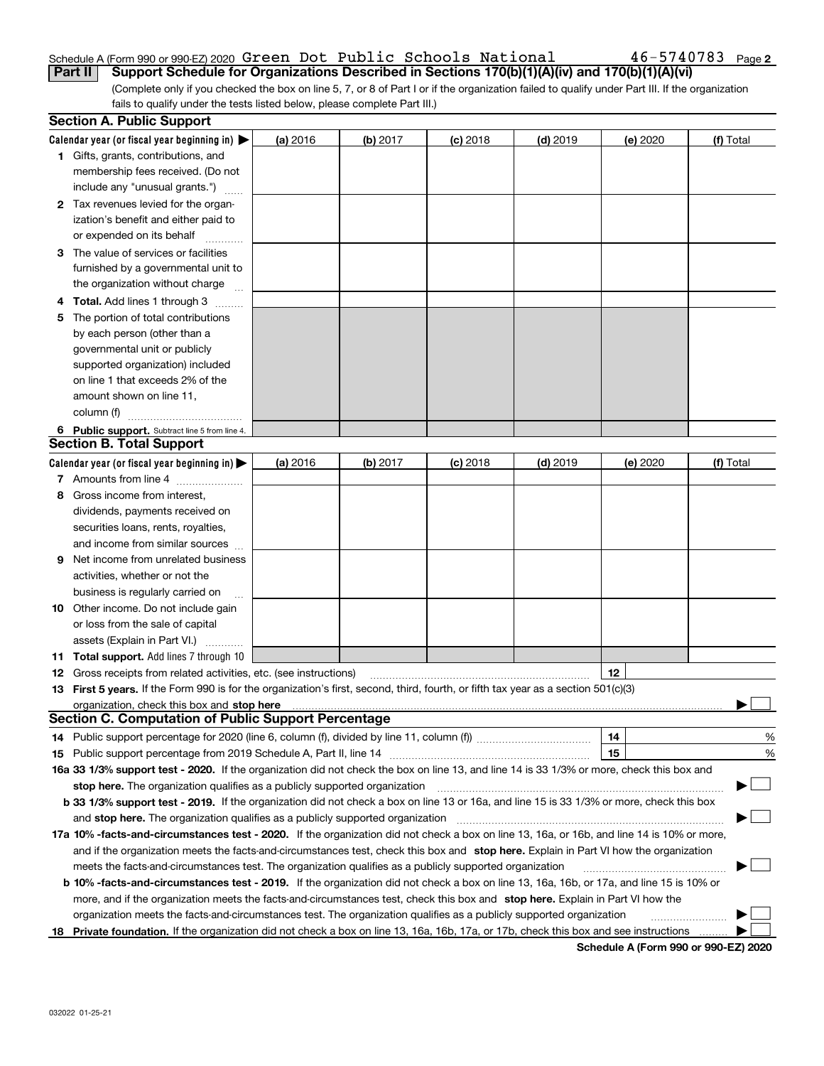Schedule A (Form 990 or 990-EZ) 2020 Green Dot Public Schools National 46-5740783 Page 2

**Part II** **Support Schedule for Organizations Described in Sections 170(b)(1)(A)(iv) and 170(b)(1)(A)(vi)**

(Complete only if you checked the box on line 5, 7, or 8 of Part I or if the organization failed to qualify under Part III. If the organization fails to qualify under the tests listed below, please complete Part III.)

## Section A. Public Support

| Calendar year (or fiscal year beginning in) ▶ | (a) 2016 | (b) 2017 | (c) 2018 | (d) 2019 | (e) 2020 | (f) Total |
|---|---|---|---|---|---|---|
| **1** Gifts, grants, contributions, and membership fees received. (Do not include any "unusual grants.") | | | | | | |
| **2** Tax revenues levied for the organization's benefit and either paid to or expended on its behalf | | | | | | |
| **3** The value of services or facilities furnished by a governmental unit to the organization without charge | | | | | | |
| **4** **Total.** Add lines 1 through 3 | | | | | | |
| **5** The portion of total contributions by each person (other than a governmental unit or publicly supported organization) included on line 1 that exceeds 2% of the amount shown on line 11, column (f) | | | | | | |
| **6** **Public support.** Subtract line 5 from line 4. | | | | | | |

## Section B. Total Support

| Calendar year (or fiscal year beginning in) ▶ | (a) 2016 | (b) 2017 | (c) 2018 | (d) 2019 | (e) 2020 | (f) Total |
|---|---|---|---|---|---|---|
| **7** Amounts from line 4 | | | | | | |
| **8** Gross income from interest, dividends, payments received on securities loans, rents, royalties, and income from similar sources | | | | | | |
| **9** Net income from unrelated business activities, whether or not the business is regularly carried on | | | | | | |
| **10** Other income. Do not include gain or loss from the sale of capital assets (Explain in Part VI.) | | | | | | |
| **11** **Total support.** Add lines 7 through 10 | | | | | | |

**12** Gross receipts from related activities, etc. (see instructions) | **12** |

**13** **First 5 years.** If the Form 990 is for the organization's first, second, third, fourth, or fifth tax year as a section 501(c)(3) organization, check this box and **stop here** ▶ ☐

## Section C. Computation of Public Support Percentage

**14** Public support percentage for 2020 (line 6, column (f), divided by line 11, column (f)) | **14** | %

**15** Public support percentage from 2019 Schedule A, Part II, line 14 | **15** | %

**16a** **33 1/3% support test - 2020.** If the organization did not check the box on line 13, and line 14 is 33 1/3% or more, check this box and **stop here.** The organization qualifies as a publicly supported organization ▶ ☐

**b** **33 1/3% support test - 2019.** If the organization did not check a box on line 13 or 16a, and line 15 is 33 1/3% or more, check this box and **stop here.** The organization qualifies as a publicly supported organization ▶ ☐

**17a** **10% -facts-and-circumstances test - 2020.** If the organization did not check a box on line 13, 16a, or 16b, and line 14 is 10% or more, and if the organization meets the facts-and-circumstances test, check this box and **stop here.** Explain in Part VI how the organization meets the facts-and-circumstances test. The organization qualifies as a publicly supported organization ▶ ☐

**b** **10% -facts-and-circumstances test - 2019.** If the organization did not check a box on line 13, 16a, 16b, or 17a, and line 15 is 10% or more, and if the organization meets the facts-and-circumstances test, check this box and **stop here.** Explain in Part VI how the organization meets the facts-and-circumstances test. The organization qualifies as a publicly supported organization ▶ ☐

**18** **Private foundation.** If the organization did not check a box on line 13, 16a, 16b, 17a, or 17b, check this box and see instructions ▶ ☐

**Schedule A (Form 990 or 990-EZ) 2020**

032022 01-25-21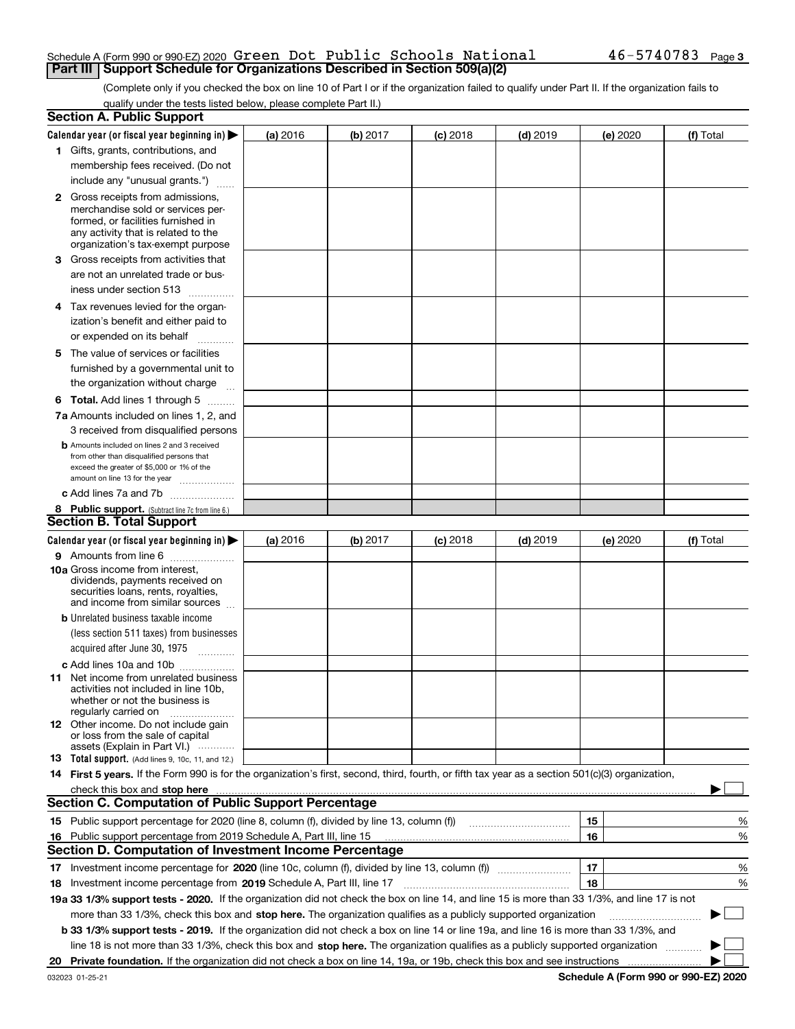Schedule A (Form 990 or 990-EZ) 2020 Green Dot Public Schools National 46-5740783 Page 3

## Part III Support Schedule for Organizations Described in Section 509(a)(2)

(Complete only if you checked the box on line 10 of Part I or if the organization failed to qualify under Part II. If the organization fails to qualify under the tests listed below, please complete Part II.)

### Section A. Public Support

| Calendar year (or fiscal year beginning in) ▶ | (a) 2016 | (b) 2017 | (c) 2018 | (d) 2019 | (e) 2020 | (f) Total |
|---|---|---|---|---|---|---|
| 1 Gifts, grants, contributions, and membership fees received. (Do not include any "unusual grants.") | | | | | | |
| 2 Gross receipts from admissions, merchandise sold or services performed, or facilities furnished in any activity that is related to the organization's tax-exempt purpose | | | | | | |
| 3 Gross receipts from activities that are not an unrelated trade or business under section 513 | | | | | | |
| 4 Tax revenues levied for the organization's benefit and either paid to or expended on its behalf | | | | | | |
| 5 The value of services or facilities furnished by a governmental unit to the organization without charge | | | | | | |
| 6 **Total.** Add lines 1 through 5 | | | | | | |
| 7a Amounts included on lines 1, 2, and 3 received from disqualified persons | | | | | | |
| b Amounts included on lines 2 and 3 received from other than disqualified persons that exceed the greater of $5,000 or 1% of the amount on line 13 for the year | | | | | | |
| c Add lines 7a and 7b | | | | | | |
| 8 **Public support.** (Subtract line 7c from line 6.) | | | | | | |

### Section B. Total Support

| Calendar year (or fiscal year beginning in) ▶ | (a) 2016 | (b) 2017 | (c) 2018 | (d) 2019 | (e) 2020 | (f) Total |
|---|---|---|---|---|---|---|
| 9 Amounts from line 6 | | | | | | |
| 10a Gross income from interest, dividends, payments received on securities loans, rents, royalties, and income from similar sources | | | | | | |
| b Unrelated business taxable income (less section 511 taxes) from businesses acquired after June 30, 1975 | | | | | | |
| c Add lines 10a and 10b | | | | | | |
| 11 Net income from unrelated business activities not included in line 10b, whether or not the business is regularly carried on | | | | | | |
| 12 Other income. Do not include gain or loss from the sale of capital assets (Explain in Part VI.) | | | | | | |
| 13 **Total support.** (Add lines 9, 10c, 11, and 12.) | | | | | | |

**14 First 5 years.** If the Form 990 is for the organization's first, second, third, fourth, or fifth tax year as a section 501(c)(3) organization, check this box and **stop here** ▶ ☐

### Section C. Computation of Public Support Percentage

| | | | |
|---|---|---|---|
| 15 | Public support percentage for 2020 (line 8, column (f), divided by line 13, column (f)) | 15 | % |
| 16 | Public support percentage from 2019 Schedule A, Part III, line 15 | 16 | % |

### Section D. Computation of Investment Income Percentage

| | | | |
|---|---|---|---|
| 17 | Investment income percentage for **2020** (line 10c, column (f), divided by line 13, column (f)) | 17 | % |
| 18 | Investment income percentage from **2019** Schedule A, Part III, line 17 | 18 | % |

**19a 33 1/3% support tests - 2020.** If the organization did not check the box on line 14, and line 15 is more than 33 1/3%, and line 17 is not more than 33 1/3%, check this box and **stop here.** The organization qualifies as a publicly supported organization ▶ ☐

**b 33 1/3% support tests - 2019.** If the organization did not check a box on line 14 or line 19a, and line 16 is more than 33 1/3%, and line 18 is not more than 33 1/3%, check this box and **stop here.** The organization qualifies as a publicly supported organization ▶ ☐

**20 Private foundation.** If the organization did not check a box on line 14, 19a, or 19b, check this box and see instructions ▶ ☐

032023 01-25-21 **Schedule A (Form 990 or 990-EZ) 2020**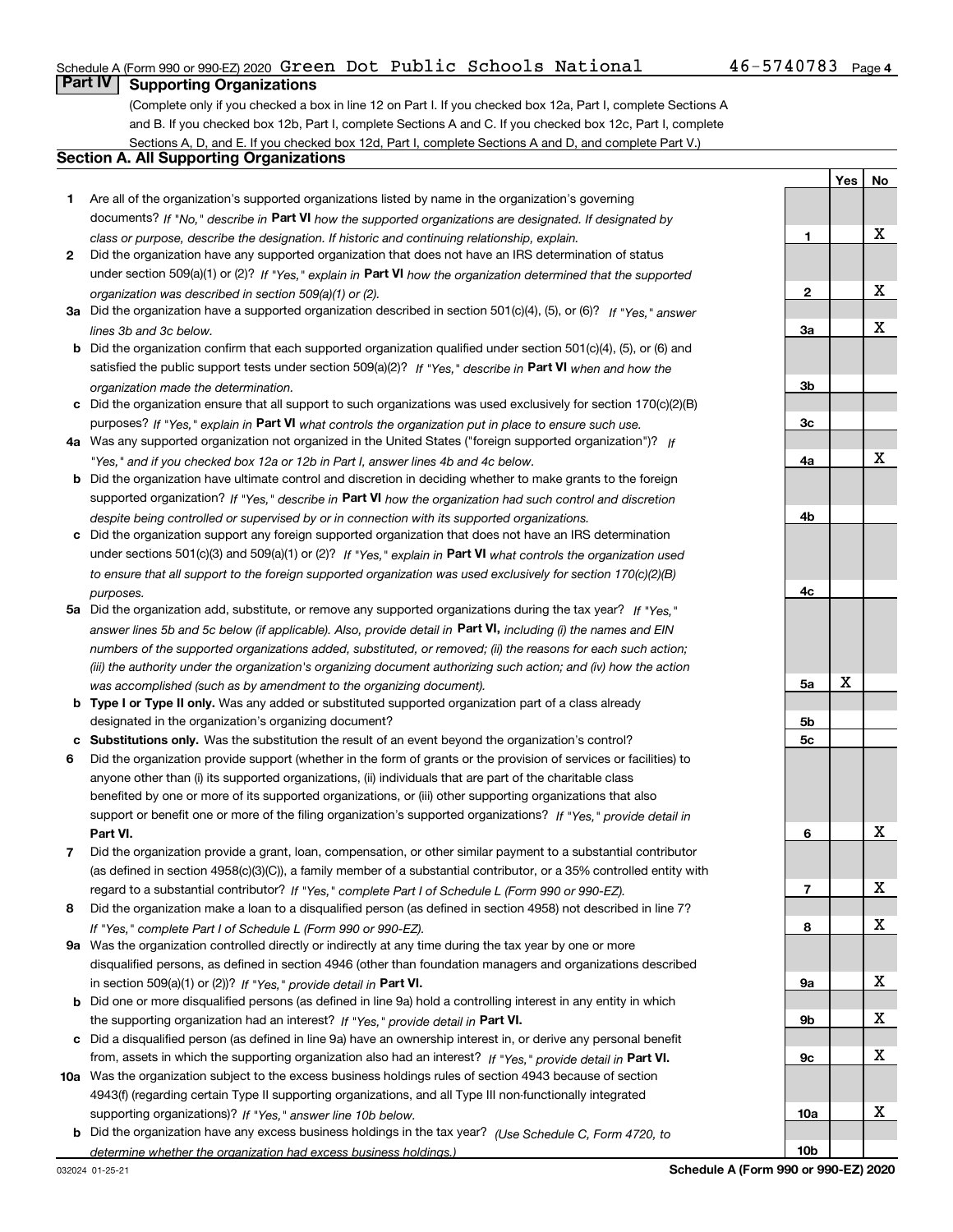Schedule A (Form 990 or 990-EZ) 2020 Green Dot Public Schools National 46-5740783 Page 4

## Part IV Supporting Organizations

(Complete only if you checked a box in line 12 on Part I. If you checked box 12a, Part I, complete Sections A and B. If you checked box 12b, Part I, complete Sections A and C. If you checked box 12c, Part I, complete Sections A, D, and E. If you checked box 12d, Part I, complete Sections A and D, and complete Part V.)

### Section A. All Supporting Organizations

| | | | Yes | No |
|---|---|---|---|---|
| **1** | Are all of the organization's supported organizations listed by name in the organization's governing documents? *If "No," describe in* **Part VI** *how the supported organizations are designated. If designated by class or purpose, describe the designation. If historic and continuing relationship, explain.* | **1** | | X |
| **2** | Did the organization have any supported organization that does not have an IRS determination of status under section 509(a)(1) or (2)? *If "Yes," explain in* **Part VI** *how the organization determined that the supported organization was described in section 509(a)(1) or (2).* | **2** | | X |
| **3a** | Did the organization have a supported organization described in section 501(c)(4), (5), or (6)? *If "Yes," answer lines 3b and 3c below.* | **3a** | | X |
| **b** | Did the organization confirm that each supported organization qualified under section 501(c)(4), (5), or (6) and satisfied the public support tests under section 509(a)(2)? *If "Yes," describe in* **Part VI** *when and how the organization made the determination.* | **3b** | | |
| **c** | Did the organization ensure that all support to such organizations was used exclusively for section 170(c)(2)(B) purposes? *If "Yes," explain in* **Part VI** *what controls the organization put in place to ensure such use.* | **3c** | | |
| **4a** | Was any supported organization not organized in the United States ("foreign supported organization")? *If "Yes," and if you checked box 12a or 12b in Part I, answer lines 4b and 4c below.* | **4a** | | X |
| **b** | Did the organization have ultimate control and discretion in deciding whether to make grants to the foreign supported organization? *If "Yes," describe in* **Part VI** *how the organization had such control and discretion despite being controlled or supervised by or in connection with its supported organizations.* | **4b** | | |
| **c** | Did the organization support any foreign supported organization that does not have an IRS determination under sections 501(c)(3) and 509(a)(1) or (2)? *If "Yes," explain in* **Part VI** *what controls the organization used to ensure that all support to the foreign supported organization was used exclusively for section 170(c)(2)(B) purposes.* | **4c** | | |
| **5a** | Did the organization add, substitute, or remove any supported organizations during the tax year? *If "Yes," answer lines 5b and 5c below (if applicable). Also, provide detail in* **Part VI,** *including (i) the names and EIN numbers of the supported organizations added, substituted, or removed; (ii) the reasons for each such action; (iii) the authority under the organization's organizing document authorizing such action; and (iv) how the action was accomplished (such as by amendment to the organizing document).* | **5a** | X | |
| **b** | **Type I or Type II only.** Was any added or substituted supported organization part of a class already designated in the organization's organizing document? | **5b** | | |
| **c** | **Substitutions only.** Was the substitution the result of an event beyond the organization's control? | **5c** | | |
| **6** | Did the organization provide support (whether in the form of grants or the provision of services or facilities) to anyone other than (i) its supported organizations, (ii) individuals that are part of the charitable class benefited by one or more of its supported organizations, or (iii) other supporting organizations that also support or benefit one or more of the filing organization's supported organizations? *If "Yes," provide detail in* **Part VI.** | **6** | | X |
| **7** | Did the organization provide a grant, loan, compensation, or other similar payment to a substantial contributor (as defined in section 4958(c)(3)(C)), a family member of a substantial contributor, or a 35% controlled entity with regard to a substantial contributor? *If "Yes," complete Part I of Schedule L (Form 990 or 990-EZ).* | **7** | | X |
| **8** | Did the organization make a loan to a disqualified person (as defined in section 4958) not described in line 7? *If "Yes," complete Part I of Schedule L (Form 990 or 990-EZ).* | **8** | | X |
| **9a** | Was the organization controlled directly or indirectly at any time during the tax year by one or more disqualified persons, as defined in section 4946 (other than foundation managers and organizations described in section 509(a)(1) or (2))? *If "Yes," provide detail in* **Part VI.** | **9a** | | X |
| **b** | Did one or more disqualified persons (as defined in line 9a) hold a controlling interest in any entity in which the supporting organization had an interest? *If "Yes," provide detail in* **Part VI.** | **9b** | | X |
| **c** | Did a disqualified person (as defined in line 9a) have an ownership interest in, or derive any personal benefit from, assets in which the supporting organization also had an interest? *If "Yes," provide detail in* **Part VI.** | **9c** | | X |
| **10a** | Was the organization subject to the excess business holdings rules of section 4943 because of section 4943(f) (regarding certain Type II supporting organizations, and all Type III non-functionally integrated supporting organizations)? *If "Yes," answer line 10b below.* | **10a** | | X |
| **b** | Did the organization have any excess business holdings in the tax year? *(Use Schedule C, Form 4720, to determine whether the organization had excess business holdings.)* | **10b** | | |

032024 01-25-21 **Schedule A (Form 990 or 990-EZ) 2020**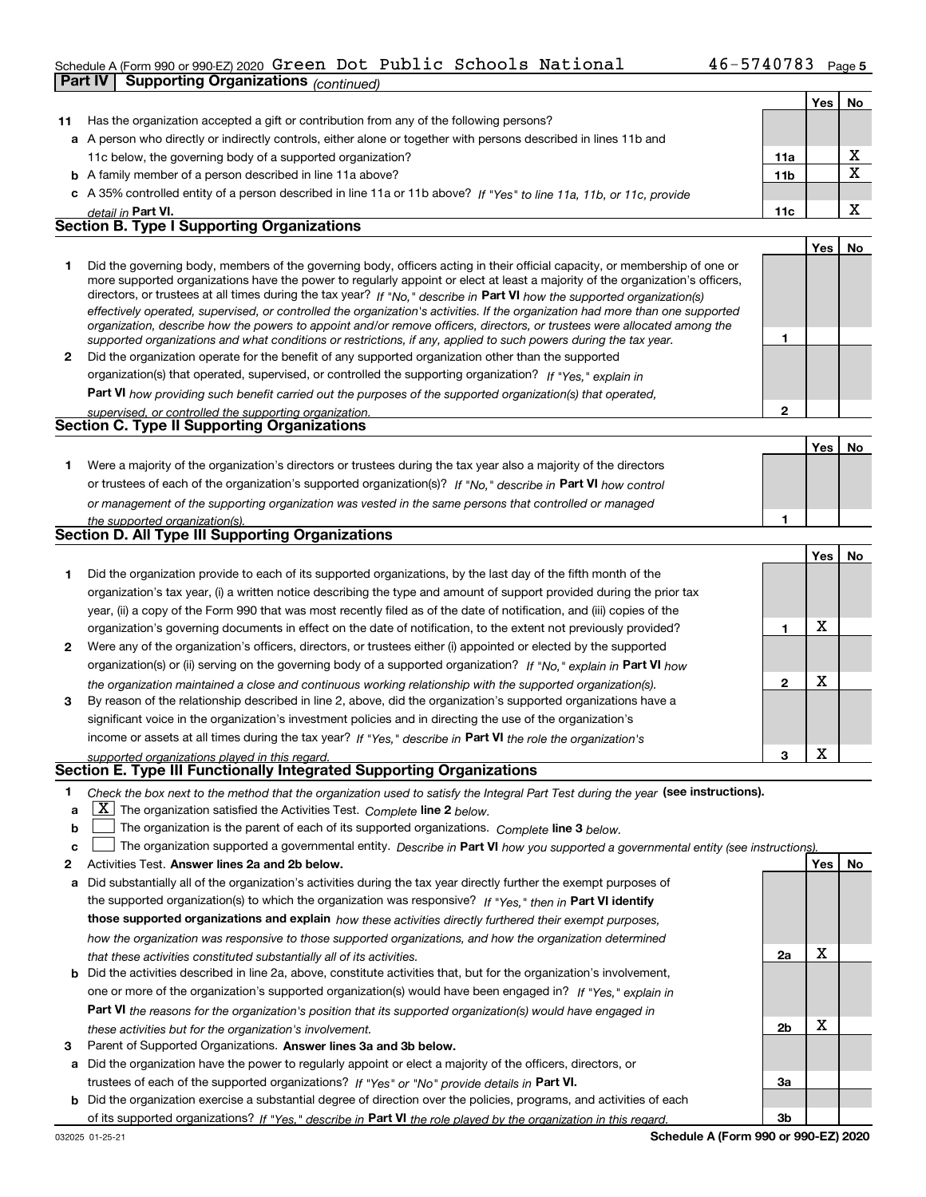Schedule A (Form 990 or 990-EZ) 2020 Green Dot Public Schools National 46-5740783 Page 5

**Part IV | Supporting Organizations** *(continued)*

| | | | Yes | No |
|---|---|---|---|---|
| **11** | Has the organization accepted a gift or contribution from any of the following persons? | | | |
| **a** | A person who directly or indirectly controls, either alone or together with persons described in lines 11b and 11c below, the governing body of a supported organization? | **11a** | | X |
| **b** | A family member of a person described in line 11a above? | **11b** | | X |
| **c** | A 35% controlled entity of a person described in line 11a or 11b above? *If "Yes" to line 11a, 11b, or 11c, provide detail in* **Part VI.** | **11c** | | X |

### Section B. Type I Supporting Organizations

| | | | Yes | No |
|---|---|---|---|---|
| **1** | Did the governing body, members of the governing body, officers acting in their official capacity, or membership of one or more supported organizations have the power to regularly appoint or elect at least a majority of the organization's officers, directors, or trustees at all times during the tax year? *If "No," describe in* **Part VI** *how the supported organization(s) effectively operated, supervised, or controlled the organization's activities. If the organization had more than one supported organization, describe how the powers to appoint and/or remove officers, directors, or trustees were allocated among the supported organizations and what conditions or restrictions, if any, applied to such powers during the tax year.* | **1** | | |
| **2** | Did the organization operate for the benefit of any supported organization other than the supported organization(s) that operated, supervised, or controlled the supporting organization? *If "Yes," explain in* **Part VI** *how providing such benefit carried out the purposes of the supported organization(s) that operated, supervised, or controlled the supporting organization.* | **2** | | |

### Section C. Type II Supporting Organizations

| | | | Yes | No |
|---|---|---|---|---|
| **1** | Were a majority of the organization's directors or trustees during the tax year also a majority of the directors or trustees of each of the organization's supported organization(s)? *If "No," describe in* **Part VI** *how control or management of the supporting organization was vested in the same persons that controlled or managed the supported organization(s).* | **1** | | |

### Section D. All Type III Supporting Organizations

| | | | Yes | No |
|---|---|---|---|---|
| **1** | Did the organization provide to each of its supported organizations, by the last day of the fifth month of the organization's tax year, (i) a written notice describing the type and amount of support provided during the prior tax year, (ii) a copy of the Form 990 that was most recently filed as of the date of notification, and (iii) copies of the organization's governing documents in effect on the date of notification, to the extent not previously provided? | **1** | X | |
| **2** | Were any of the organization's officers, directors, or trustees either (i) appointed or elected by the supported organization(s) or (ii) serving on the governing body of a supported organization? *If "No," explain in* **Part VI** *how the organization maintained a close and continuous working relationship with the supported organization(s).* | **2** | X | |
| **3** | By reason of the relationship described in line 2, above, did the organization's supported organizations have a significant voice in the organization's investment policies and in directing the use of the organization's income or assets at all times during the tax year? *If "Yes," describe in* **Part VI** *the role the organization's supported organizations played in this regard.* | **3** | X | |

### Section E. Type III Functionally Integrated Supporting Organizations

**1** *Check the box next to the method that the organization used to satisfy the Integral Part Test during the year* **(see instructions).**

**a** [X] The organization satisfied the Activities Test. *Complete* **line 2** *below.*

**b** [ ] The organization is the parent of each of its supported organizations. *Complete* **line 3** *below.*

**c** [ ] The organization supported a governmental entity. *Describe in* **Part VI** *how you supported a governmental entity (see instructions).*

| | | | Yes | No |
|---|---|---|---|---|
| **2** | Activities Test. **Answer lines 2a and 2b below.** | | | |
| **a** | Did substantially all of the organization's activities during the tax year directly further the exempt purposes of the supported organization(s) to which the organization was responsive? *If "Yes," then in* **Part VI identify those supported organizations and explain** *how these activities directly furthered their exempt purposes, how the organization was responsive to those supported organizations, and how the organization determined that these activities constituted substantially all of its activities.* | **2a** | X | |
| **b** | Did the activities described in line 2a, above, constitute activities that, but for the organization's involvement, one or more of the organization's supported organization(s) would have been engaged in? *If "Yes," explain in* **Part VI** *the reasons for the organization's position that its supported organization(s) would have engaged in these activities but for the organization's involvement.* | **2b** | X | |
| **3** | Parent of Supported Organizations. **Answer lines 3a and 3b below.** | | | |
| **a** | Did the organization have the power to regularly appoint or elect a majority of the officers, directors, or trustees of each of the supported organizations? *If "Yes" or "No" provide details in* **Part VI.** | **3a** | | |
| **b** | Did the organization exercise a substantial degree of direction over the policies, programs, and activities of each of its supported organizations? *If "Yes," describe in* **Part VI** *the role played by the organization in this regard.* | **3b** | | |

032025 01-25-21 **Schedule A (Form 990 or 990-EZ) 2020**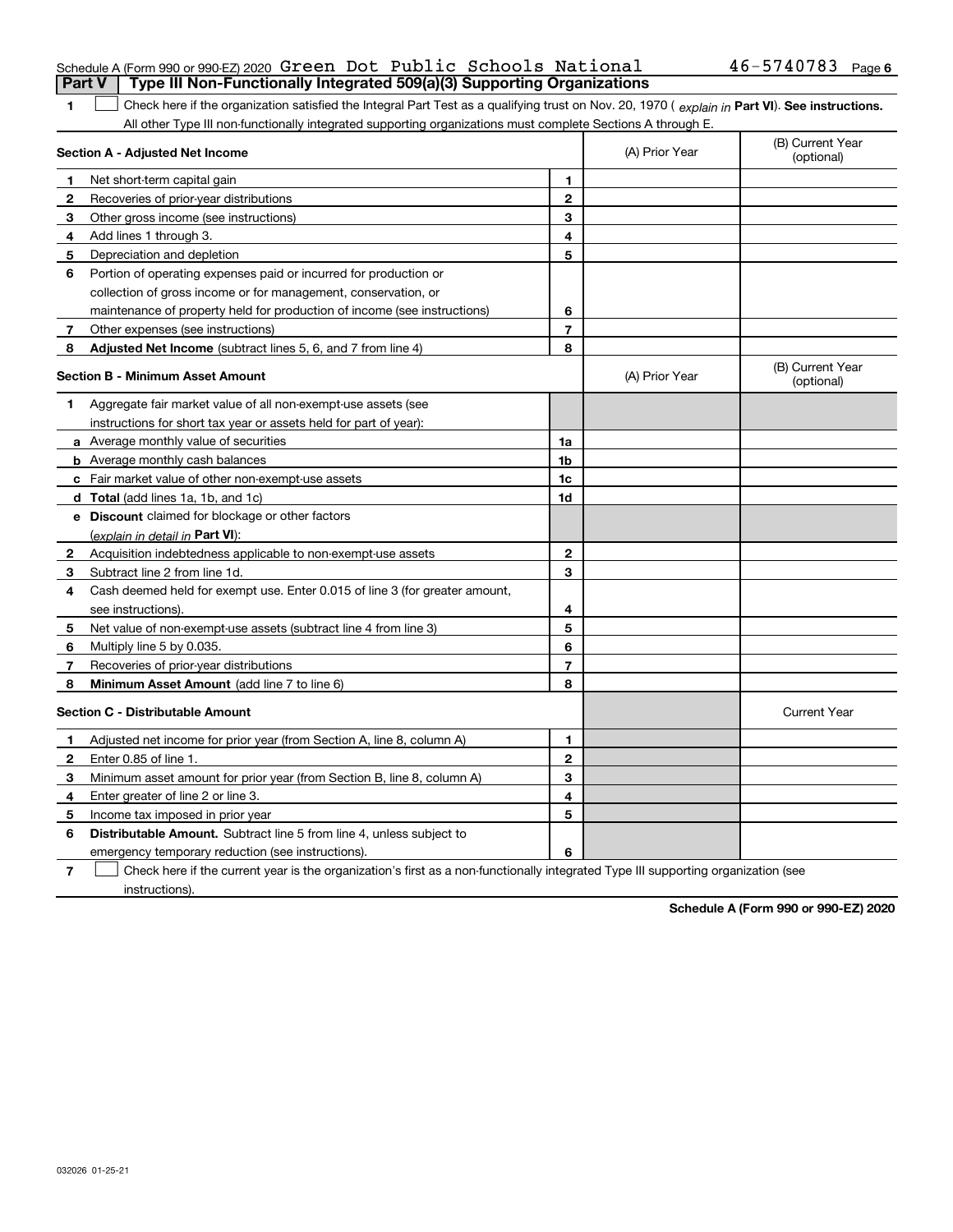Schedule A (Form 990 or 990-EZ) 2020 Green Dot Public Schools National 46-5740783 Page 6

## Part V | Type III Non-Functionally Integrated 509(a)(3) Supporting Organizations

**1** ☐ Check here if the organization satisfied the Integral Part Test as a qualifying trust on Nov. 20, 1970 ( *explain in* **Part VI**). **See instructions.** All other Type III non-functionally integrated supporting organizations must complete Sections A through E.

| **Section A - Adjusted Net Income** | | | (A) Prior Year | (B) Current Year (optional) |
|---|---|---|---|---|
| 1 | Net short-term capital gain | 1 | | |
| 2 | Recoveries of prior-year distributions | 2 | | |
| 3 | Other gross income (see instructions) | 3 | | |
| 4 | Add lines 1 through 3. | 4 | | |
| 5 | Depreciation and depletion | 5 | | |
| 6 | Portion of operating expenses paid or incurred for production or collection of gross income or for management, conservation, or maintenance of property held for production of income (see instructions) | 6 | | |
| 7 | Other expenses (see instructions) | 7 | | |
| 8 | **Adjusted Net Income** (subtract lines 5, 6, and 7 from line 4) | 8 | | |

| **Section B - Minimum Asset Amount** | | | (A) Prior Year | (B) Current Year (optional) |
|---|---|---|---|---|
| 1 | Aggregate fair market value of all non-exempt-use assets (see instructions for short tax year or assets held for part of year): | | | |
| a | Average monthly value of securities | 1a | | |
| b | Average monthly cash balances | 1b | | |
| c | Fair market value of other non-exempt-use assets | 1c | | |
| d | **Total** (add lines 1a, 1b, and 1c) | 1d | | |
| e | **Discount** claimed for blockage or other factors (*explain in detail in* **Part VI**): | | | |
| 2 | Acquisition indebtedness applicable to non-exempt-use assets | 2 | | |
| 3 | Subtract line 2 from line 1d. | 3 | | |
| 4 | Cash deemed held for exempt use. Enter 0.015 of line 3 (for greater amount, see instructions). | 4 | | |
| 5 | Net value of non-exempt-use assets (subtract line 4 from line 3) | 5 | | |
| 6 | Multiply line 5 by 0.035. | 6 | | |
| 7 | Recoveries of prior-year distributions | 7 | | |
| 8 | **Minimum Asset Amount** (add line 7 to line 6) | 8 | | |

| **Section C - Distributable Amount** | | | | Current Year |
|---|---|---|---|---|
| 1 | Adjusted net income for prior year (from Section A, line 8, column A) | 1 | | |
| 2 | Enter 0.85 of line 1. | 2 | | |
| 3 | Minimum asset amount for prior year (from Section B, line 8, column A) | 3 | | |
| 4 | Enter greater of line 2 or line 3. | 4 | | |
| 5 | Income tax imposed in prior year | 5 | | |
| 6 | **Distributable Amount.** Subtract line 5 from line 4, unless subject to emergency temporary reduction (see instructions). | 6 | | |

**7** ☐ Check here if the current year is the organization's first as a non-functionally integrated Type III supporting organization (see instructions).

**Schedule A (Form 990 or 990-EZ) 2020**

032026 01-25-21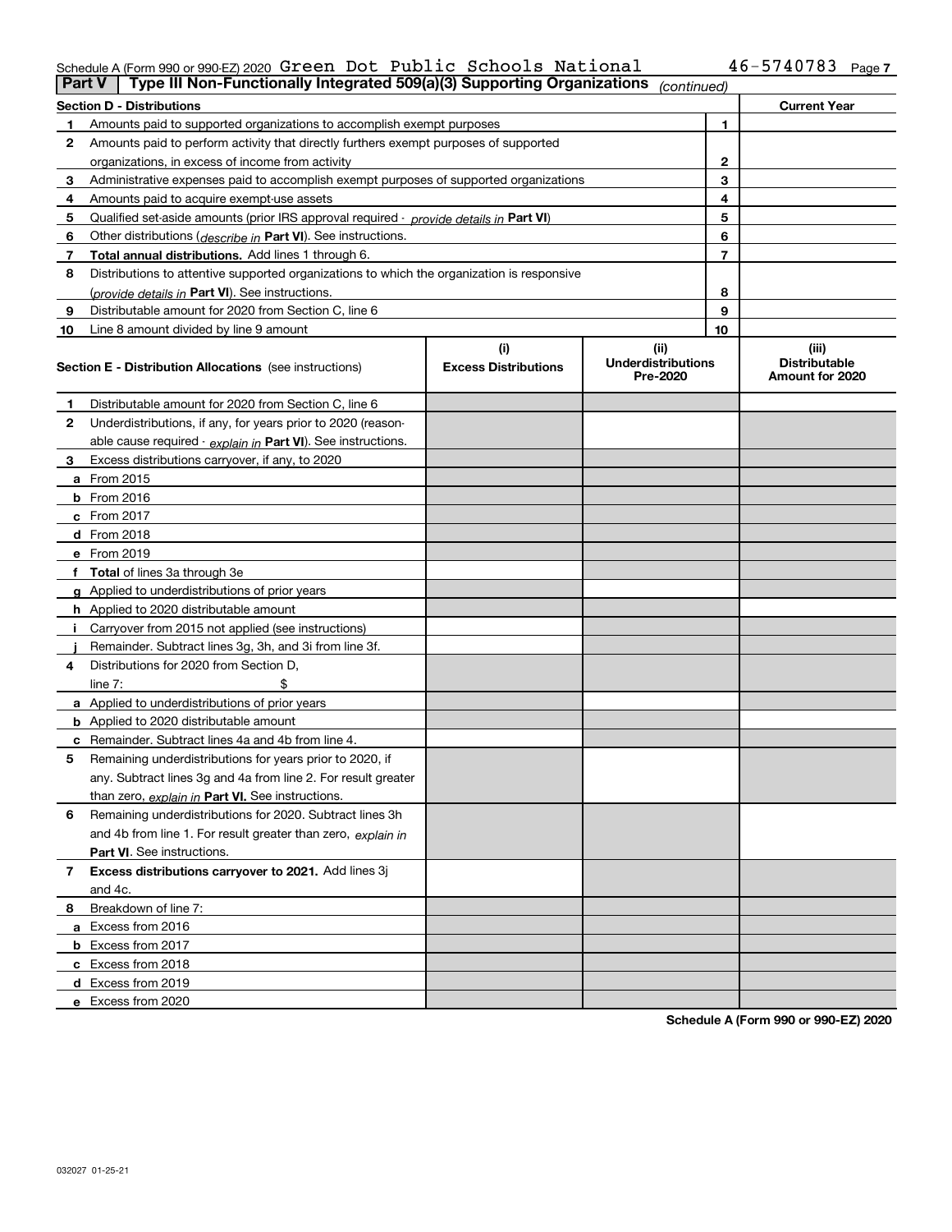Schedule A (Form 990 or 990-EZ) 2020 Green Dot Public Schools National 46-5740783 Page 7

**Part V | Type III Non-Functionally Integrated 509(a)(3) Supporting Organizations** *(continued)*

| Section D - Distributions | | | Current Year |
|---|---|---|---|
| 1 | Amounts paid to supported organizations to accomplish exempt purposes | 1 | |
| 2 | Amounts paid to perform activity that directly furthers exempt purposes of supported organizations, in excess of income from activity | 2 | |
| 3 | Administrative expenses paid to accomplish exempt purposes of supported organizations | 3 | |
| 4 | Amounts paid to acquire exempt-use assets | 4 | |
| 5 | Qualified set-aside amounts (prior IRS approval required - *provide details in* **Part VI**) | 5 | |
| 6 | Other distributions (*describe in* **Part VI**). See instructions. | 6 | |
| 7 | **Total annual distributions.** Add lines 1 through 6. | 7 | |
| 8 | Distributions to attentive supported organizations to which the organization is responsive (*provide details in* **Part VI**). See instructions. | 8 | |
| 9 | Distributable amount for 2020 from Section C, line 6 | 9 | |
| 10 | Line 8 amount divided by line 9 amount | 10 | |

| Section E - Distribution Allocations (see instructions) | (i) Excess Distributions | (ii) Underdistributions Pre-2020 | (iii) Distributable Amount for 2020 |
|---|---|---|---|
| **1** Distributable amount for 2020 from Section C, line 6 | | | |
| **2** Underdistributions, if any, for years prior to 2020 (reasonable cause required - *explain in* **Part VI**). See instructions. | | | |
| **3** Excess distributions carryover, if any, to 2020 | | | |
| **a** From 2015 | | | |
| **b** From 2016 | | | |
| **c** From 2017 | | | |
| **d** From 2018 | | | |
| **e** From 2019 | | | |
| **f Total** of lines 3a through 3e | | | |
| **g** Applied to underdistributions of prior years | | | |
| **h** Applied to 2020 distributable amount | | | |
| **i** Carryover from 2015 not applied (see instructions) | | | |
| **j** Remainder. Subtract lines 3g, 3h, and 3i from line 3f. | | | |
| **4** Distributions for 2020 from Section D, line 7: $ | | | |
| **a** Applied to underdistributions of prior years | | | |
| **b** Applied to 2020 distributable amount | | | |
| **c** Remainder. Subtract lines 4a and 4b from line 4. | | | |
| **5** Remaining underdistributions for years prior to 2020, if any. Subtract lines 3g and 4a from line 2. For result greater than zero, *explain in* **Part VI**. See instructions. | | | |
| **6** Remaining underdistributions for 2020. Subtract lines 3h and 4b from line 1. For result greater than zero, *explain in* **Part VI**. See instructions. | | | |
| **7 Excess distributions carryover to 2021.** Add lines 3j and 4c. | | | |
| **8** Breakdown of line 7: | | | |
| **a** Excess from 2016 | | | |
| **b** Excess from 2017 | | | |
| **c** Excess from 2018 | | | |
| **d** Excess from 2019 | | | |
| **e** Excess from 2020 | | | |

**Schedule A (Form 990 or 990-EZ) 2020**

032027 01-25-21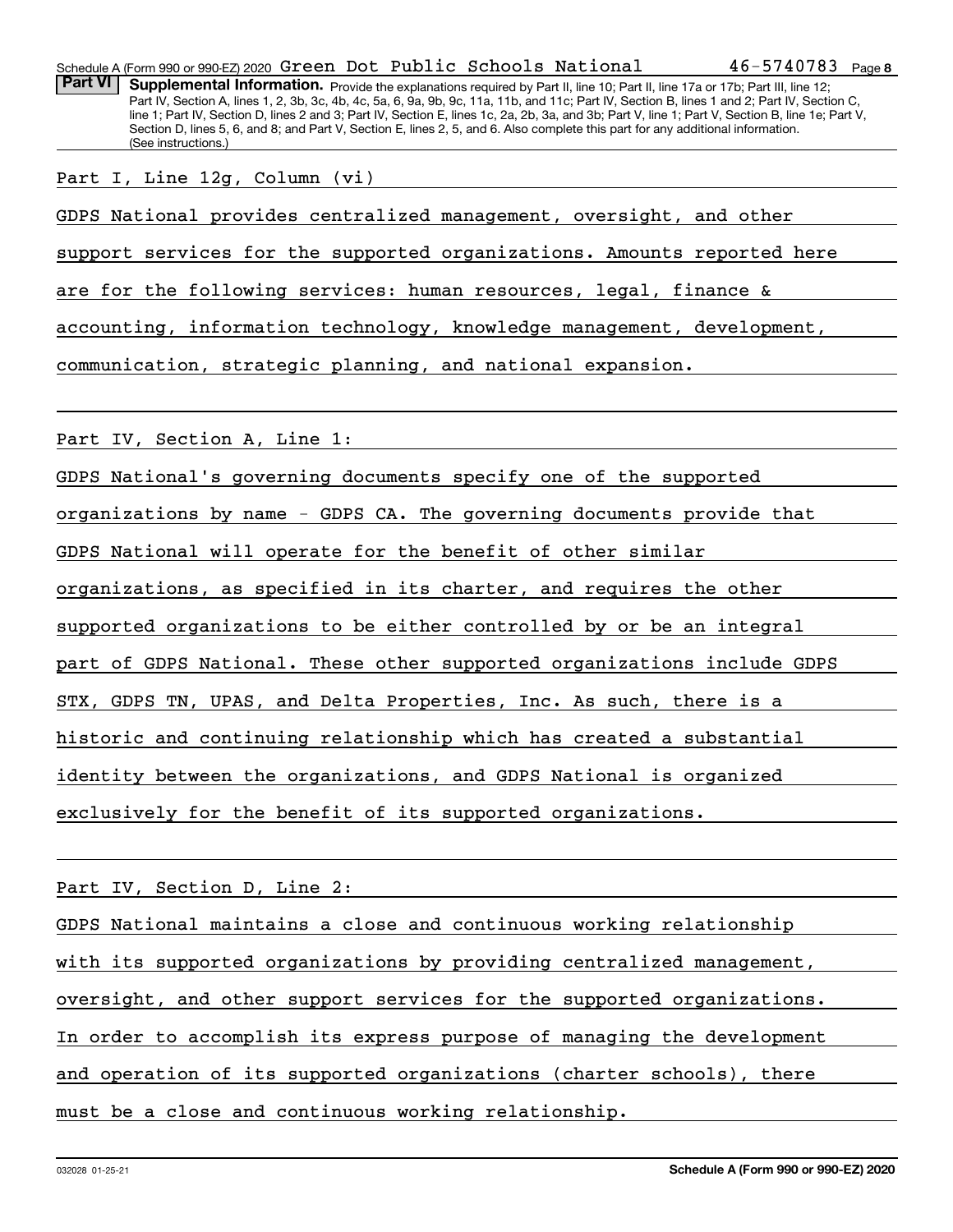**Part VI Supplemental Information.** Provide the explanations required by Part II, line 10; Part II, line 17a or 17b; Part III, line 12; Part IV, Section A, lines 1, 2, 3b, 3c, 4b, 4c, 5a, 6, 9a, 9b, 9c, 11a, 11b, and 11c; Part IV, Section B, lines 1 and 2; Part IV, Section C, line 1; Part IV, Section D, lines 2 and 3; Part IV, Section E, lines 1c, 2a, 2b, 3a, and 3b; Part V, line 1; Part V, Section B, line 1e; Part V, Section D, lines 5, 6, and 8; and Part V, Section E, lines 2, 5, and 6. Also complete this part for any additional information. (See instructions.)

Part I, Line 12g, Column (vi)

GDPS National provides centralized management, oversight, and other support services for the supported organizations. Amounts reported here are for the following services: human resources, legal, finance & accounting, information technology, knowledge management, development, communication, strategic planning, and national expansion.

Part IV, Section A, Line 1:

GDPS National's governing documents specify one of the supported organizations by name - GDPS CA. The governing documents provide that GDPS National will operate for the benefit of other similar organizations, as specified in its charter, and requires the other supported organizations to be either controlled by or be an integral part of GDPS National. These other supported organizations include GDPS STX, GDPS TN, UPAS, and Delta Properties, Inc. As such, there is a historic and continuing relationship which has created a substantial identity between the organizations, and GDPS National is organized exclusively for the benefit of its supported organizations.

Part IV, Section D, Line 2:

GDPS National maintains a close and continuous working relationship with its supported organizations by providing centralized management, oversight, and other support services for the supported organizations. In order to accomplish its express purpose of managing the development and operation of its supported organizations (charter schools), there must be a close and continuous working relationship.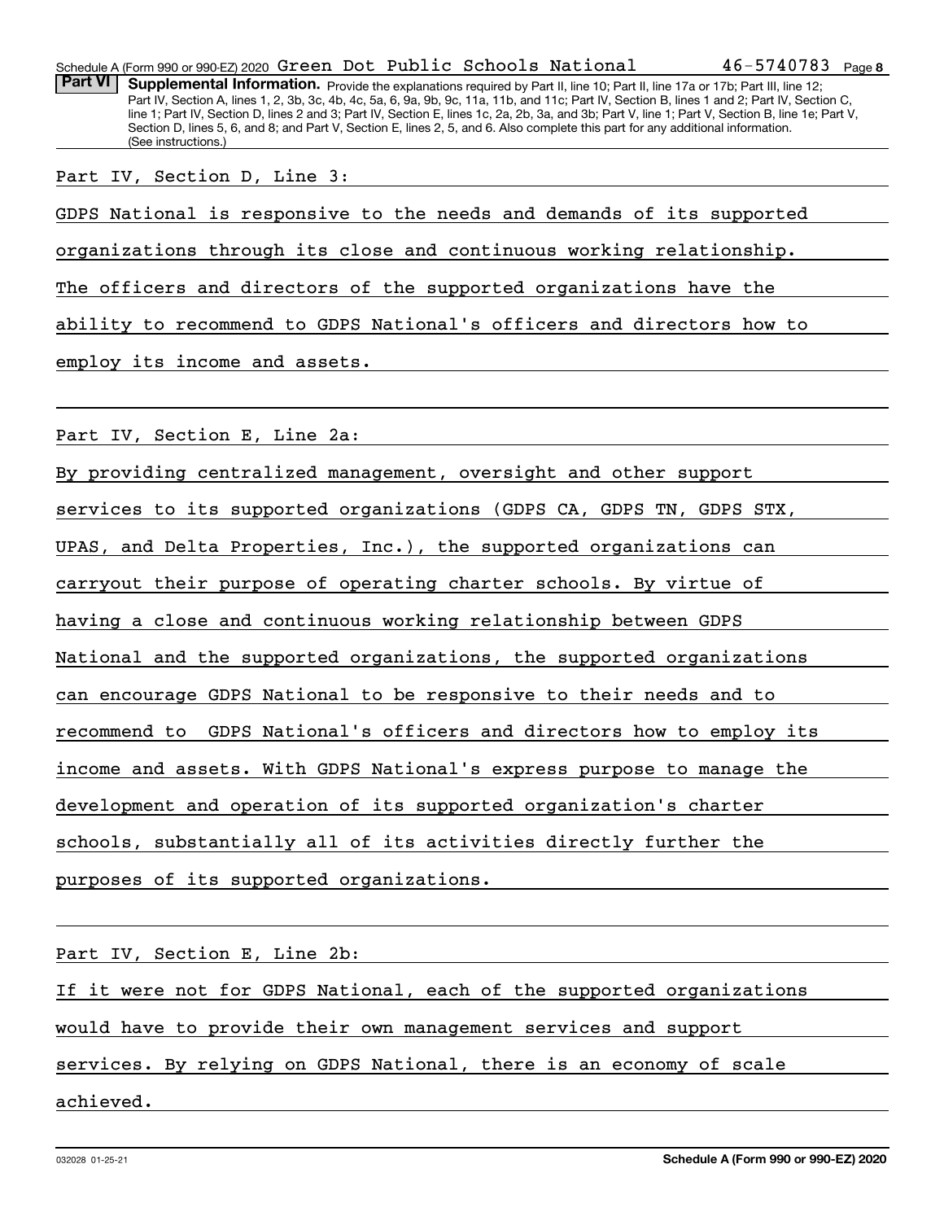Schedule A (Form 990 or 990-EZ) 2020 Green Dot Public Schools National 46-5740783 Page 8

**Part VI Supplemental Information.** Provide the explanations required by Part II, line 10; Part II, line 17a or 17b; Part III, line 12; Part IV, Section A, lines 1, 2, 3b, 3c, 4b, 4c, 5a, 6, 9a, 9b, 9c, 11a, 11b, and 11c; Part IV, Section B, lines 1 and 2; Part IV, Section C, line 1; Part IV, Section D, lines 2 and 3; Part IV, Section E, lines 1c, 2a, 2b, 3a, and 3b; Part V, line 1; Part V, Section B, line 1e; Part V, Section D, lines 5, 6, and 8; and Part V, Section E, lines 2, 5, and 6. Also complete this part for any additional information. (See instructions.)

Part IV, Section D, Line 3:

GDPS National is responsive to the needs and demands of its supported organizations through its close and continuous working relationship. The officers and directors of the supported organizations have the ability to recommend to GDPS National's officers and directors how to employ its income and assets.

Part IV, Section E, Line 2a:

By providing centralized management, oversight and other support services to its supported organizations (GDPS CA, GDPS TN, GDPS STX, UPAS, and Delta Properties, Inc.), the supported organizations can carryout their purpose of operating charter schools. By virtue of having a close and continuous working relationship between GDPS National and the supported organizations, the supported organizations can encourage GDPS National to be responsive to their needs and to recommend to GDPS National's officers and directors how to employ its income and assets. With GDPS National's express purpose to manage the development and operation of its supported organization's charter schools, substantially all of its activities directly further the purposes of its supported organizations.

Part IV, Section E, Line 2b:

If it were not for GDPS National, each of the supported organizations would have to provide their own management services and support services. By relying on GDPS National, there is an economy of scale achieved.

032028 01-25-21 **Schedule A (Form 990 or 990-EZ) 2020**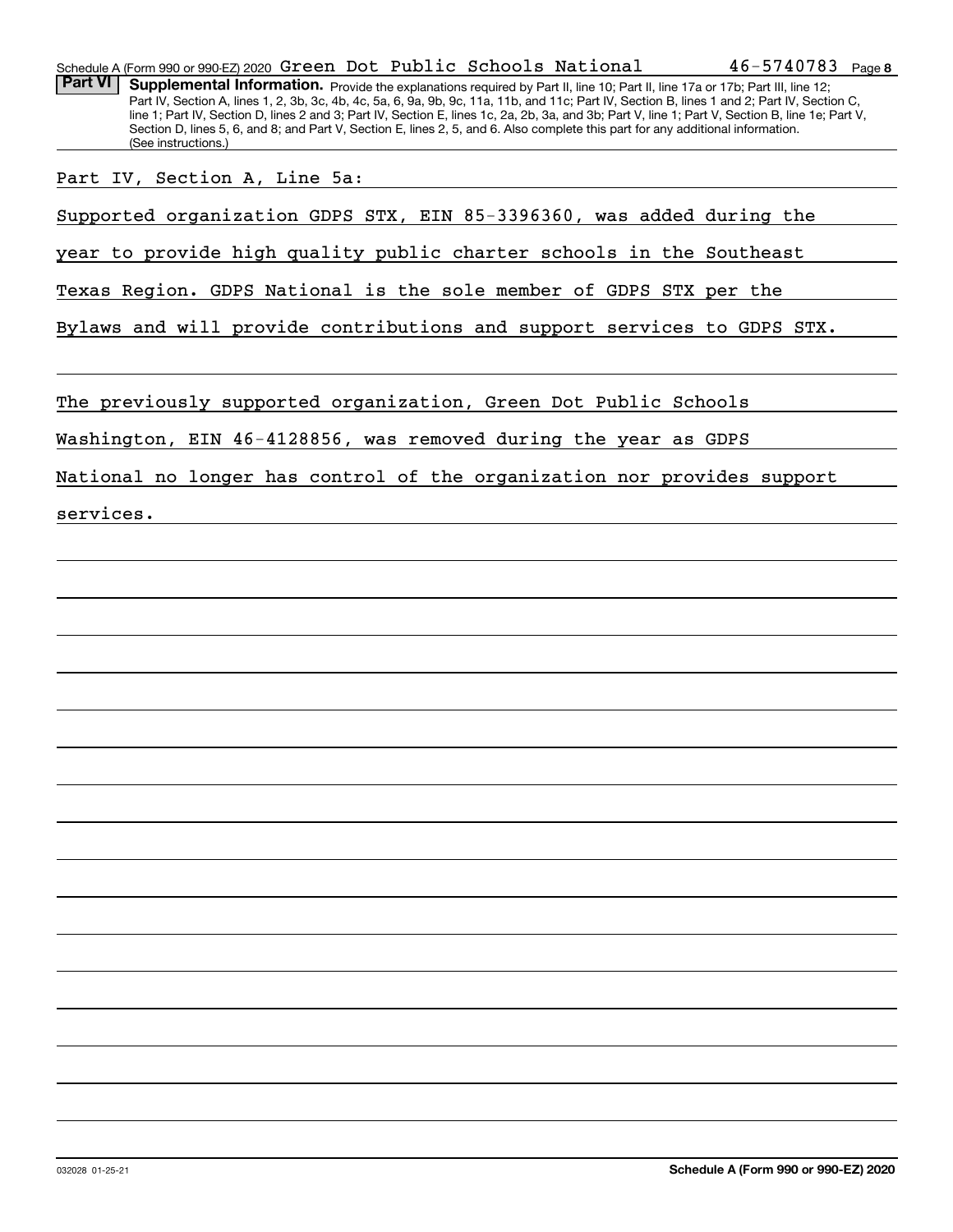## Part VI Supplemental Information.

Provide the explanations required by Part II, line 10; Part II, line 17a or 17b; Part III, line 12; Part IV, Section A, lines 1, 2, 3b, 3c, 4b, 4c, 5a, 6, 9a, 9b, 9c, 11a, 11b, and 11c; Part IV, Section B, lines 1 and 2; Part IV, Section C, line 1; Part IV, Section D, lines 2 and 3; Part IV, Section E, lines 1c, 2a, 2b, 3a, and 3b; Part V, line 1; Part V, Section B, line 1e; Part V, Section D, lines 5, 6, and 8; and Part V, Section E, lines 2, 5, and 6. Also complete this part for any additional information. (See instructions.)

Part IV, Section A, Line 5a:

Supported organization GDPS STX, EIN 85-3396360, was added during the year to provide high quality public charter schools in the Southeast Texas Region. GDPS National is the sole member of GDPS STX per the Bylaws and will provide contributions and support services to GDPS STX.

The previously supported organization, Green Dot Public Schools Washington, EIN 46-4128856, was removed during the year as GDPS National no longer has control of the organization nor provides support services.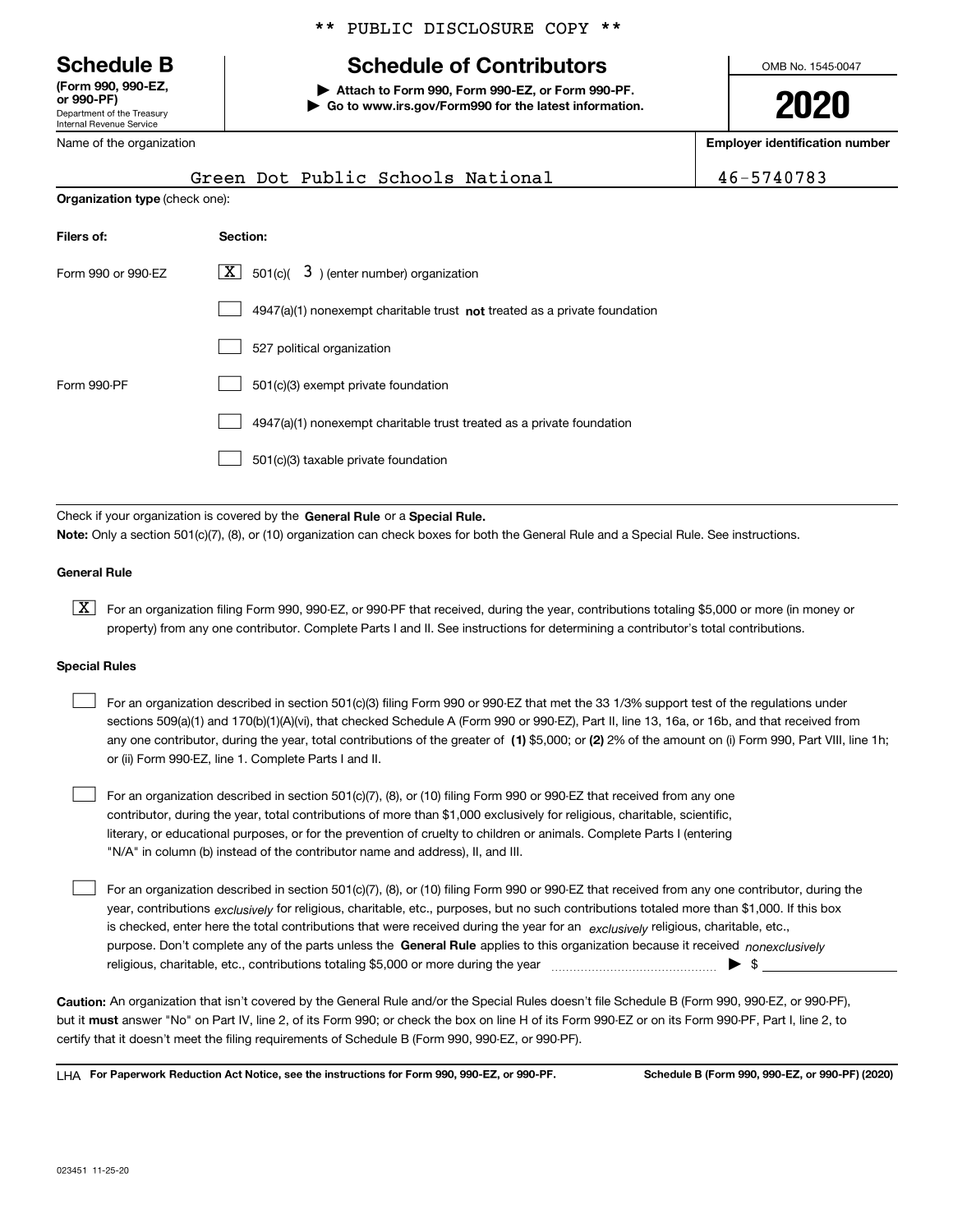** PUBLIC DISCLOSURE COPY **

# Schedule B

**(Form 990, 990-EZ, or 990-PF)**
Department of the Treasury
Internal Revenue Service

## Schedule of Contributors

▶ **Attach to Form 990, Form 990-EZ, or Form 990-PF.**
▶ **Go to www.irs.gov/Form990 for the latest information.**

OMB No. 1545-0047

**2020**

| Name of the organization | Employer identification number |
|---|---|
| Green Dot Public Schools National | 46-5740783 |

**Organization type** (check one):

| Filers of: | Section: |
|---|---|
| Form 990 or 990-EZ | [X] 501(c)( 3 ) (enter number) organization |
| | [ ] 4947(a)(1) nonexempt charitable trust **not** treated as a private foundation |
| | [ ] 527 political organization |
| Form 990-PF | [ ] 501(c)(3) exempt private foundation |
| | [ ] 4947(a)(1) nonexempt charitable trust treated as a private foundation |
| | [ ] 501(c)(3) taxable private foundation |

Check if your organization is covered by the **General Rule** or a **Special Rule.**

**Note:** Only a section 501(c)(7), (8), or (10) organization can check boxes for both the General Rule and a Special Rule. See instructions.

**General Rule**

[X] For an organization filing Form 990, 990-EZ, or 990-PF that received, during the year, contributions totaling $5,000 or more (in money or property) from any one contributor. Complete Parts I and II. See instructions for determining a contributor's total contributions.

**Special Rules**

[ ] For an organization described in section 501(c)(3) filing Form 990 or 990-EZ that met the 33 1/3% support test of the regulations under sections 509(a)(1) and 170(b)(1)(A)(vi), that checked Schedule A (Form 990 or 990-EZ), Part II, line 13, 16a, or 16b, and that received from any one contributor, during the year, total contributions of the greater of **(1)** $5,000; or **(2)** 2% of the amount on (i) Form 990, Part VIII, line 1h; or (ii) Form 990-EZ, line 1. Complete Parts I and II.

[ ] For an organization described in section 501(c)(7), (8), or (10) filing Form 990 or 990-EZ that received from any one contributor, during the year, total contributions of more than $1,000 exclusively for religious, charitable, scientific, literary, or educational purposes, or for the prevention of cruelty to children or animals. Complete Parts I (entering "N/A" in column (b) instead of the contributor name and address), II, and III.

[ ] For an organization described in section 501(c)(7), (8), or (10) filing Form 990 or 990-EZ that received from any one contributor, during the year, contributions *exclusively* for religious, charitable, etc., purposes, but no such contributions totaled more than $1,000. If this box is checked, enter here the total contributions that were received during the year for an *exclusively* religious, charitable, etc., purpose. Don't complete any of the parts unless the **General Rule** applies to this organization because it received *nonexclusively* religious, charitable, etc., contributions totaling $5,000 or more during the year ▶ $ ____________

**Caution:** An organization that isn't covered by the General Rule and/or the Special Rules doesn't file Schedule B (Form 990, 990-EZ, or 990-PF), but it **must** answer "No" on Part IV, line 2, of its Form 990; or check the box on line H of its Form 990-EZ or on its Form 990-PF, Part I, line 2, to certify that it doesn't meet the filing requirements of Schedule B (Form 990, 990-EZ, or 990-PF).

LHA **For Paperwork Reduction Act Notice, see the instructions for Form 990, 990-EZ, or 990-PF.** **Schedule B (Form 990, 990-EZ, or 990-PF) (2020)**

023451 11-25-20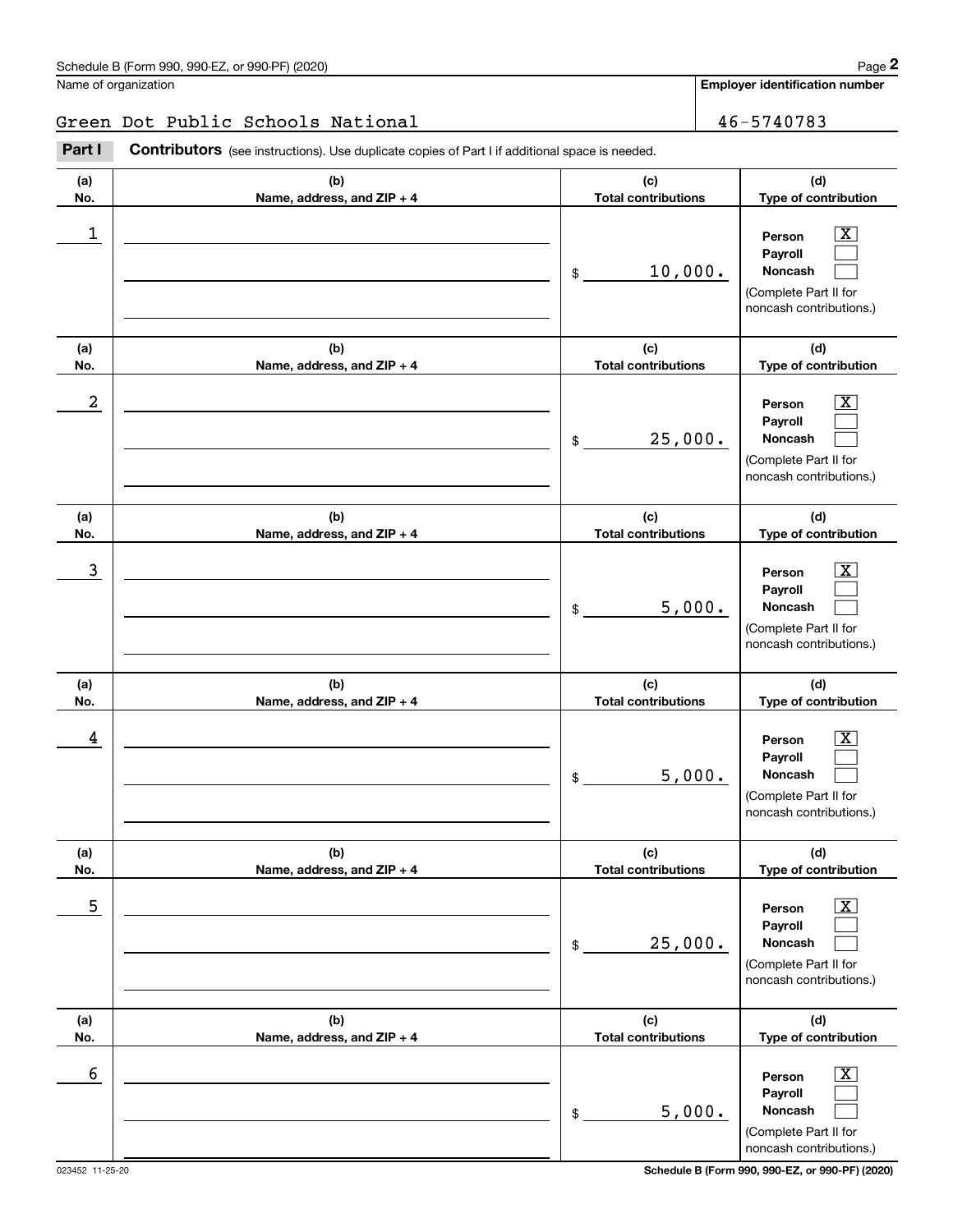Name of organization

Green Dot Public Schools National

**Employer identification number**

46-5740783

**Part I** **Contributors** (see instructions). Use duplicate copies of Part I if additional space is needed.

| (a) No. | (b) Name, address, and ZIP + 4 | (c) Total contributions | (d) Type of contribution |
|---|---|---|---|
| 1 | | $ 10,000. | Person [X] Payroll [ ] Noncash [ ] (Complete Part II for noncash contributions.) |
| 2 | | $ 25,000. | Person [X] Payroll [ ] Noncash [ ] (Complete Part II for noncash contributions.) |
| 3 | | $ 5,000. | Person [X] Payroll [ ] Noncash [ ] (Complete Part II for noncash contributions.) |
| 4 | | $ 5,000. | Person [X] Payroll [ ] Noncash [ ] (Complete Part II for noncash contributions.) |
| 5 | | $ 25,000. | Person [X] Payroll [ ] Noncash [ ] (Complete Part II for noncash contributions.) |
| 6 | | $ 5,000. | Person [X] Payroll [ ] Noncash [ ] (Complete Part II for noncash contributions.) |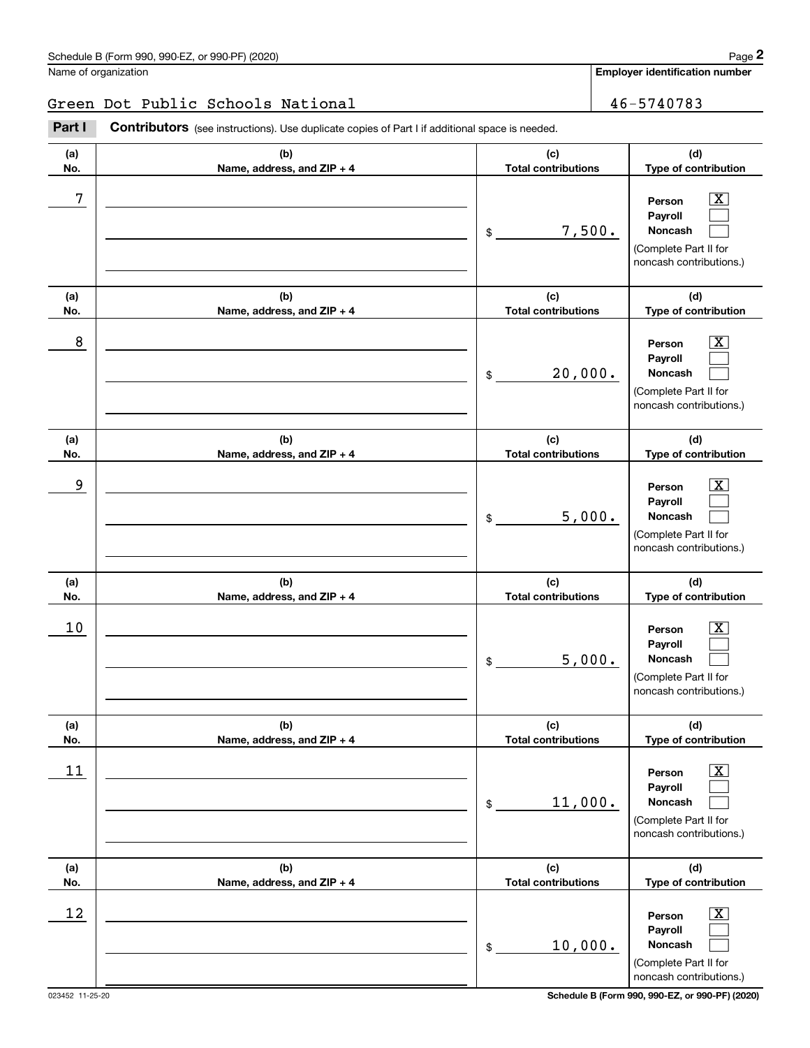Name of organization

Green Dot Public Schools National

**Employer identification number**

46-5740783

**Part I** **Contributors** (see instructions). Use duplicate copies of Part I if additional space is needed.

| (a) No. | (b) Name, address, and ZIP + 4 | (c) Total contributions | (d) Type of contribution |
|---|---|---|---|
| 7 | | $ 7,500. | Person [X] Payroll [ ] Noncash [ ] (Complete Part II for noncash contributions.) |
| 8 | | $ 20,000. | Person [X] Payroll [ ] Noncash [ ] (Complete Part II for noncash contributions.) |
| 9 | | $ 5,000. | Person [X] Payroll [ ] Noncash [ ] (Complete Part II for noncash contributions.) |
| 10 | | $ 5,000. | Person [X] Payroll [ ] Noncash [ ] (Complete Part II for noncash contributions.) |
| 11 | | $ 11,000. | Person [X] Payroll [ ] Noncash [ ] (Complete Part II for noncash contributions.) |
| 12 | | $ 10,000. | Person [X] Payroll [ ] Noncash [ ] (Complete Part II for noncash contributions.) |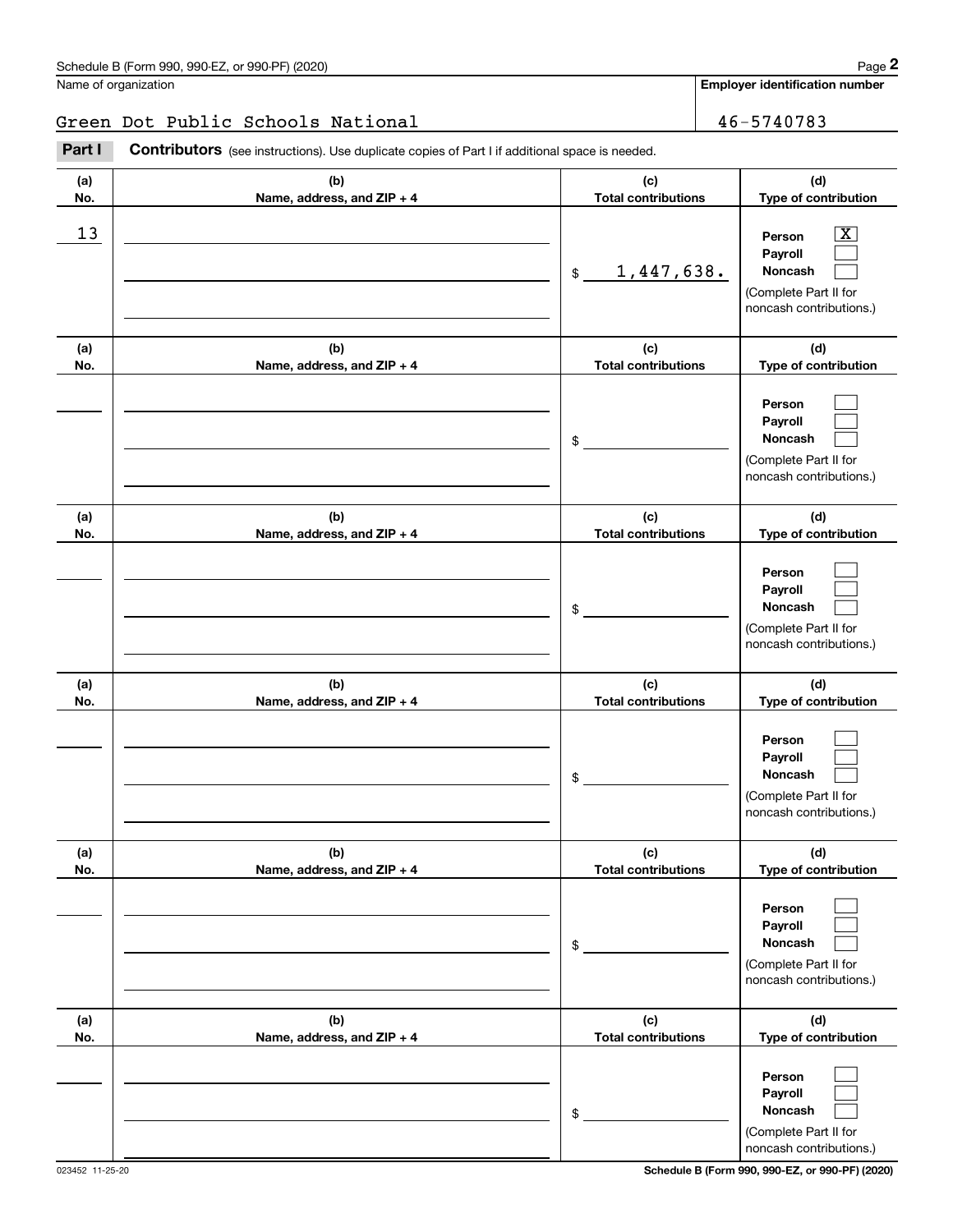Name of organization

**Employer identification number**

Green Dot Public Schools National | 46-5740783

**Part I** **Contributors** (see instructions). Use duplicate copies of Part I if additional space is needed.

| (a) No. | (b) Name, address, and ZIP + 4 | (c) Total contributions | (d) Type of contribution |
|---|---|---|---|
| 13 | | $ 1,447,638. | Person [X] Payroll [ ] Noncash [ ] (Complete Part II for noncash contributions.) |
| | | $ | Person [ ] Payroll [ ] Noncash [ ] (Complete Part II for noncash contributions.) |
| | | $ | Person [ ] Payroll [ ] Noncash [ ] (Complete Part II for noncash contributions.) |
| | | $ | Person [ ] Payroll [ ] Noncash [ ] (Complete Part II for noncash contributions.) |
| | | $ | Person [ ] Payroll [ ] Noncash [ ] (Complete Part II for noncash contributions.) |
| | | $ | Person [ ] Payroll [ ] Noncash [ ] (Complete Part II for noncash contributions.) |

023452 11-25-20 **Schedule B (Form 990, 990-EZ, or 990-PF) (2020)**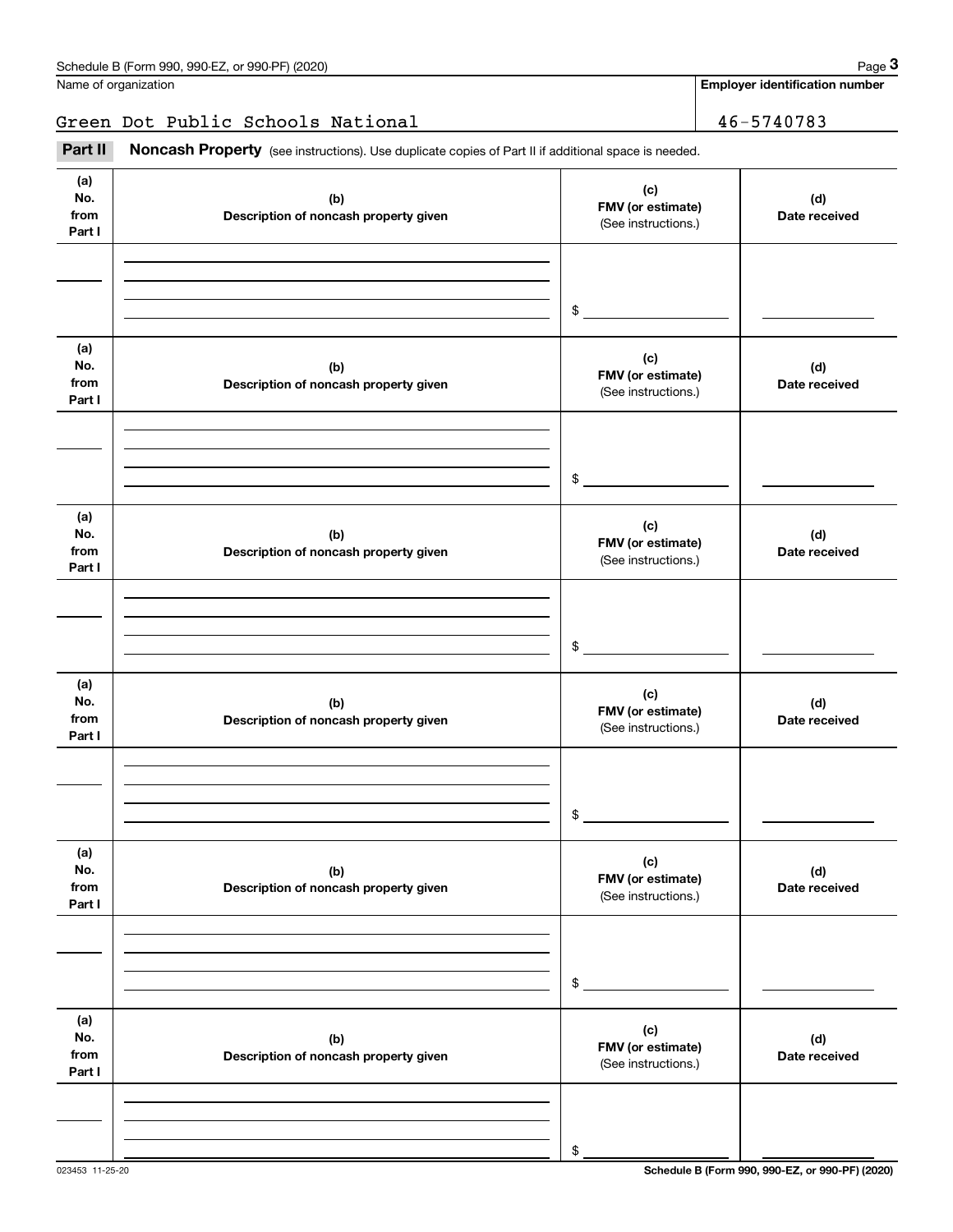Name of organization | **Employer identification number**

Green Dot Public Schools National | 46-5740783

**Part II** **Noncash Property** (see instructions). Use duplicate copies of Part II if additional space is needed.

| (a) No. from Part I | (b) Description of noncash property given | (c) FMV (or estimate) (See instructions.) | (d) Date received |
|---|---|---|---|
| | | $ | |

| (a) No. from Part I | (b) Description of noncash property given | (c) FMV (or estimate) (See instructions.) | (d) Date received |
|---|---|---|---|
| | | $ | |

| (a) No. from Part I | (b) Description of noncash property given | (c) FMV (or estimate) (See instructions.) | (d) Date received |
|---|---|---|---|
| | | $ | |

| (a) No. from Part I | (b) Description of noncash property given | (c) FMV (or estimate) (See instructions.) | (d) Date received |
|---|---|---|---|
| | | $ | |

| (a) No. from Part I | (b) Description of noncash property given | (c) FMV (or estimate) (See instructions.) | (d) Date received |
|---|---|---|---|
| | | $ | |

| (a) No. from Part I | (b) Description of noncash property given | (c) FMV (or estimate) (See instructions.) | (d) Date received |
|---|---|---|---|
| | | $ | |

023453 11-25-20 **Schedule B (Form 990, 990-EZ, or 990-PF) (2020)**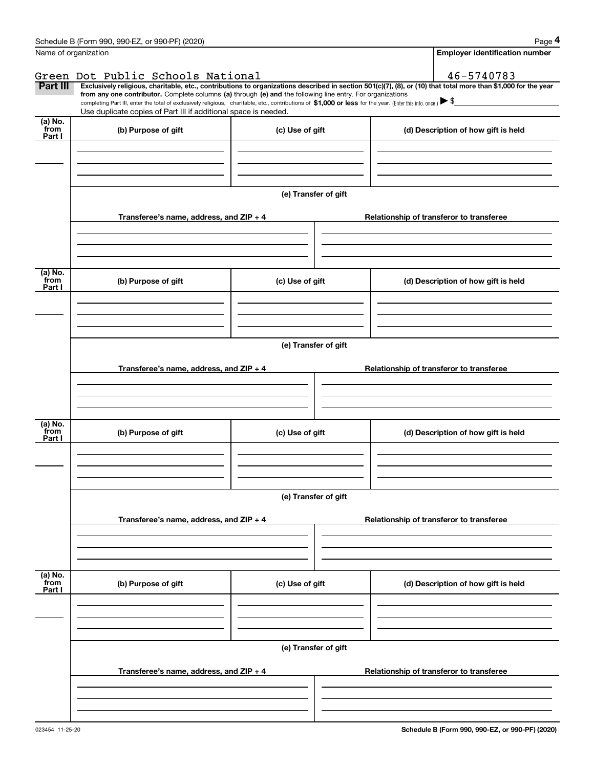Schedule B (Form 990, 990-EZ, or 990-PF) (2020) Page **4**

Name of organization | **Employer identification number**

Green Dot Public Schools National | 46-5740783

**Part III** **Exclusively religious, charitable, etc., contributions to organizations described in section 501(c)(7), (8), or (10) that total more than $1,000 for the year from any one contributor.** Complete columns **(a)** through **(e) and** the following line entry. For organizations completing Part III, enter the total of exclusively religious, charitable, etc., contributions of **$1,000 or less** for the year. (Enter this info. once.) ▶ $\_\_\_\_\_\_\_\_\_\_

Use duplicate copies of Part III if additional space is needed.

| (a) No. from Part I | (b) Purpose of gift | (c) Use of gift | (d) Description of how gift is held |
|---|---|---|---|
| | | | |

**(e) Transfer of gift**

| Transferee's name, address, and ZIP + 4 | Relationship of transferor to transferee |
|---|---|
| | |

| (a) No. from Part I | (b) Purpose of gift | (c) Use of gift | (d) Description of how gift is held |
|---|---|---|---|
| | | | |

**(e) Transfer of gift**

| Transferee's name, address, and ZIP + 4 | Relationship of transferor to transferee |
|---|---|
| | |

| (a) No. from Part I | (b) Purpose of gift | (c) Use of gift | (d) Description of how gift is held |
|---|---|---|---|
| | | | |

**(e) Transfer of gift**

| Transferee's name, address, and ZIP + 4 | Relationship of transferor to transferee |
|---|---|
| | |

| (a) No. from Part I | (b) Purpose of gift | (c) Use of gift | (d) Description of how gift is held |
|---|---|---|---|
| | | | |

**(e) Transfer of gift**

| Transferee's name, address, and ZIP + 4 | Relationship of transferor to transferee |
|---|---|
| | |

023454 11-25-20 **Schedule B (Form 990, 990-EZ, or 990-PF) (2020)**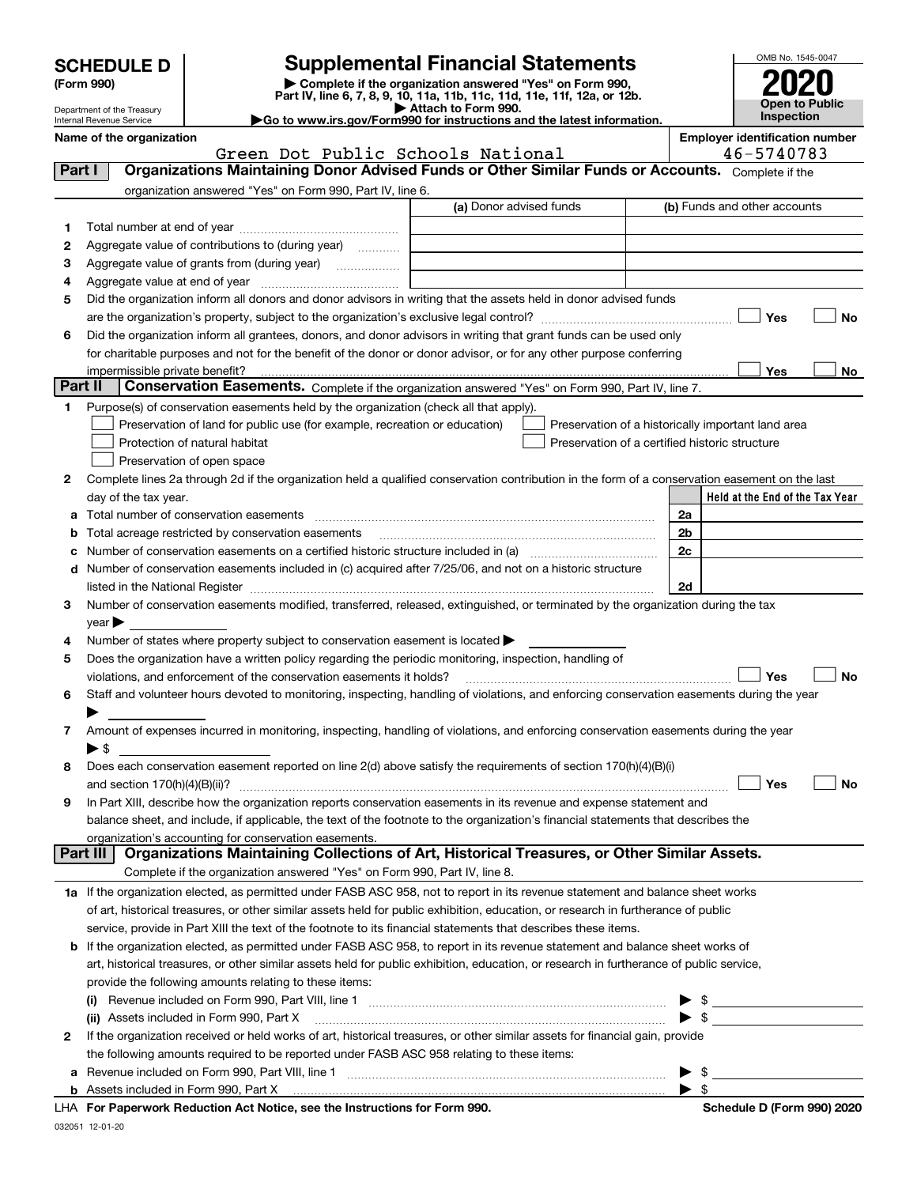# SCHEDULE D (Form 990)

Department of the Treasury
Internal Revenue Service

## Supplemental Financial Statements

▶ Complete if the organization answered "Yes" on Form 990, Part IV, line 6, 7, 8, 9, 10, 11a, 11b, 11c, 11d, 11e, 11f, 12a, or 12b.
▶ Attach to Form 990.
▶Go to www.irs.gov/Form990 for instructions and the latest information.

OMB No. 1545-0047

**2020**

**Open to Public Inspection**

**Name of the organization:** Green Dot Public Schools National

**Employer identification number:** 46-5740783

### Part I — Organizations Maintaining Donor Advised Funds or Other Similar Funds or Accounts. 
Complete if the organization answered "Yes" on Form 990, Part IV, line 6.

| | | (a) Donor advised funds | (b) Funds and other accounts |
|---|---|---|---|
| 1 | Total number at end of year | | |
| 2 | Aggregate value of contributions to (during year) | | |
| 3 | Aggregate value of grants from (during year) | | |
| 4 | Aggregate value at end of year | | |

5 Did the organization inform all donors and donor advisors in writing that the assets held in donor advised funds are the organization's property, subject to the organization's exclusive legal control? ☐ Yes ☐ No

6 Did the organization inform all grantees, donors, and donor advisors in writing that grant funds can be used only for charitable purposes and not for the benefit of the donor or donor advisor, or for any other purpose conferring impermissible private benefit? ☐ Yes ☐ No

### Part II — Conservation Easements. 
Complete if the organization answered "Yes" on Form 990, Part IV, line 7.

1 Purpose(s) of conservation easements held by the organization (check all that apply).

☐ Preservation of land for public use (for example, recreation or education)
☐ Protection of natural habitat
☐ Preservation of open space
☐ Preservation of a historically important land area
☐ Preservation of a certified historic structure

2 Complete lines 2a through 2d if the organization held a qualified conservation contribution in the form of a conservation easement on the last day of the tax year.

| | | | Held at the End of the Tax Year |
|---|---|---|---|
| a | Total number of conservation easements | 2a | |
| b | Total acreage restricted by conservation easements | 2b | |
| c | Number of conservation easements on a certified historic structure included in (a) | 2c | |
| d | Number of conservation easements included in (c) acquired after 7/25/06, and not on a historic structure listed in the National Register | 2d | |

3 Number of conservation easements modified, transferred, released, extinguished, or terminated by the organization during the tax year ▶

4 Number of states where property subject to conservation easement is located ▶

5 Does the organization have a written policy regarding the periodic monitoring, inspection, handling of violations, and enforcement of the conservation easements it holds? ☐ Yes ☐ No

6 Staff and volunteer hours devoted to monitoring, inspecting, handling of violations, and enforcing conservation easements during the year ▶

7 Amount of expenses incurred in monitoring, inspecting, handling of violations, and enforcing conservation easements during the year ▶ $

8 Does each conservation easement reported on line 2(d) above satisfy the requirements of section 170(h)(4)(B)(i) and section 170(h)(4)(B)(ii)? ☐ Yes ☐ No

9 In Part XIII, describe how the organization reports conservation easements in its revenue and expense statement and balance sheet, and include, if applicable, the text of the footnote to the organization's financial statements that describes the organization's accounting for conservation easements.

### Part III — Organizations Maintaining Collections of Art, Historical Treasures, or Other Similar Assets.
Complete if the organization answered "Yes" on Form 990, Part IV, line 8.

1a If the organization elected, as permitted under FASB ASC 958, not to report in its revenue statement and balance sheet works of art, historical treasures, or other similar assets held for public exhibition, education, or research in furtherance of public service, provide in Part XIII the text of the footnote to its financial statements that describes these items.

b If the organization elected, as permitted under FASB ASC 958, to report in its revenue statement and balance sheet works of art, historical treasures, or other similar assets held for public exhibition, education, or research in furtherance of public service, provide the following amounts relating to these items:

(i) Revenue included on Form 990, Part VIII, line 1 ▶ $

(ii) Assets included in Form 990, Part X ▶ $

2 If the organization received or held works of art, historical treasures, or other similar assets for financial gain, provide the following amounts required to be reported under FASB ASC 958 relating to these items:

a Revenue included on Form 990, Part VIII, line 1 ▶ $

b Assets included in Form 990, Part X ▶ $

LHA For Paperwork Reduction Act Notice, see the Instructions for Form 990. **Schedule D (Form 990) 2020**

032051 12-01-20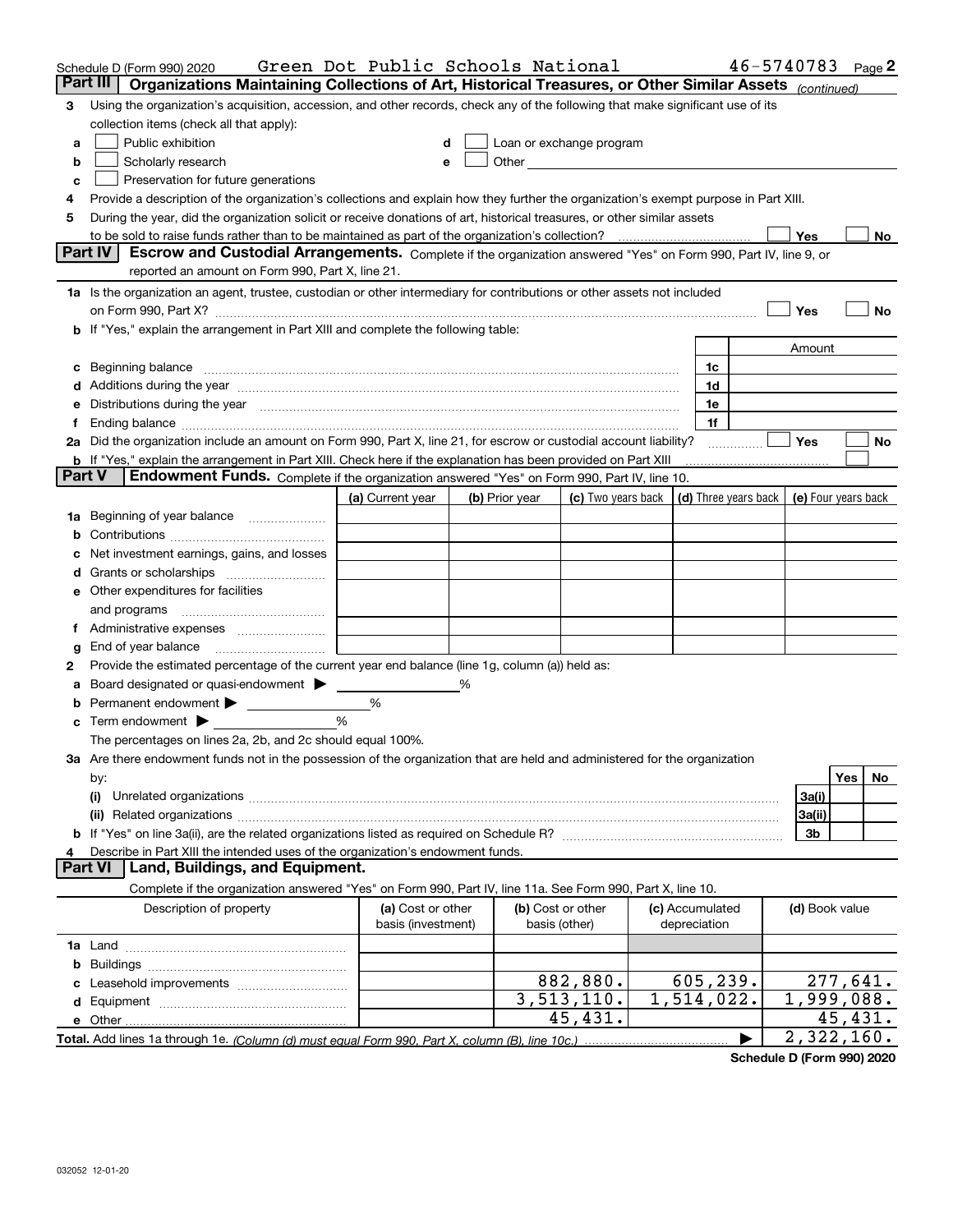Schedule D (Form 990) 2020 Green Dot Public Schools National 46-5740783 Page 2

## Part III Organizations Maintaining Collections of Art, Historical Treasures, or Other Similar Assets *(continued)*

3 Using the organization's acquisition, accession, and other records, check any of the following that make significant use of its collection items (check all that apply):

a ☐ Public exhibition
b ☐ Scholarly research
c ☐ Preservation for future generations
d ☐ Loan or exchange program
e ☐ Other

4 Provide a description of the organization's collections and explain how they further the organization's exempt purpose in Part XIII.

5 During the year, did the organization solicit or receive donations of art, historical treasures, or other similar assets to be sold to raise funds rather than to be maintained as part of the organization's collection? ☐ Yes ☐ No

## Part IV Escrow and Custodial Arrangements.

Complete if the organization answered "Yes" on Form 990, Part IV, line 9, or reported an amount on Form 990, Part X, line 21.

1a Is the organization an agent, trustee, custodian or other intermediary for contributions or other assets not included on Form 990, Part X? ☐ Yes ☐ No

b If "Yes," explain the arrangement in Part XIII and complete the following table:

| | | Amount |
|---|---|---|
| c Beginning balance | 1c | |
| d Additions during the year | 1d | |
| e Distributions during the year | 1e | |
| f Ending balance | 1f | |

2a Did the organization include an amount on Form 990, Part X, line 21, for escrow or custodial account liability? ☐ Yes ☐ No

b If "Yes," explain the arrangement in Part XIII. Check here if the explanation has been provided on Part XIII ☐

## Part V Endowment Funds.

Complete if the organization answered "Yes" on Form 990, Part IV, line 10.

| | (a) Current year | (b) Prior year | (c) Two years back | (d) Three years back | (e) Four years back |
|---|---|---|---|---|---|
| 1a Beginning of year balance | | | | | |
| b Contributions | | | | | |
| c Net investment earnings, gains, and losses | | | | | |
| d Grants or scholarships | | | | | |
| e Other expenditures for facilities and programs | | | | | |
| f Administrative expenses | | | | | |
| g End of year balance | | | | | |

2 Provide the estimated percentage of the current year end balance (line 1g, column (a)) held as:

a Board designated or quasi-endowment ▶ ______ %
b Permanent endowment ▶ ______ %
c Term endowment ▶ ______ %

The percentages on lines 2a, 2b, and 2c should equal 100%.

3a Are there endowment funds not in the possession of the organization that are held and administered for the organization by:

| | | Yes | No |
|---|---|---|---|
| (i) Unrelated organizations | 3a(i) | | |
| (ii) Related organizations | 3a(ii) | | |
| b If "Yes" on line 3a(ii), are the related organizations listed as required on Schedule R? | 3b | | |

4 Describe in Part XIII the intended uses of the organization's endowment funds.

## Part VI Land, Buildings, and Equipment.

Complete if the organization answered "Yes" on Form 990, Part IV, line 11a. See Form 990, Part X, line 10.

| Description of property | (a) Cost or other basis (investment) | (b) Cost or other basis (other) | (c) Accumulated depreciation | (d) Book value |
|---|---|---|---|---|
| 1a Land | | | | |
| b Buildings | | | | |
| c Leasehold improvements | | 882,880. | 605,239. | 277,641. |
| d Equipment | | 3,513,110. | 1,514,022. | 1,999,088. |
| e Other | | 45,431. | | 45,431. |
| **Total.** Add lines 1a through 1e. *(Column (d) must equal Form 990, Part X, column (B), line 10c.)* ▶ | | | | 2,322,160. |

Schedule D (Form 990) 2020

032052 12-01-20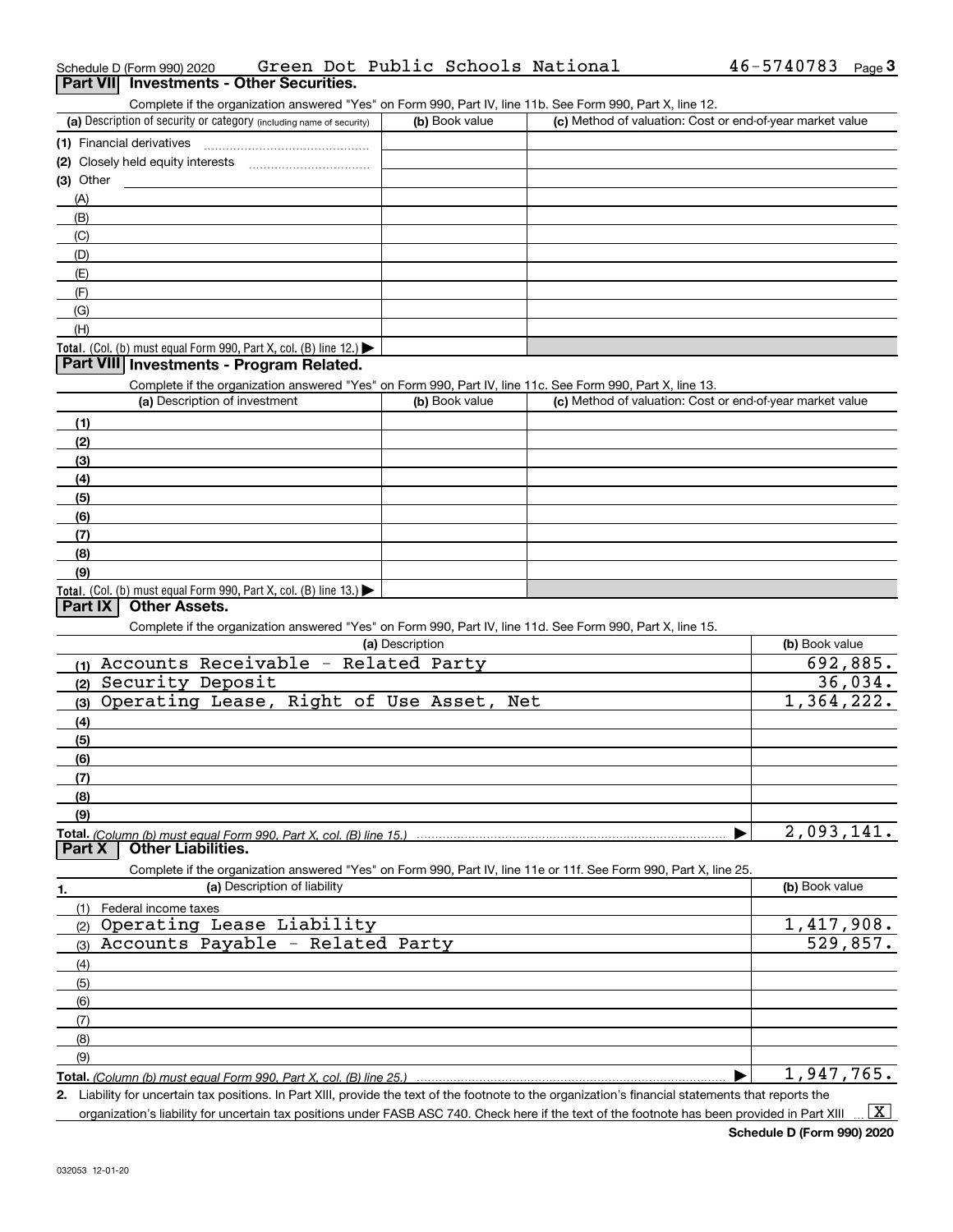Schedule D (Form 990) 2020 Green Dot Public Schools National 46-5740783 Page 3

## Part VII Investments - Other Securities.

Complete if the organization answered "Yes" on Form 990, Part IV, line 11b. See Form 990, Part X, line 12.

| (a) Description of security or category (including name of security) | (b) Book value | (c) Method of valuation: Cost or end-of-year market value |
|---|---|---|
| (1) Financial derivatives | | |
| (2) Closely held equity interests | | |
| (3) Other | | |
| (A) | | |
| (B) | | |
| (C) | | |
| (D) | | |
| (E) | | |
| (F) | | |
| (G) | | |
| (H) | | |
| **Total.** (Col. (b) must equal Form 990, Part X, col. (B) line 12.) ▶ | | |

## Part VIII Investments - Program Related.

Complete if the organization answered "Yes" on Form 990, Part IV, line 11c. See Form 990, Part X, line 13.

| (a) Description of investment | (b) Book value | (c) Method of valuation: Cost or end-of-year market value |
|---|---|---|
| (1) | | |
| (2) | | |
| (3) | | |
| (4) | | |
| (5) | | |
| (6) | | |
| (7) | | |
| (8) | | |
| (9) | | |
| **Total.** (Col. (b) must equal Form 990, Part X, col. (B) line 13.) ▶ | | |

## Part IX Other Assets.

Complete if the organization answered "Yes" on Form 990, Part IV, line 11d. See Form 990, Part X, line 15.

| (a) Description | (b) Book value |
|---|---|
| (1) Accounts Receivable - Related Party | 692,885. |
| (2) Security Deposit | 36,034. |
| (3) Operating Lease, Right of Use Asset, Net | 1,364,222. |
| (4) | |
| (5) | |
| (6) | |
| (7) | |
| (8) | |
| (9) | |
| **Total.** *(Column (b) must equal Form 990, Part X, col. (B) line 15.)* ▶ | 2,093,141. |

## Part X Other Liabilities.

Complete if the organization answered "Yes" on Form 990, Part IV, line 11e or 11f. See Form 990, Part X, line 25.

| 1. (a) Description of liability | (b) Book value |
|---|---|
| (1) Federal income taxes | |
| (2) Operating Lease Liability | 1,417,908. |
| (3) Accounts Payable - Related Party | 529,857. |
| (4) | |
| (5) | |
| (6) | |
| (7) | |
| (8) | |
| (9) | |
| **Total.** *(Column (b) must equal Form 990, Part X, col. (B) line 25.)* ▶ | 1,947,765. |

2. Liability for uncertain tax positions. In Part XIII, provide the text of the footnote to the organization's financial statements that reports the organization's liability for uncertain tax positions under FASB ASC 740. Check here if the text of the footnote has been provided in Part XIII ... [X]

**Schedule D (Form 990) 2020**

032053 12-01-20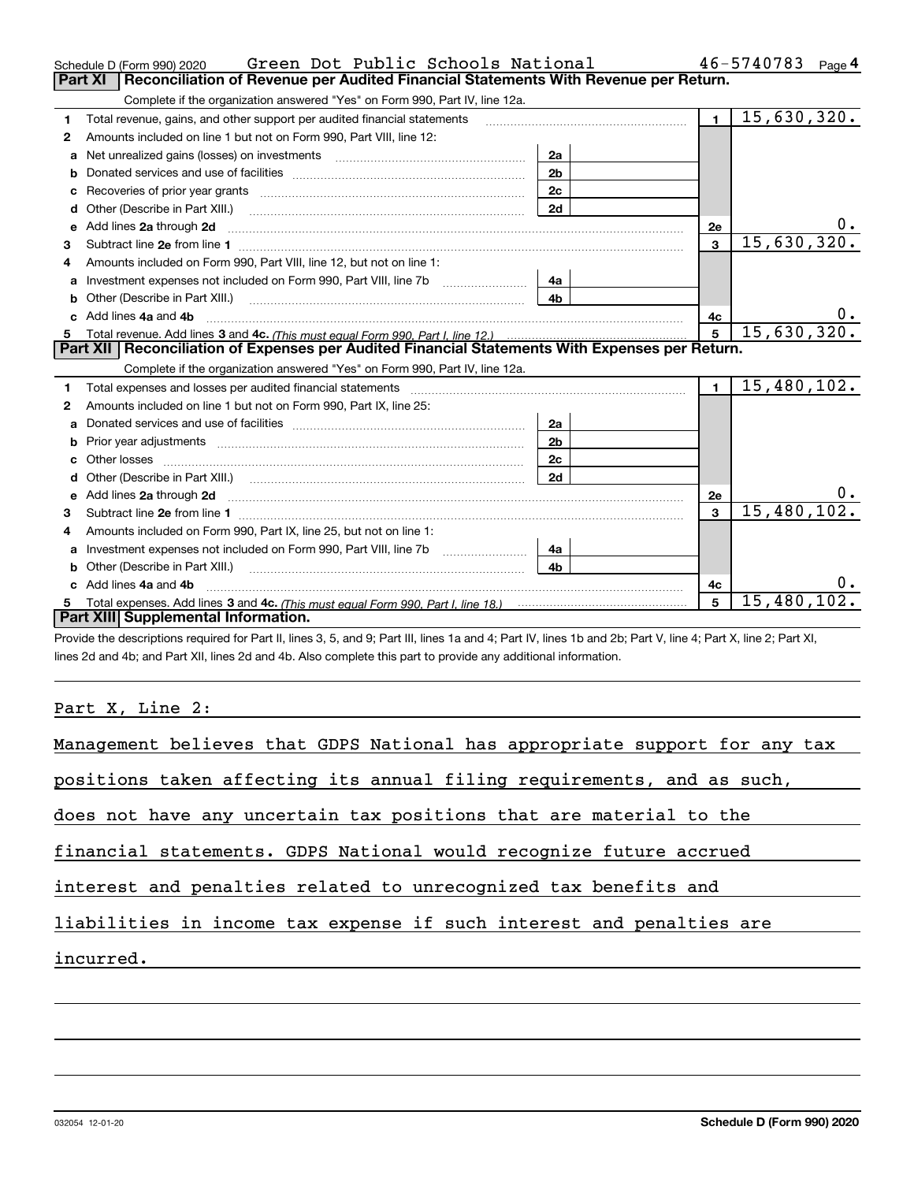Schedule D (Form 990) 2020 Green Dot Public Schools National 46-5740783 Page 4

## Part XI Reconciliation of Revenue per Audited Financial Statements With Revenue per Return.

Complete if the organization answered "Yes" on Form 990, Part IV, line 12a.

| | | | | | |
|---|---|---|---|---|---|
| 1 | Total revenue, gains, and other support per audited financial statements | | | 1 | 15,630,320. |
| 2 | Amounts included on line 1 but not on Form 990, Part VIII, line 12: | | | | |
| a | Net unrealized gains (losses) on investments | 2a | | | |
| b | Donated services and use of facilities | 2b | | | |
| c | Recoveries of prior year grants | 2c | | | |
| d | Other (Describe in Part XIII.) | 2d | | | |
| e | Add lines 2a through 2d | | | 2e | 0. |
| 3 | Subtract line 2e from line 1 | | | 3 | 15,630,320. |
| 4 | Amounts included on Form 990, Part VIII, line 12, but not on line 1: | | | | |
| a | Investment expenses not included on Form 990, Part VIII, line 7b | 4a | | | |
| b | Other (Describe in Part XIII.) | 4b | | | |
| c | Add lines 4a and 4b | | | 4c | 0. |
| 5 | Total revenue. Add lines 3 and 4c. *(This must equal Form 990, Part I, line 12.)* | | | 5 | 15,630,320. |

## Part XII Reconciliation of Expenses per Audited Financial Statements With Expenses per Return.

Complete if the organization answered "Yes" on Form 990, Part IV, line 12a.

| | | | | | |
|---|---|---|---|---|---|
| 1 | Total expenses and losses per audited financial statements | | | 1 | 15,480,102. |
| 2 | Amounts included on line 1 but not on Form 990, Part IX, line 25: | | | | |
| a | Donated services and use of facilities | 2a | | | |
| b | Prior year adjustments | 2b | | | |
| c | Other losses | 2c | | | |
| d | Other (Describe in Part XIII.) | 2d | | | |
| e | Add lines 2a through 2d | | | 2e | 0. |
| 3 | Subtract line 2e from line 1 | | | 3 | 15,480,102. |
| 4 | Amounts included on Form 990, Part IX, line 25, but not on line 1: | | | | |
| a | Investment expenses not included on Form 990, Part VIII, line 7b | 4a | | | |
| b | Other (Describe in Part XIII.) | 4b | | | |
| c | Add lines 4a and 4b | | | 4c | 0. |
| 5 | Total expenses. Add lines 3 and 4c. *(This must equal Form 990, Part I, line 18.)* | | | 5 | 15,480,102. |

## Part XIII Supplemental Information.

Provide the descriptions required for Part II, lines 3, 5, and 9; Part III, lines 1a and 4; Part IV, lines 1b and 2b; Part V, line 4; Part X, line 2; Part XI, lines 2d and 4b; and Part XII, lines 2d and 4b. Also complete this part to provide any additional information.

Part X, Line 2:

Management believes that GDPS National has appropriate support for any tax positions taken affecting its annual filing requirements, and as such, does not have any uncertain tax positions that are material to the financial statements. GDPS National would recognize future accrued interest and penalties related to unrecognized tax benefits and liabilities in income tax expense if such interest and penalties are incurred.

032054 12-01-20 Schedule D (Form 990) 2020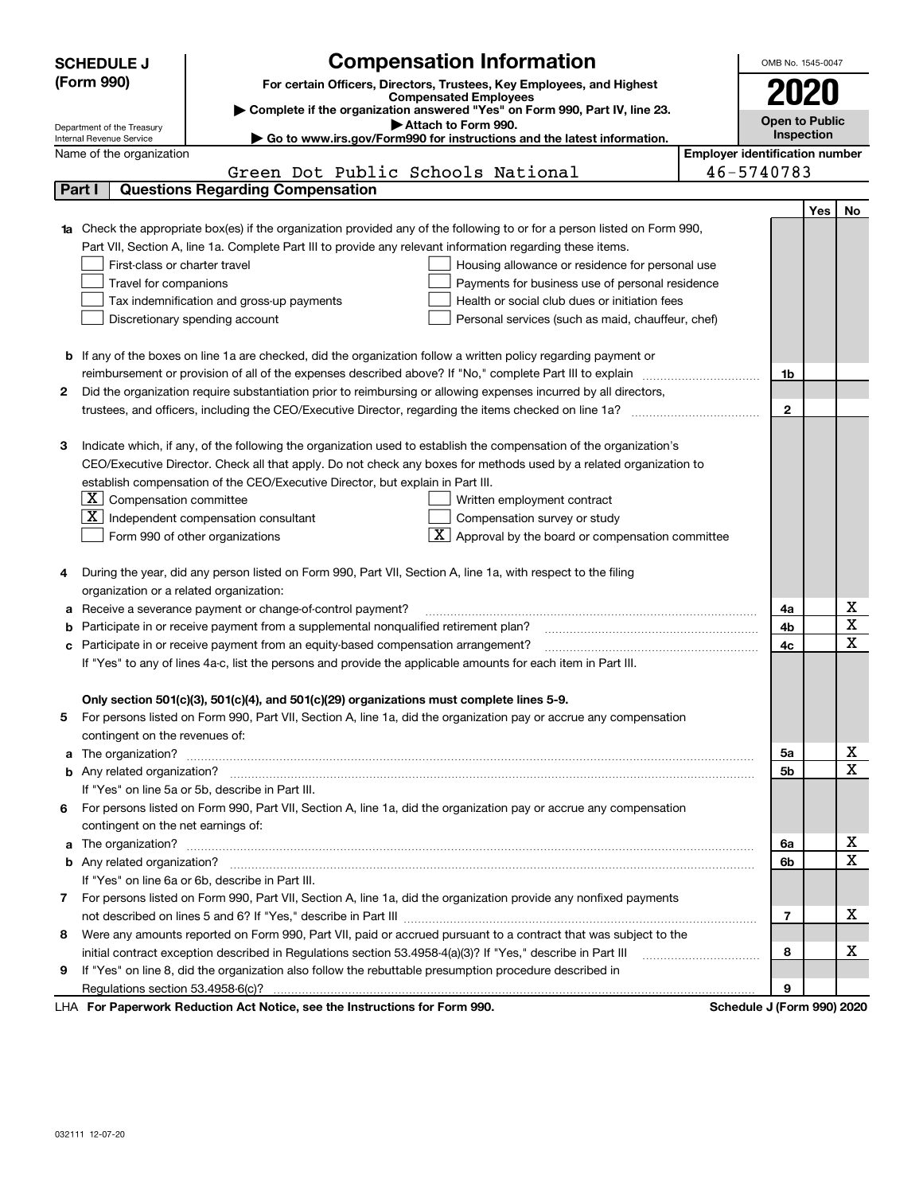**SCHEDULE J (Form 990)**

Department of the Treasury
Internal Revenue Service

# Compensation Information

**For certain Officers, Directors, Trustees, Key Employees, and Highest Compensated Employees**

▶ **Complete if the organization answered "Yes" on Form 990, Part IV, line 23.**

▶ **Attach to Form 990.**

▶ **Go to www.irs.gov/Form990 for instructions and the latest information.**

OMB No. 1545-0047

**2020**

**Open to Public Inspection**

Name of the organization: Green Dot Public Schools National

Employer identification number: 46-5740783

## Part I Questions Regarding Compensation

| | | | Yes | No |
|---|---|---|---|---|
| **1a** | Check the appropriate box(es) if the organization provided any of the following to or for a person listed on Form 990, Part VII, Section A, line 1a. Complete Part III to provide any relevant information regarding these items.<br>☐ First-class or charter travel ☐ Housing allowance or residence for personal use<br>☐ Travel for companions ☐ Payments for business use of personal residence<br>☐ Tax indemnification and gross-up payments ☐ Health or social club dues or initiation fees<br>☐ Discretionary spending account ☐ Personal services (such as maid, chauffeur, chef) | | | |
| **b** | If any of the boxes on line 1a are checked, did the organization follow a written policy regarding payment or reimbursement or provision of all of the expenses described above? If "No," complete Part III to explain | 1b | | |
| **2** | Did the organization require substantiation prior to reimbursing or allowing expenses incurred by all directors, trustees, and officers, including the CEO/Executive Director, regarding the items checked on line 1a? | 2 | | |
| **3** | Indicate which, if any, of the following the organization used to establish the compensation of the organization's CEO/Executive Director. Check all that apply. Do not check any boxes for methods used by a related organization to establish compensation of the CEO/Executive Director, but explain in Part III.<br>☒ Compensation committee ☐ Written employment contract<br>☒ Independent compensation consultant ☐ Compensation survey or study<br>☐ Form 990 of other organizations ☒ Approval by the board or compensation committee | | | |
| **4** | During the year, did any person listed on Form 990, Part VII, Section A, line 1a, with respect to the filing organization or a related organization: | | | |
| **a** | Receive a severance payment or change-of-control payment? | 4a | | X |
| **b** | Participate in or receive payment from a supplemental nonqualified retirement plan? | 4b | | X |
| **c** | Participate in or receive payment from an equity-based compensation arrangement? | 4c | | X |
| | If "Yes" to any of lines 4a-c, list the persons and provide the applicable amounts for each item in Part III. | | | |
| | **Only section 501(c)(3), 501(c)(4), and 501(c)(29) organizations must complete lines 5-9.** | | | |
| **5** | For persons listed on Form 990, Part VII, Section A, line 1a, did the organization pay or accrue any compensation contingent on the revenues of: | | | |
| **a** | The organization? | 5a | | X |
| **b** | Any related organization? | 5b | | X |
| | If "Yes" on line 5a or 5b, describe in Part III. | | | |
| **6** | For persons listed on Form 990, Part VII, Section A, line 1a, did the organization pay or accrue any compensation contingent on the net earnings of: | | | |
| **a** | The organization? | 6a | | X |
| **b** | Any related organization? | 6b | | X |
| | If "Yes" on line 6a or 6b, describe in Part III. | | | |
| **7** | For persons listed on Form 990, Part VII, Section A, line 1a, did the organization provide any nonfixed payments not described on lines 5 and 6? If "Yes," describe in Part III | 7 | | X |
| **8** | Were any amounts reported on Form 990, Part VII, paid or accrued pursuant to a contract that was subject to the initial contract exception described in Regulations section 53.4958-4(a)(3)? If "Yes," describe in Part III | 8 | | X |
| **9** | If "Yes" on line 8, did the organization also follow the rebuttable presumption procedure described in Regulations section 53.4958-6(c)? | 9 | | |

LHA **For Paperwork Reduction Act Notice, see the Instructions for Form 990.** **Schedule J (Form 990) 2020**

032111 12-07-20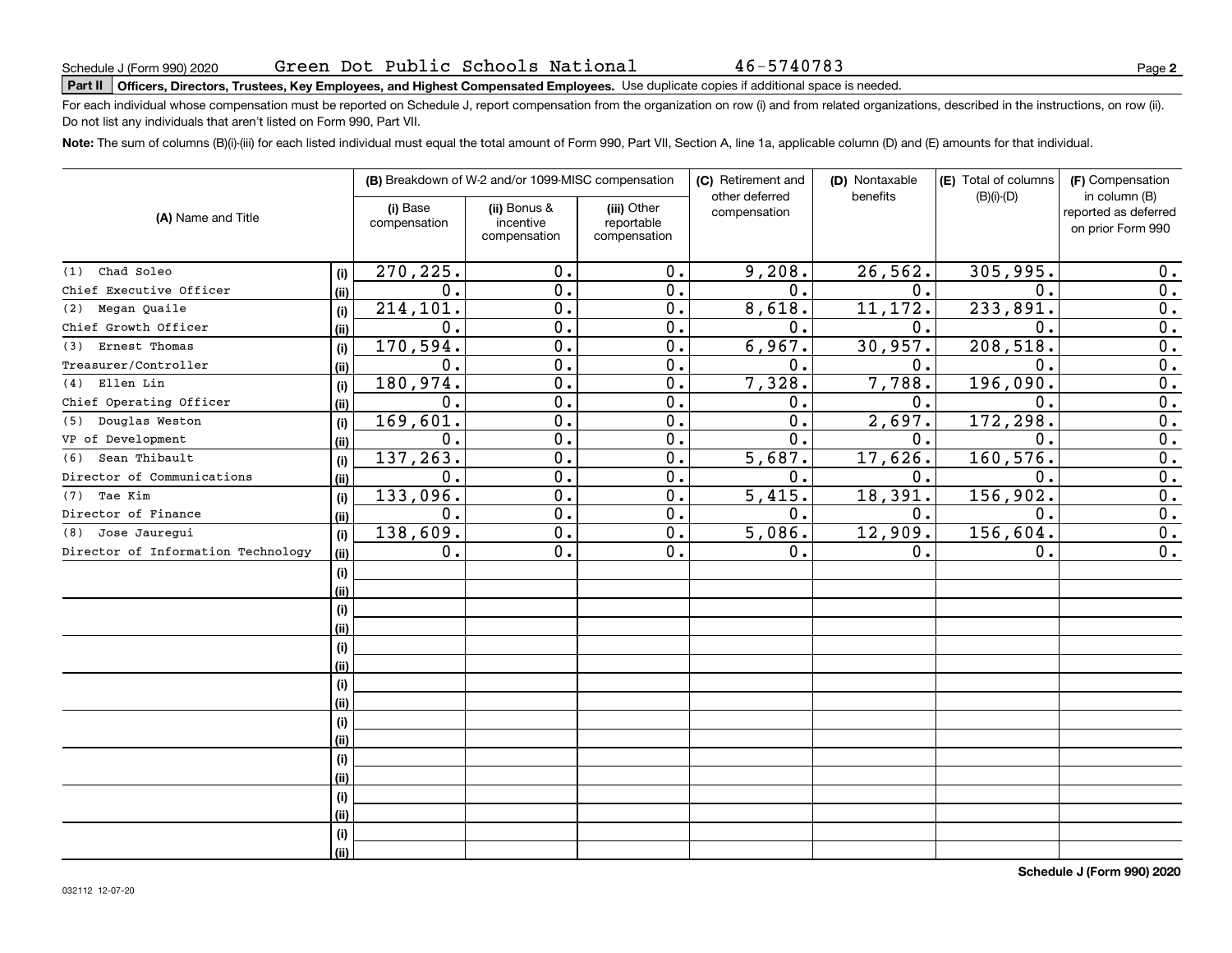Schedule J (Form 990) 2020 Green Dot Public Schools National 46-5740783

**Part II Officers, Directors, Trustees, Key Employees, and Highest Compensated Employees.** Use duplicate copies if additional space is needed.

For each individual whose compensation must be reported on Schedule J, report compensation from the organization on row (i) and from related organizations, described in the instructions, on row (ii). Do not list any individuals that aren't listed on Form 990, Part VII.

**Note:** The sum of columns (B)(i)-(iii) for each listed individual must equal the total amount of Form 990, Part VII, Section A, line 1a, applicable column (D) and (E) amounts for that individual.

| (A) Name and Title | | (B) Breakdown of W-2 and/or 1099-MISC compensation | | | (C) Retirement and other deferred compensation | (D) Nontaxable benefits | (E) Total of columns (B)(i)-(D) | (F) Compensation in column (B) reported as deferred on prior Form 990 |
|---|---|---|---|---|---|---|---|---|
| | | (i) Base compensation | (ii) Bonus & incentive compensation | (iii) Other reportable compensation | | | | |
| (1) Chad Soleo | (i) | 270,225. | 0. | 0. | 9,208. | 26,562. | 305,995. | 0. |
| Chief Executive Officer | (ii) | 0. | 0. | 0. | 0. | 0. | 0. | 0. |
| (2) Megan Quaile | (i) | 214,101. | 0. | 0. | 8,618. | 11,172. | 233,891. | 0. |
| Chief Growth Officer | (ii) | 0. | 0. | 0. | 0. | 0. | 0. | 0. |
| (3) Ernest Thomas | (i) | 170,594. | 0. | 0. | 6,967. | 30,957. | 208,518. | 0. |
| Treasurer/Controller | (ii) | 0. | 0. | 0. | 0. | 0. | 0. | 0. |
| (4) Ellen Lin | (i) | 180,974. | 0. | 0. | 7,328. | 7,788. | 196,090. | 0. |
| Chief Operating Officer | (ii) | 0. | 0. | 0. | 0. | 0. | 0. | 0. |
| (5) Douglas Weston | (i) | 169,601. | 0. | 0. | 0. | 2,697. | 172,298. | 0. |
| VP of Development | (ii) | 0. | 0. | 0. | 0. | 0. | 0. | 0. |
| (6) Sean Thibault | (i) | 137,263. | 0. | 0. | 5,687. | 17,626. | 160,576. | 0. |
| Director of Communications | (ii) | 0. | 0. | 0. | 0. | 0. | 0. | 0. |
| (7) Tae Kim | (i) | 133,096. | 0. | 0. | 5,415. | 18,391. | 156,902. | 0. |
| Director of Finance | (ii) | 0. | 0. | 0. | 0. | 0. | 0. | 0. |
| (8) Jose Jauregui | (i) | 138,609. | 0. | 0. | 5,086. | 12,909. | 156,604. | 0. |
| Director of Information Technology | (ii) | 0. | 0. | 0. | 0. | 0. | 0. | 0. |
| | (i) | | | | | | | |
| | (ii) | | | | | | | |
| | (i) | | | | | | | |
| | (ii) | | | | | | | |
| | (i) | | | | | | | |
| | (ii) | | | | | | | |
| | (i) | | | | | | | |
| | (ii) | | | | | | | |
| | (i) | | | | | | | |
| | (ii) | | | | | | | |
| | (i) | | | | | | | |
| | (ii) | | | | | | | |
| | (i) | | | | | | | |
| | (ii) | | | | | | | |
| | (i) | | | | | | | |
| | (ii) | | | | | | | |

**Schedule J (Form 990) 2020**

032112 12-07-20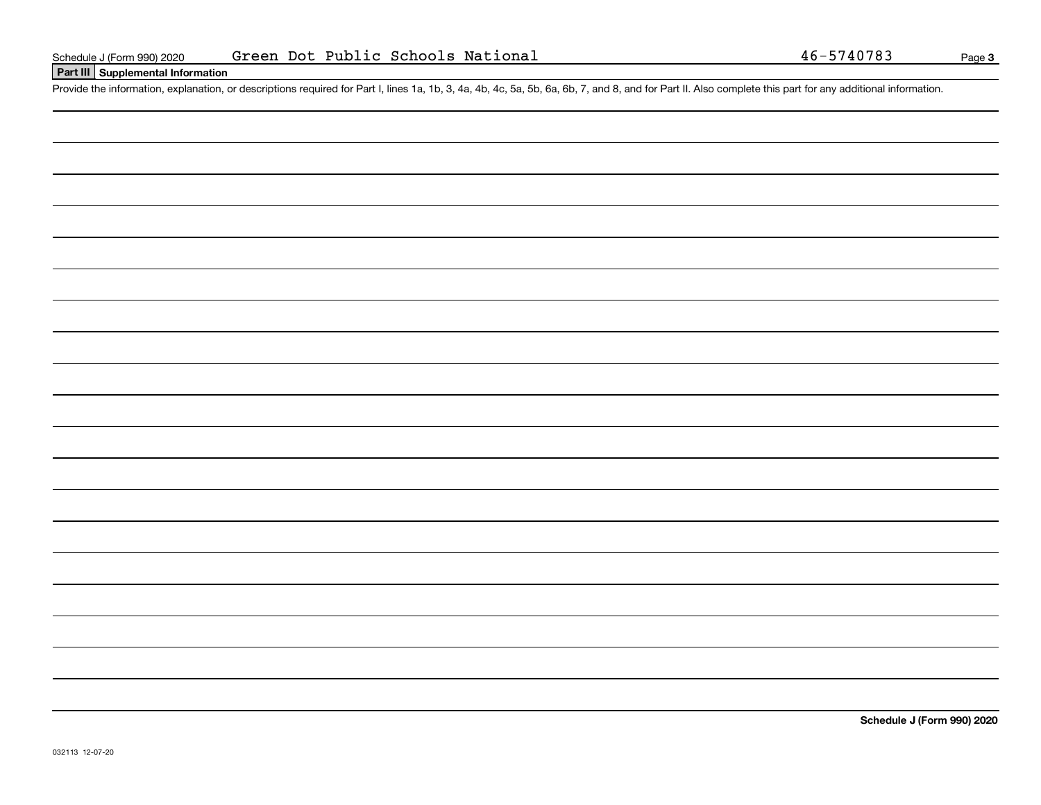Schedule J (Form 990) 2020 Green Dot Public Schools National 46-5740783

## Part III Supplemental Information

Provide the information, explanation, or descriptions required for Part I, lines 1a, 1b, 3, 4a, 4b, 4c, 5a, 5b, 6a, 6b, 7, and 8, and for Part II. Also complete this part for any additional information.

**Schedule J (Form 990) 2020**

032113 12-07-20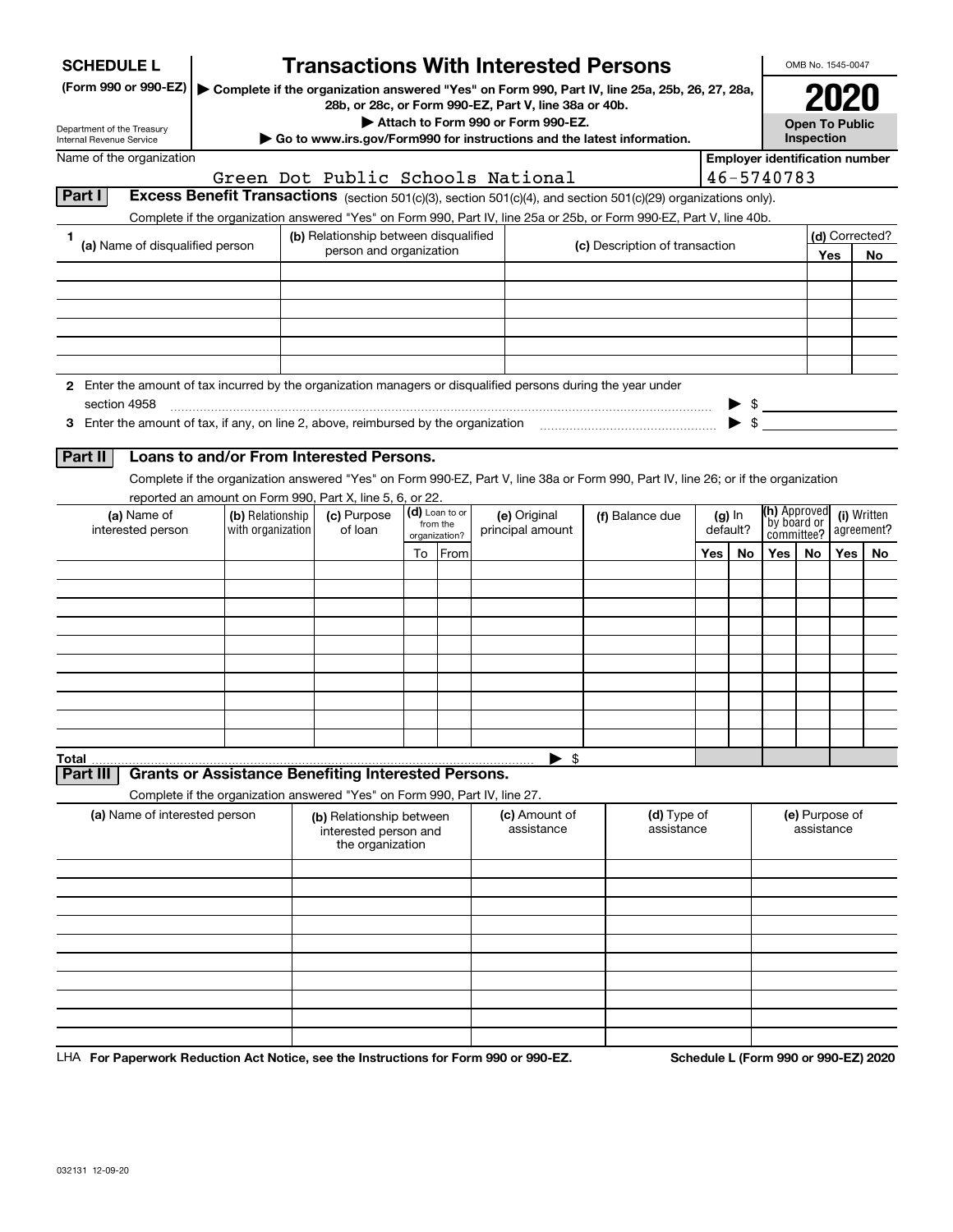**SCHEDULE L (Form 990 or 990-EZ)**

Department of the Treasury
Internal Revenue Service

# Transactions With Interested Persons

▶ Complete if the organization answered "Yes" on Form 990, Part IV, line 25a, 25b, 26, 27, 28a, 28b, or 28c, or Form 990-EZ, Part V, line 38a or 40b.

▶ Attach to Form 990 or Form 990-EZ.

▶ Go to www.irs.gov/Form990 for instructions and the latest information.

OMB No. 1545-0047

**2020**

**Open To Public Inspection**

Name of the organization: Green Dot Public Schools National

Employer identification number: 46-5740783

## Part I Excess Benefit Transactions (section 501(c)(3), section 501(c)(4), and section 501(c)(29) organizations only).

Complete if the organization answered "Yes" on Form 990, Part IV, line 25a or 25b, or Form 990-EZ, Part V, line 40b.

| 1 (a) Name of disqualified person | (b) Relationship between disqualified person and organization | (c) Description of transaction | (d) Corrected? Yes | No |
|---|---|---|---|---|
| | | | | |
| | | | | |
| | | | | |
| | | | | |
| | | | | |
| | | | | |

2 Enter the amount of tax incurred by the organization managers or disqualified persons during the year under section 4958 ▶ $

3 Enter the amount of tax, if any, on line 2, above, reimbursed by the organization ▶ $

## Part II Loans to and/or From Interested Persons.

Complete if the organization answered "Yes" on Form 990-EZ, Part V, line 38a or Form 990, Part IV, line 26; or if the organization reported an amount on Form 990, Part X, line 5, 6, or 22.

| (a) Name of interested person | (b) Relationship with organization | (c) Purpose of loan | (d) Loan to or from the organization? To | From | (e) Original principal amount | (f) Balance due | (g) In default? Yes | No | (h) Approved by board or committee? Yes | No | (i) Written agreement? Yes | No |
|---|---|---|---|---|---|---|---|---|---|---|---|---|
| | | | | | | | | | | | | |
| | | | | | | | | | | | | |
| | | | | | | | | | | | | |
| | | | | | | | | | | | | |
| | | | | | | | | | | | | |
| | | | | | | | | | | | | |
| | | | | | | | | | | | | |
| | | | | | | | | | | | | |
| | | | | | | | | | | | | |
| | | | | | | | | | | | | |
| **Total** | | | | | ▶ $ | | | | | | | |

## Part III Grants or Assistance Benefiting Interested Persons.

Complete if the organization answered "Yes" on Form 990, Part IV, line 27.

| (a) Name of interested person | (b) Relationship between interested person and the organization | (c) Amount of assistance | (d) Type of assistance | (e) Purpose of assistance |
|---|---|---|---|---|
| | | | | |
| | | | | |
| | | | | |
| | | | | |
| | | | | |
| | | | | |
| | | | | |
| | | | | |
| | | | | |
| | | | | |

LHA **For Paperwork Reduction Act Notice, see the Instructions for Form 990 or 990-EZ.** **Schedule L (Form 990 or 990-EZ) 2020**

032131 12-09-20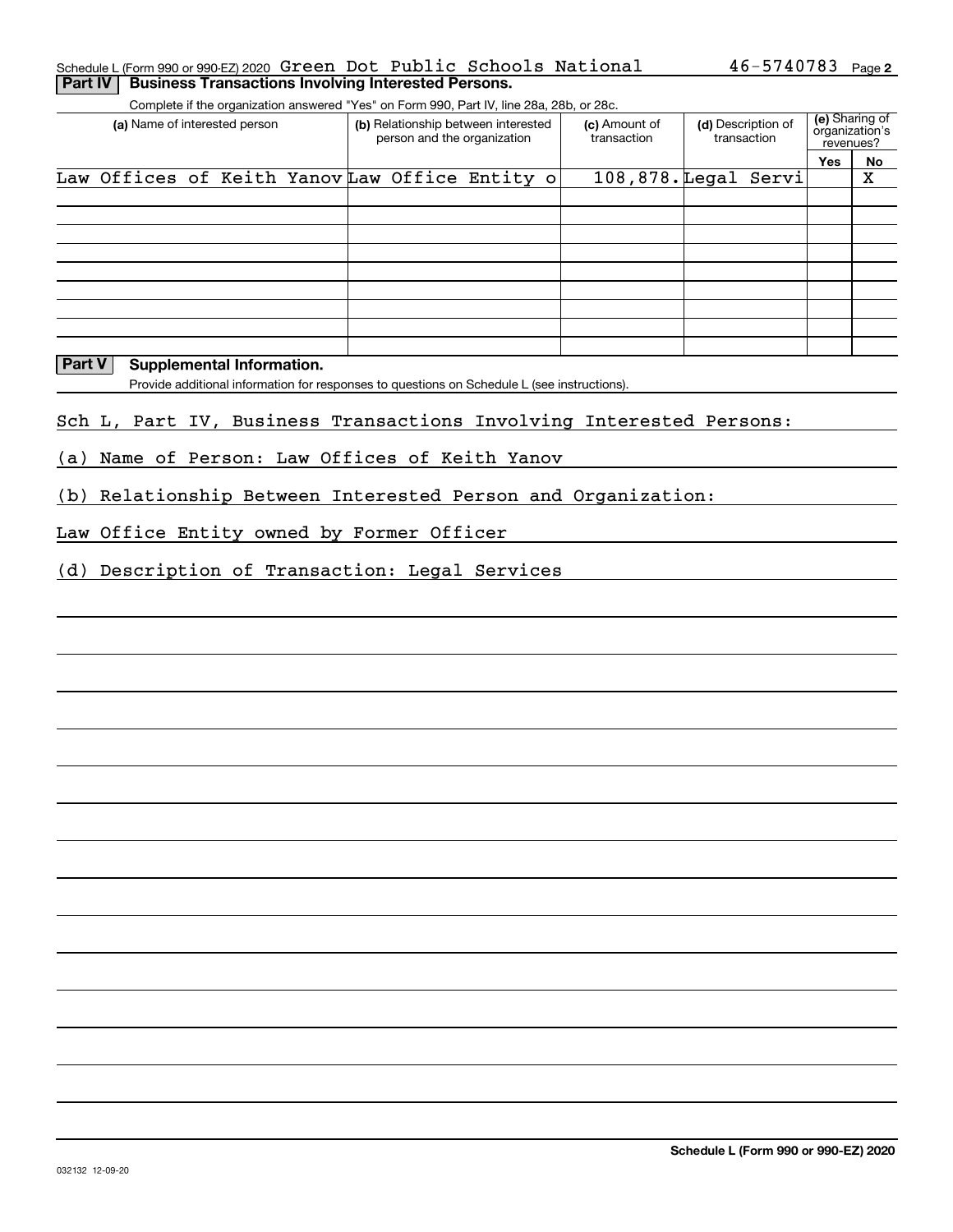Schedule L (Form 990 or 990-EZ) 2020 Green Dot Public Schools National 46-5740783 Page 2

## Part IV Business Transactions Involving Interested Persons.

Complete if the organization answered "Yes" on Form 990, Part IV, line 28a, 28b, or 28c.

| (a) Name of interested person | (b) Relationship between interested person and the organization | (c) Amount of transaction | (d) Description of transaction | (e) Sharing of organization's revenues? Yes | No |
|---|---|---|---|---|---|
| Law Offices of Keith Yanov | Law Office Entity o | 108,878. | Legal Servi | | X |
| | | | | | |
| | | | | | |
| | | | | | |
| | | | | | |
| | | | | | |
| | | | | | |
| | | | | | |
| | | | | | |

## Part V Supplemental Information.

Provide additional information for responses to questions on Schedule L (see instructions).

Sch L, Part IV, Business Transactions Involving Interested Persons:

(a) Name of Person: Law Offices of Keith Yanov

(b) Relationship Between Interested Person and Organization:

Law Office Entity owned by Former Officer

(d) Description of Transaction: Legal Services

Schedule L (Form 990 or 990-EZ) 2020

032132 12-09-20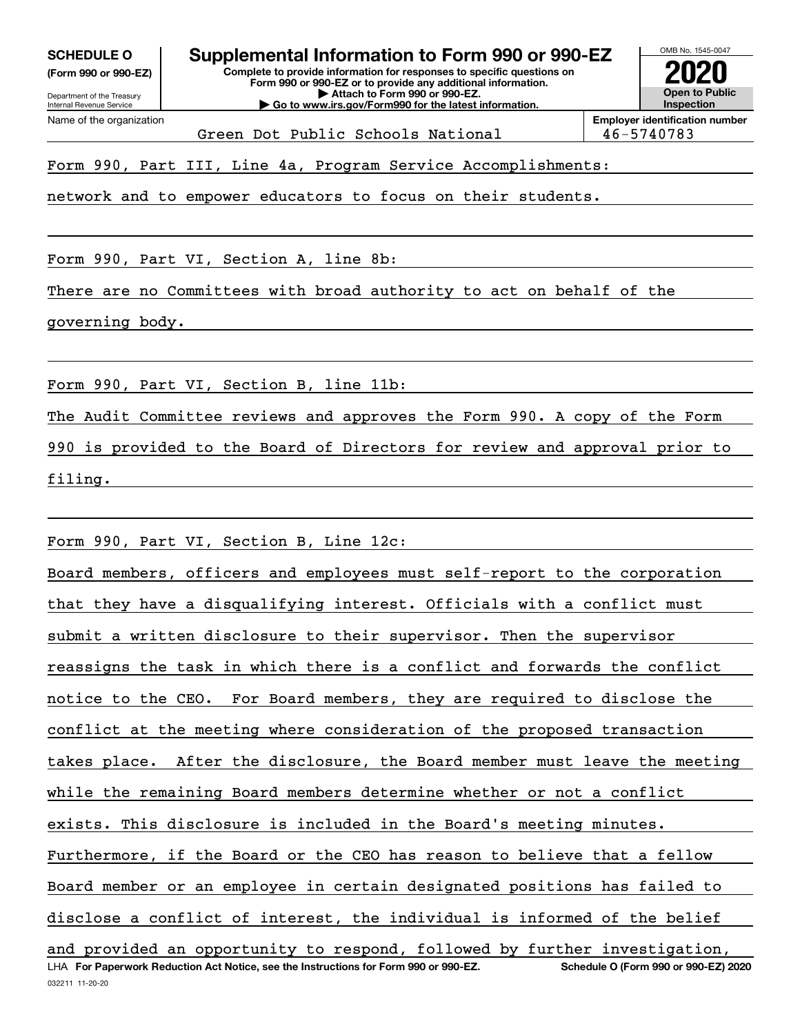**SCHEDULE O** (Form 990 or 990-EZ)

Department of the Treasury
Internal Revenue Service

# Supplemental Information to Form 990 or 990-EZ

**Complete to provide information for responses to specific questions on Form 990 or 990-EZ or to provide any additional information.**
**▶ Attach to Form 990 or 990-EZ.**
**▶ Go to www.irs.gov/Form990 for the latest information.**

OMB No. 1545-0047

**2020**

**Open to Public Inspection**

Name of the organization: Green Dot Public Schools National

**Employer identification number:** 46-5740783

Form 990, Part III, Line 4a, Program Service Accomplishments:

network and to empower educators to focus on their students.

Form 990, Part VI, Section A, line 8b:

There are no Committees with broad authority to act on behalf of the governing body.

Form 990, Part VI, Section B, line 11b:

The Audit Committee reviews and approves the Form 990. A copy of the Form 990 is provided to the Board of Directors for review and approval prior to filing.

Form 990, Part VI, Section B, Line 12c:

Board members, officers and employees must self-report to the corporation that they have a disqualifying interest. Officials with a conflict must submit a written disclosure to their supervisor. Then the supervisor reassigns the task in which there is a conflict and forwards the conflict notice to the CEO. For Board members, they are required to disclose the conflict at the meeting where consideration of the proposed transaction takes place. After the disclosure, the Board member must leave the meeting while the remaining Board members determine whether or not a conflict exists. This disclosure is included in the Board's meeting minutes. Furthermore, if the Board or the CEO has reason to believe that a fellow Board member or an employee in certain designated positions has failed to disclose a conflict of interest, the individual is informed of the belief and provided an opportunity to respond, followed by further investigation,

LHA **For Paperwork Reduction Act Notice, see the Instructions for Form 990 or 990-EZ.** **Schedule O (Form 990 or 990-EZ) 2020**

032211 11-20-20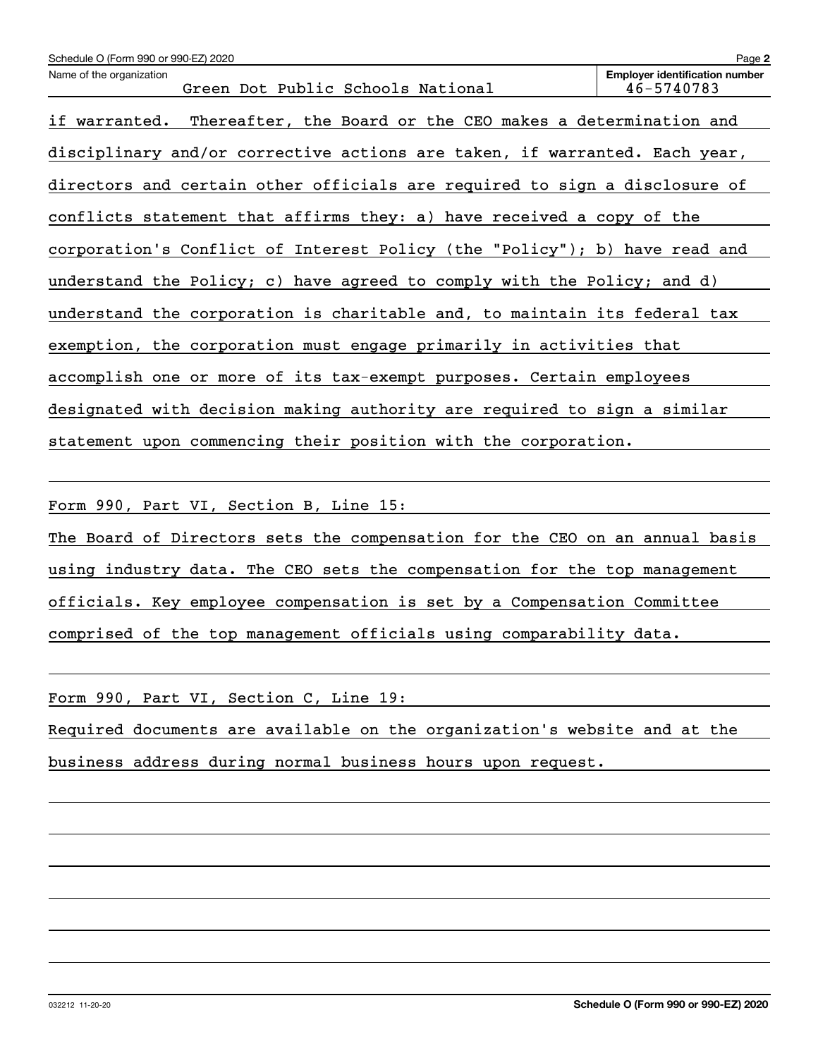Name of the organization: Green Dot Public Schools National

Employer identification number: 46-5740783

if warranted. Thereafter, the Board or the CEO makes a determination and disciplinary and/or corrective actions are taken, if warranted. Each year, directors and certain other officials are required to sign a disclosure of conflicts statement that affirms they: a) have received a copy of the corporation's Conflict of Interest Policy (the "Policy"); b) have read and understand the Policy; c) have agreed to comply with the Policy; and d) understand the corporation is charitable and, to maintain its federal tax exemption, the corporation must engage primarily in activities that accomplish one or more of its tax-exempt purposes. Certain employees designated with decision making authority are required to sign a similar statement upon commencing their position with the corporation.

Form 990, Part VI, Section B, Line 15:

The Board of Directors sets the compensation for the CEO on an annual basis using industry data. The CEO sets the compensation for the top management officials. Key employee compensation is set by a Compensation Committee comprised of the top management officials using comparability data.

Form 990, Part VI, Section C, Line 19:

Required documents are available on the organization's website and at the business address during normal business hours upon request.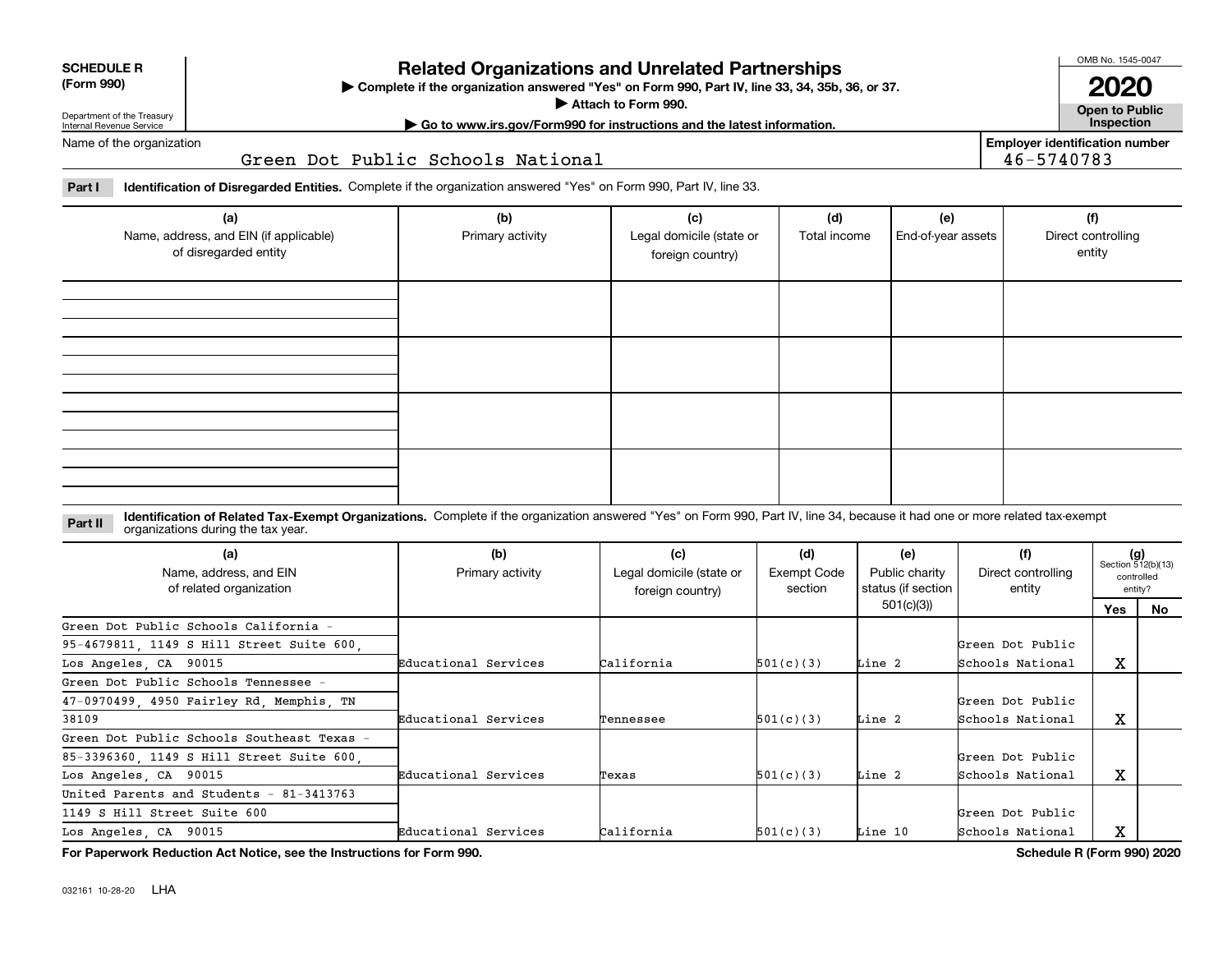**SCHEDULE R (Form 990)**

Department of the Treasury
Internal Revenue Service

# Related Organizations and Unrelated Partnerships

▶ Complete if the organization answered "Yes" on Form 990, Part IV, line 33, 34, 35b, 36, or 37.

▶ Attach to Form 990.

▶ Go to www.irs.gov/Form990 for instructions and the latest information.

OMB No. 1545-0047

**2020**

**Open to Public Inspection**

Name of the organization: Green Dot Public Schools National

Employer identification number: 46-5740783

**Part I** **Identification of Disregarded Entities.** Complete if the organization answered "Yes" on Form 990, Part IV, line 33.

| (a) Name, address, and EIN (if applicable) of disregarded entity | (b) Primary activity | (c) Legal domicile (state or foreign country) | (d) Total income | (e) End-of-year assets | (f) Direct controlling entity |
|---|---|---|---|---|---|
| | | | | | |
| | | | | | |
| | | | | | |
| | | | | | |

**Part II** **Identification of Related Tax-Exempt Organizations.** Complete if the organization answered "Yes" on Form 990, Part IV, line 34, because it had one or more related tax-exempt organizations during the tax year.

| (a) Name, address, and EIN of related organization | (b) Primary activity | (c) Legal domicile (state or foreign country) | (d) Exempt Code section | (e) Public charity status (if section 501(c)(3)) | (f) Direct controlling entity | (g) Section 512(b)(13) controlled entity? Yes | No |
|---|---|---|---|---|---|---|---|
| Green Dot Public Schools California - 95-4679811, 1149 S Hill Street Suite 600, Los Angeles, CA 90015 | Educational Services | California | 501(c)(3) | Line 2 | Green Dot Public Schools National | X | |
| Green Dot Public Schools Tennessee - 47-0970499, 4950 Fairley Rd, Memphis, TN 38109 | Educational Services | Tennessee | 501(c)(3) | Line 2 | Green Dot Public Schools National | X | |
| Green Dot Public Schools Southeast Texas - 85-3396360, 1149 S Hill Street Suite 600, Los Angeles, CA 90015 | Educational Services | Texas | 501(c)(3) | Line 2 | Green Dot Public Schools National | X | |
| United Parents and Students - 81-3413763 1149 S Hill Street Suite 600 Los Angeles, CA 90015 | Educational Services | California | 501(c)(3) | Line 10 | Green Dot Public Schools National | X | |

**For Paperwork Reduction Act Notice, see the Instructions for Form 990.**

**Schedule R (Form 990) 2020**

032161 10-28-20 LHA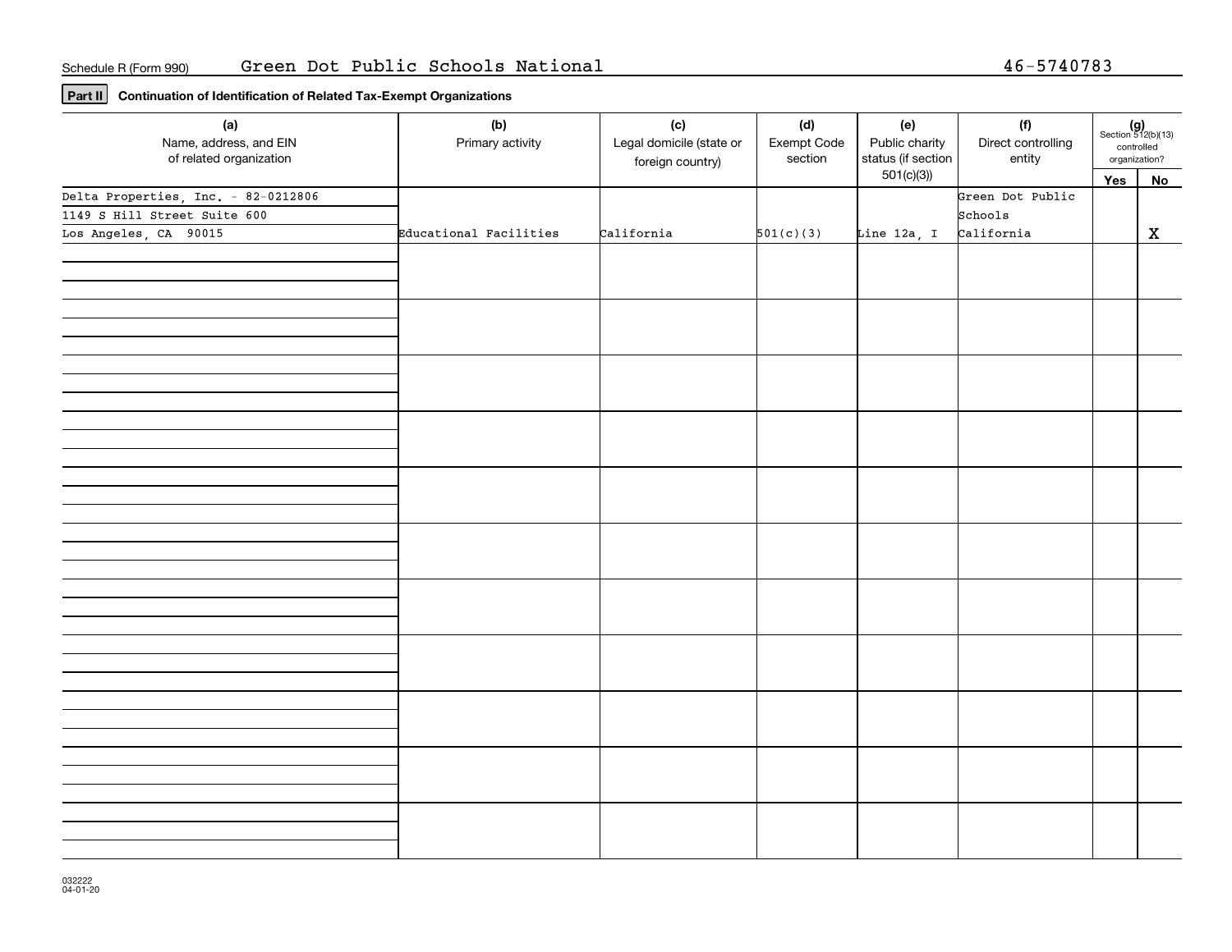Schedule R (Form 990) Green Dot Public Schools National 46-5740783

**Part II** **Continuation of Identification of Related Tax-Exempt Organizations**

| (a) Name, address, and EIN of related organization | (b) Primary activity | (c) Legal domicile (state or foreign country) | (d) Exempt Code section | (e) Public charity status (if section 501(c)(3)) | (f) Direct controlling entity | (g) Section 512(b)(13) controlled organization? | |
|---|---|---|---|---|---|---|---|
| | | | | | | Yes | No |
| Delta Properties, Inc. - 82-0212806<br>1149 S Hill Street Suite 600<br>Los Angeles, CA 90015 | Educational Facilities | California | 501(c)(3) | Line 12a, I | Green Dot Public Schools California | | X |
| | | | | | | | |
| | | | | | | | |
| | | | | | | | |
| | | | | | | | |
| | | | | | | | |
| | | | | | | | |
| | | | | | | | |
| | | | | | | | |
| | | | | | | | |
| | | | | | | | |
| | | | | | | | |

032222
04-01-20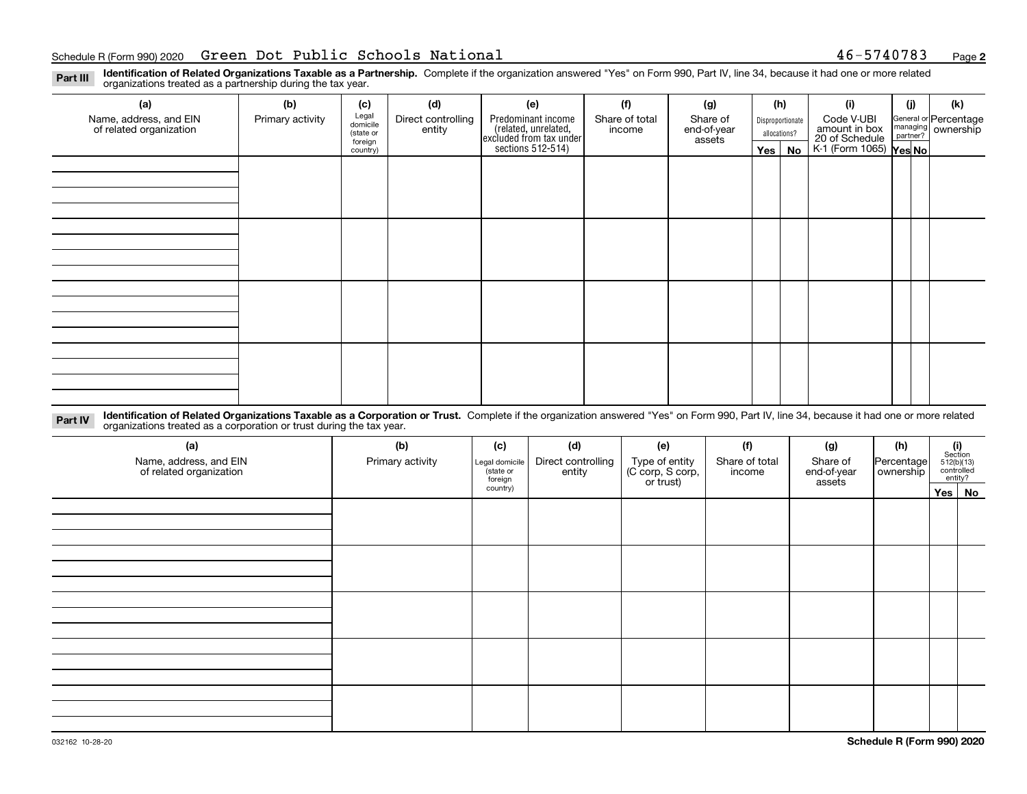Schedule R (Form 990) 2020 Green Dot Public Schools National 46-5740783

**Part III** **Identification of Related Organizations Taxable as a Partnership.** Complete if the organization answered "Yes" on Form 990, Part IV, line 34, because it had one or more related organizations treated as a partnership during the tax year.

| (a) Name, address, and EIN of related organization | (b) Primary activity | (c) Legal domicile (state or foreign country) | (d) Direct controlling entity | (e) Predominant income (related, unrelated, excluded from tax under sections 512-514) | (f) Share of total income | (g) Share of end-of-year assets | (h) Disproportionate allocations? Yes | No | (i) Code V-UBI amount in box 20 of Schedule K-1 (Form 1065) | (j) General or managing partner? Yes | No | (k) Percentage ownership |
|---|---|---|---|---|---|---|---|---|---|---|---|---|
| | | | | | | | | | | | | |
| | | | | | | | | | | | | |
| | | | | | | | | | | | | |
| | | | | | | | | | | | | |

**Part IV** **Identification of Related Organizations Taxable as a Corporation or Trust.** Complete if the organization answered "Yes" on Form 990, Part IV, line 34, because it had one or more related organizations treated as a corporation or trust during the tax year.

| (a) Name, address, and EIN of related organization | (b) Primary activity | (c) Legal domicile (state or foreign country) | (d) Direct controlling entity | (e) Type of entity (C corp, S corp, or trust) | (f) Share of total income | (g) Share of end-of-year assets | (h) Percentage ownership | (i) Section 512(b)(13) controlled entity? Yes | No |
|---|---|---|---|---|---|---|---|---|---|
| | | | | | | | | | |
| | | | | | | | | | |
| | | | | | | | | | |
| | | | | | | | | | |
| | | | | | | | | | |

032162 10-28-20

**Schedule R (Form 990) 2020**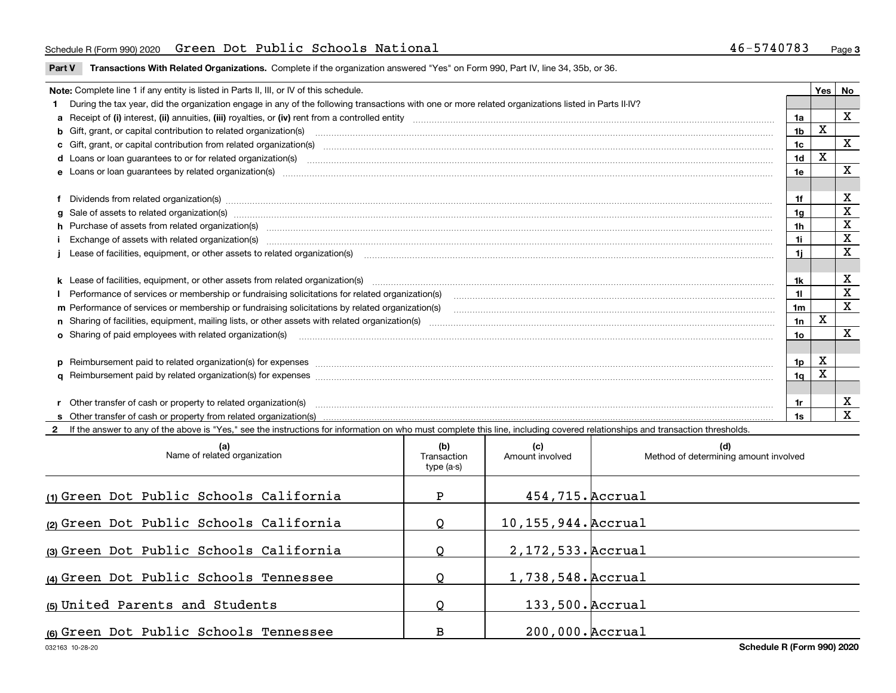Schedule R (Form 990) 2020 Green Dot Public Schools National 46-5740783 Page **3**

**Part V Transactions With Related Organizations.** Complete if the organization answered "Yes" on Form 990, Part IV, line 34, 35b, or 36.

| **Note:** Complete line 1 if any entity is listed in Parts II, III, or IV of this schedule. | | Yes | No |
|---|---|---|---|
| **1** During the tax year, did the organization engage in any of the following transactions with one or more related organizations listed in Parts II-IV? | | | |
| **a** Receipt of **(i)** interest, **(ii)** annuities, **(iii)** royalties, or **(iv)** rent from a controlled entity | 1a | | X |
| **b** Gift, grant, or capital contribution to related organization(s) | 1b | X | |
| **c** Gift, grant, or capital contribution from related organization(s) | 1c | | X |
| **d** Loans or loan guarantees to or for related organization(s) | 1d | X | |
| **e** Loans or loan guarantees by related organization(s) | 1e | | X |
| **f** Dividends from related organization(s) | 1f | | X |
| **g** Sale of assets to related organization(s) | 1g | | X |
| **h** Purchase of assets from related organization(s) | 1h | | X |
| **i** Exchange of assets with related organization(s) | 1i | | X |
| **j** Lease of facilities, equipment, or other assets to related organization(s) | 1j | | X |
| **k** Lease of facilities, equipment, or other assets from related organization(s) | 1k | | X |
| **l** Performance of services or membership or fundraising solicitations for related organization(s) | 1l | | X |
| **m** Performance of services or membership or fundraising solicitations by related organization(s) | 1m | | X |
| **n** Sharing of facilities, equipment, mailing lists, or other assets with related organization(s) | 1n | X | |
| **o** Sharing of paid employees with related organization(s) | 1o | | X |
| **p** Reimbursement paid to related organization(s) for expenses | 1p | X | |
| **q** Reimbursement paid by related organization(s) for expenses | 1q | X | |
| **r** Other transfer of cash or property to related organization(s) | 1r | | X |
| **s** Other transfer of cash or property from related organization(s) | 1s | | X |

**2** If the answer to any of the above is "Yes," see the instructions for information on who must complete this line, including covered relationships and transaction thresholds.

| (a) Name of related organization | (b) Transaction type (a-s) | (c) Amount involved | (d) Method of determining amount involved |
|---|---|---|---|
| (1) Green Dot Public Schools California | P | 454,715. | Accrual |
| (2) Green Dot Public Schools California | Q | 10,155,944. | Accrual |
| (3) Green Dot Public Schools California | Q | 2,172,533. | Accrual |
| (4) Green Dot Public Schools Tennessee | Q | 1,738,548. | Accrual |
| (5) United Parents and Students | Q | 133,500. | Accrual |
| (6) Green Dot Public Schools Tennessee | B | 200,000. | Accrual |

032163 10-28-20 **Schedule R (Form 990) 2020**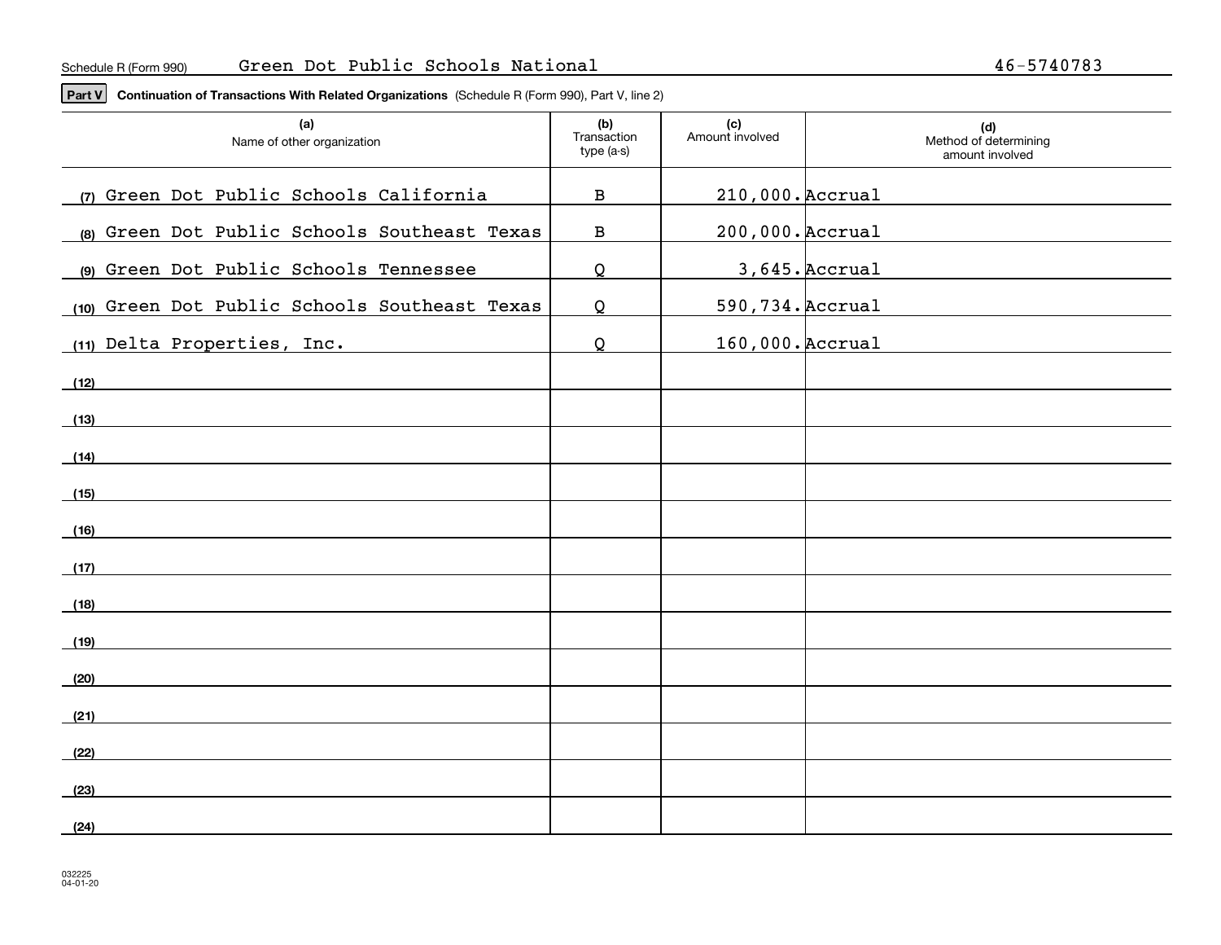Schedule R (Form 990) Green Dot Public Schools National 46-5740783

**Part V** **Continuation of Transactions With Related Organizations** (Schedule R (Form 990), Part V, line 2)

| (a) Name of other organization | (b) Transaction type (a-s) | (c) Amount involved | (d) Method of determining amount involved |
|---|---|---|---|
| (7) Green Dot Public Schools California | B | 210,000. | Accrual |
| (8) Green Dot Public Schools Southeast Texas | B | 200,000. | Accrual |
| (9) Green Dot Public Schools Tennessee | Q | 3,645. | Accrual |
| (10) Green Dot Public Schools Southeast Texas | Q | 590,734. | Accrual |
| (11) Delta Properties, Inc. | Q | 160,000. | Accrual |
| (12) | | | |
| (13) | | | |
| (14) | | | |
| (15) | | | |
| (16) | | | |
| (17) | | | |
| (18) | | | |
| (19) | | | |
| (20) | | | |
| (21) | | | |
| (22) | | | |
| (23) | | | |
| (24) | | | |

032225
04-01-20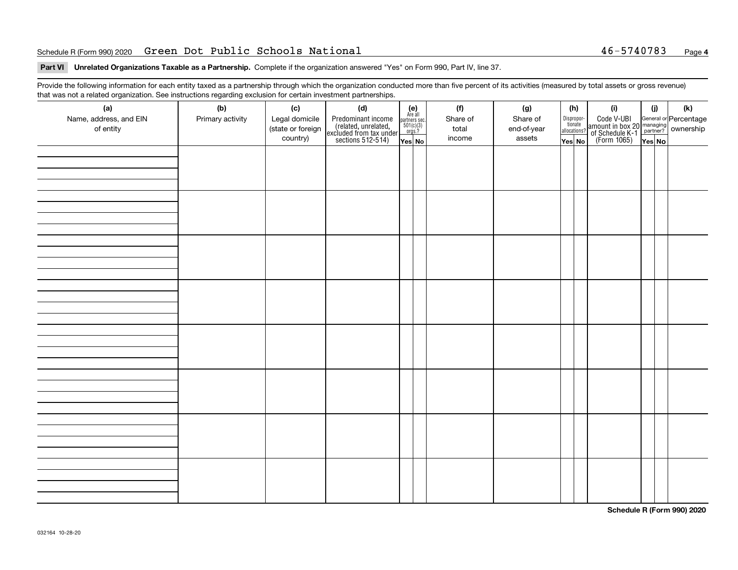Schedule R (Form 990) 2020 Green Dot Public Schools National 46-5740783 Page **4**

**Part VI Unrelated Organizations Taxable as a Partnership.** Complete if the organization answered "Yes" on Form 990, Part IV, line 37.

Provide the following information for each entity taxed as a partnership through which the organization conducted more than five percent of its activities (measured by total assets or gross revenue) that was not a related organization. See instructions regarding exclusion for certain investment partnerships.

| (a) Name, address, and EIN of entity | (b) Primary activity | (c) Legal domicile (state or foreign country) | (d) Predominant income (related, unrelated, excluded from tax under sections 512-514) | (e) Are all partners sec. 501(c)(3) orgs.? Yes | (e) No | (f) Share of total income | (g) Share of end-of-year assets | (h) Disproportionate allocations? Yes | (h) No | (i) Code V-UBI amount in box 20 of Schedule K-1 (Form 1065) | (j) General or managing partner? Yes | (j) No | (k) Percentage ownership |
|---|---|---|---|---|---|---|---|---|---|---|---|---|---|
| | | | | | | | | | | | | | |
| | | | | | | | | | | | | | |
| | | | | | | | | | | | | | |
| | | | | | | | | | | | | | |
| | | | | | | | | | | | | | |
| | | | | | | | | | | | | | |
| | | | | | | | | | | | | | |
| | | | | | | | | | | | | | |

**Schedule R (Form 990) 2020**

032164 10-28-20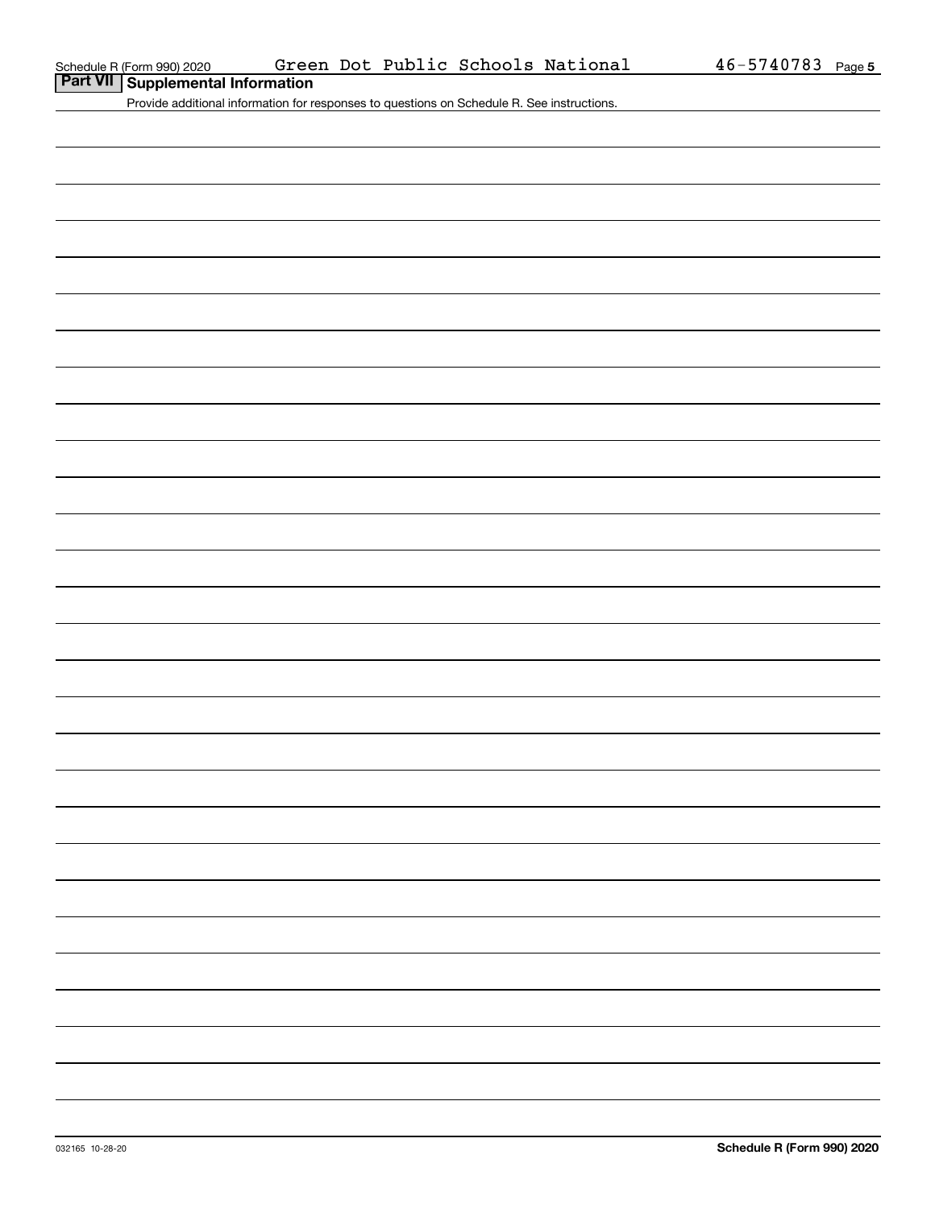Schedule R (Form 990) 2020 Green Dot Public Schools National 46-5740783 Page 5

## Part VII Supplemental Information

Provide additional information for responses to questions on Schedule R. See instructions.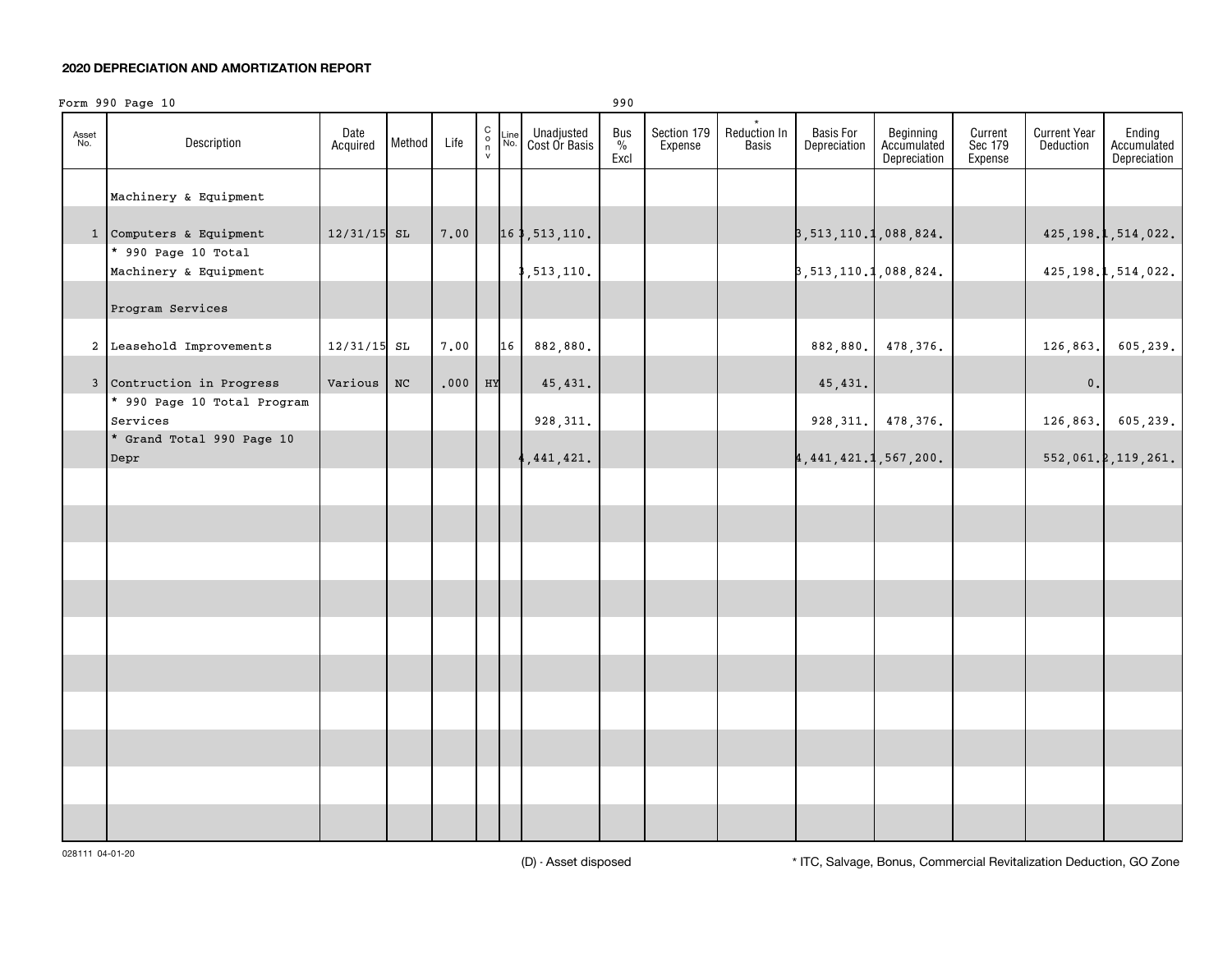**2020 DEPRECIATION AND AMORTIZATION REPORT**

Form 990 Page 10 990

| Asset No. | Description | Date Acquired | Method | Life | Conv | Line No. | Unadjusted Cost Or Basis | Bus % Excl | Section 179 Expense | * Reduction In Basis | Basis For Depreciation | Beginning Accumulated Depreciation | Current Sec 179 Expense | Current Year Deduction | Ending Accumulated Depreciation |
|---|---|---|---|---|---|---|---|---|---|---|---|---|---|---|---|
| | Machinery & Equipment | | | | | | | | | | | | | | |
| 1 | Computers & Equipment | 12/31/15 | SL | 7.00 | | 16 | 3,513,110. | | | | 3,513,110. | 1,088,824. | | 425,198. | 1,514,022. |
| | * 990 Page 10 Total Machinery & Equipment | | | | | | 3,513,110. | | | | 3,513,110. | 1,088,824. | | 425,198. | 1,514,022. |
| | Program Services | | | | | | | | | | | | | | |
| 2 | Leasehold Improvements | 12/31/15 | SL | 7.00 | | 16 | 882,880. | | | | 882,880. | 478,376. | | 126,863. | 605,239. |
| 3 | Contruction in Progress | Various | NC | .000 | HY | | 45,431. | | | | 45,431. | | | 0. | |
| | * 990 Page 10 Total Program Services | | | | | | 928,311. | | | | 928,311. | 478,376. | | 126,863. | 605,239. |
| | * Grand Total 990 Page 10 Depr | | | | | | 4,441,421. | | | | 4,441,421. | 1,567,200. | | 552,061. | 2,119,261. |

028111 04-01-20

(D) - Asset disposed

* ITC, Salvage, Bonus, Commercial Revitalization Deduction, GO Zone